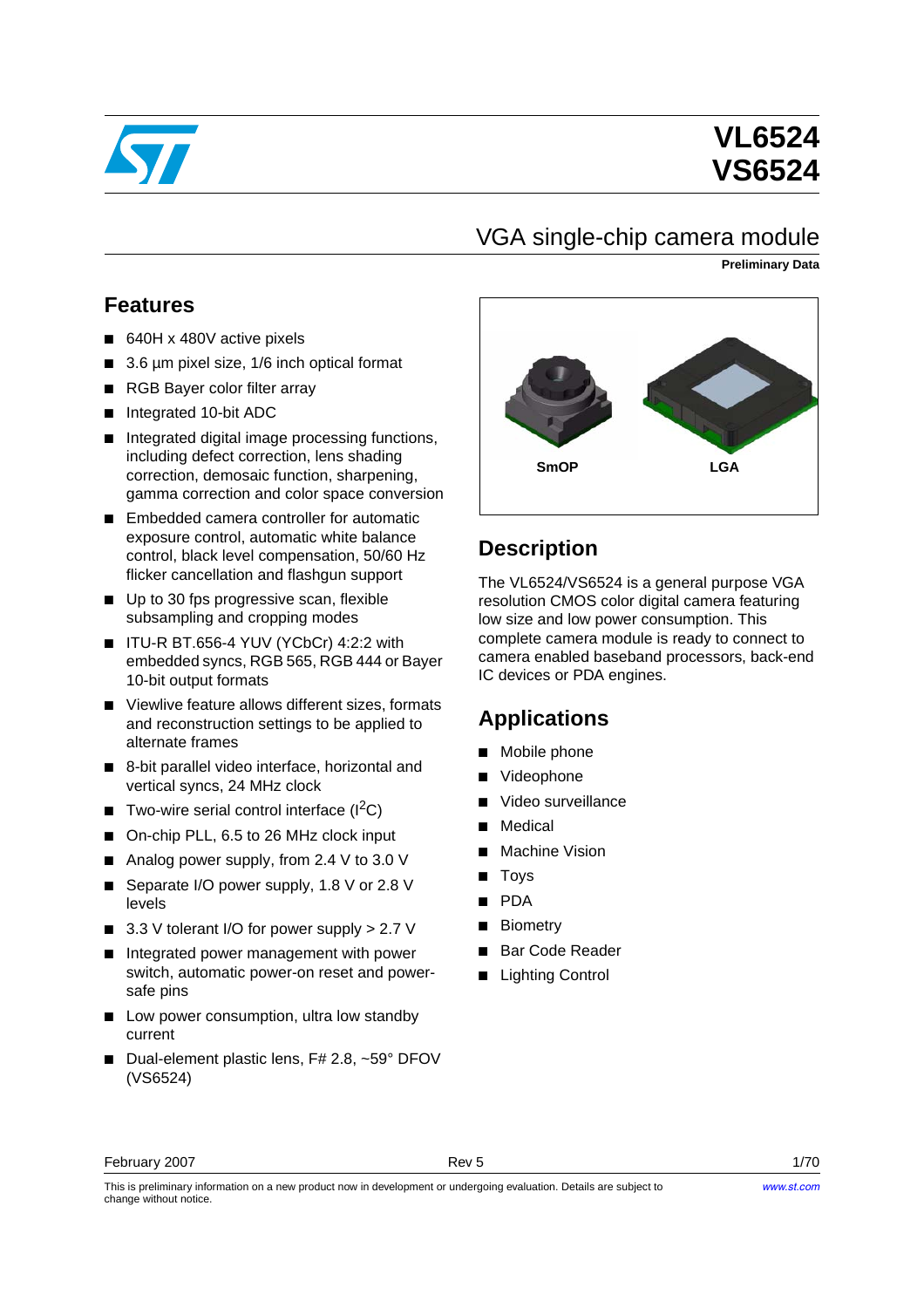# VL6524
# VS6524

## VGA single-chip camera module

**Preliminary Data**

## Features

- 640H x 480V active pixels
- 3.6 µm pixel size, 1/6 inch optical format
- RGB Bayer color filter array
- Integrated 10-bit ADC
- Integrated digital image processing functions, including defect correction, lens shading correction, demosaic function, sharpening, gamma correction and color space conversion
- Embedded camera controller for automatic exposure control, automatic white balance control, black level compensation, 50/60 Hz flicker cancellation and flashgun support
- Up to 30 fps progressive scan, flexible subsampling and cropping modes
- ITU-R BT.656-4 YUV (YCbCr) 4:2:2 with embedded syncs, RGB 565, RGB 444 or Bayer 10-bit output formats
- Viewlive feature allows different sizes, formats and reconstruction settings to be applied to alternate frames
- 8-bit parallel video interface, horizontal and vertical syncs, 24 MHz clock
- Two-wire serial control interface ($I^2C$)
- On-chip PLL, 6.5 to 26 MHz clock input
- Analog power supply, from 2.4 V to 3.0 V
- Separate I/O power supply, 1.8 V or 2.8 V levels
- 3.3 V tolerant I/O for power supply > 2.7 V
- Integrated power management with power switch, automatic power-on reset and power-safe pins
- Low power consumption, ultra low standby current
- Dual-element plastic lens, F# 2.8, ~59° DFOV (VS6524)

SmOP LGA

## Description

The VL6524/VS6524 is a general purpose VGA resolution CMOS color digital camera featuring low size and low power consumption. This complete camera module is ready to connect to camera enabled baseband processors, back-end IC devices or PDA engines.

## Applications

- Mobile phone
- Videophone
- Video surveillance
- Medical
- Machine Vision
- Toys
- PDA
- Biometry
- Bar Code Reader
- Lighting Control

February 2007 Rev 5

This is preliminary information on a new product now in development or undergoing evaluation. Details are subject to change without notice.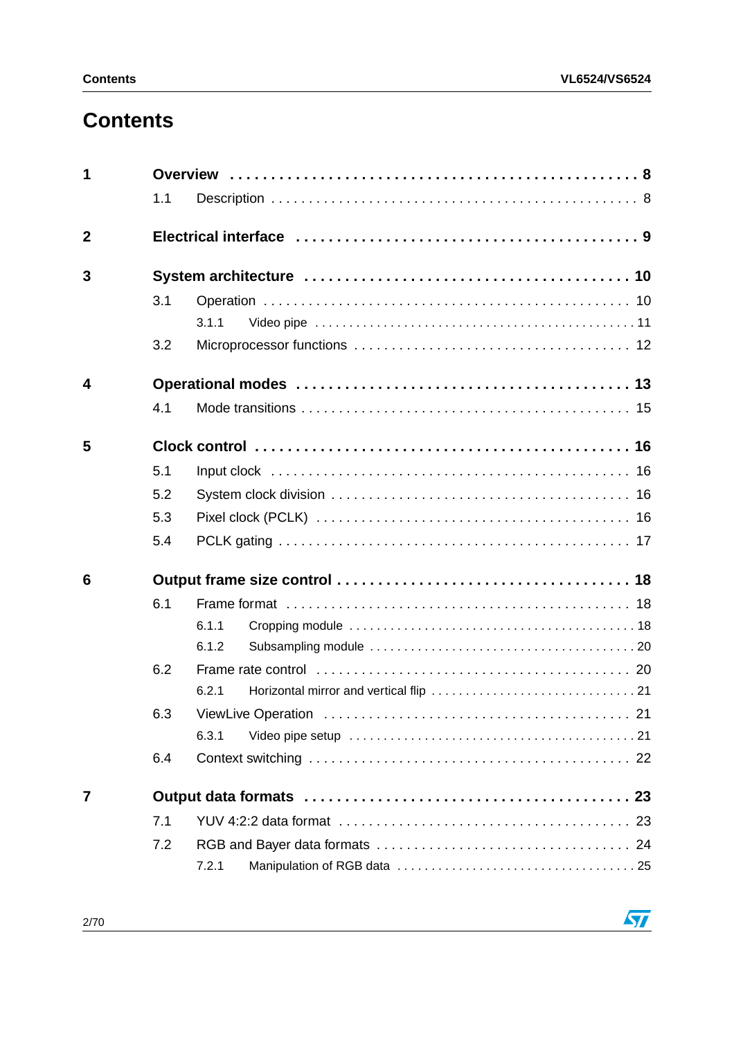# Contents

**1 Overview . . . . . . . . . . . . . . . . . . . . . . . . . . . . . . . . . . . . . . . . . . . . . . 8**

1.1 Description . . . . . . . . . . . . . . . . . . . . . . . . . . . . . . . . . . . . . . . . . . . . . 8

**2 Electrical interface . . . . . . . . . . . . . . . . . . . . . . . . . . . . . . . . . . . . . . 9**

**3 System architecture . . . . . . . . . . . . . . . . . . . . . . . . . . . . . . . . . . . . 10**

3.1 Operation . . . . . . . . . . . . . . . . . . . . . . . . . . . . . . . . . . . . . . . . . . . . . . 10

3.1.1 Video pipe . . . . . . . . . . . . . . . . . . . . . . . . . . . . . . . . . . . . . . . . . . . . 11

3.2 Microprocessor functions . . . . . . . . . . . . . . . . . . . . . . . . . . . . . . . . . . 12

**4 Operational modes . . . . . . . . . . . . . . . . . . . . . . . . . . . . . . . . . . . . . 13**

4.1 Mode transitions . . . . . . . . . . . . . . . . . . . . . . . . . . . . . . . . . . . . . . . . 15

**5 Clock control . . . . . . . . . . . . . . . . . . . . . . . . . . . . . . . . . . . . . . . . . . 16**

5.1 Input clock . . . . . . . . . . . . . . . . . . . . . . . . . . . . . . . . . . . . . . . . . . . . . 16

5.2 System clock division . . . . . . . . . . . . . . . . . . . . . . . . . . . . . . . . . . . . 16

5.3 Pixel clock (PCLK) . . . . . . . . . . . . . . . . . . . . . . . . . . . . . . . . . . . . . . . 16

5.4 PCLK gating . . . . . . . . . . . . . . . . . . . . . . . . . . . . . . . . . . . . . . . . . . . . 17

**6 Output frame size control . . . . . . . . . . . . . . . . . . . . . . . . . . . . . . . . 18**

6.1 Frame format . . . . . . . . . . . . . . . . . . . . . . . . . . . . . . . . . . . . . . . . . . . 18

6.1.1 Cropping module . . . . . . . . . . . . . . . . . . . . . . . . . . . . . . . . . . . . . . . 18

6.1.2 Subsampling module . . . . . . . . . . . . . . . . . . . . . . . . . . . . . . . . . . . . 20

6.2 Frame rate control . . . . . . . . . . . . . . . . . . . . . . . . . . . . . . . . . . . . . . . 20

6.2.1 Horizontal mirror and vertical flip . . . . . . . . . . . . . . . . . . . . . . . . . . . 21

6.3 ViewLive Operation . . . . . . . . . . . . . . . . . . . . . . . . . . . . . . . . . . . . . . 21

6.3.1 Video pipe setup . . . . . . . . . . . . . . . . . . . . . . . . . . . . . . . . . . . . . . . 21

6.4 Context switching . . . . . . . . . . . . . . . . . . . . . . . . . . . . . . . . . . . . . . . . 22

**7 Output data formats . . . . . . . . . . . . . . . . . . . . . . . . . . . . . . . . . . . . 23**

7.1 YUV 4:2:2 data format . . . . . . . . . . . . . . . . . . . . . . . . . . . . . . . . . . . . 23

7.2 RGB and Bayer data formats . . . . . . . . . . . . . . . . . . . . . . . . . . . . . . . 24

7.2.1 Manipulation of RGB data . . . . . . . . . . . . . . . . . . . . . . . . . . . . . . . . . 25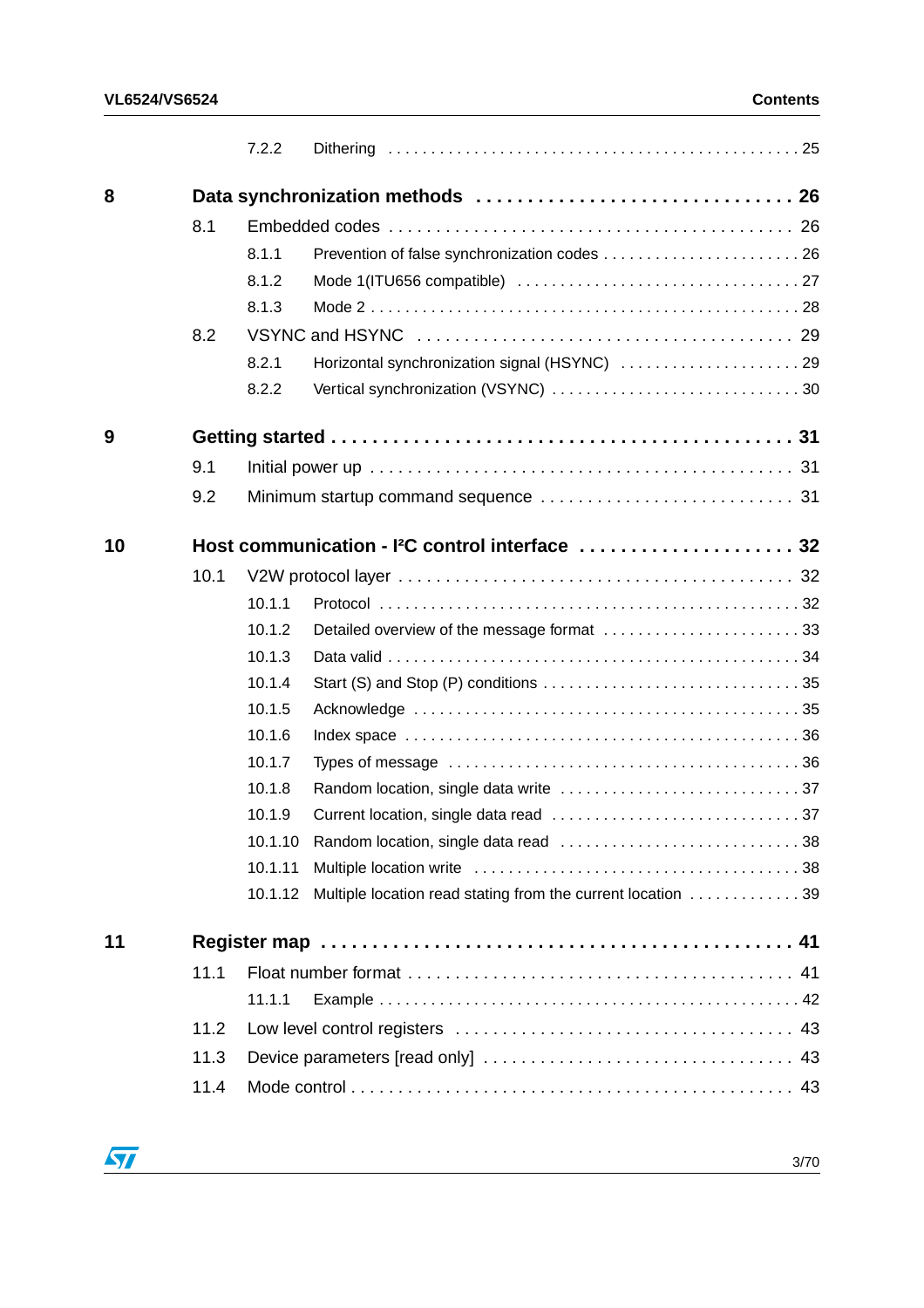| | | | |
|---|---|---|---|
| | 7.2.2 | Dithering | 25 |
| **8** | **Data synchronization methods** | | **26** |
| | 8.1 | Embedded codes | 26 |
| | 8.1.1 | Prevention of false synchronization codes | 26 |
| | 8.1.2 | Mode 1(ITU656 compatible) | 27 |
| | 8.1.3 | Mode 2 | 28 |
| | 8.2 | VSYNC and HSYNC | 29 |
| | 8.2.1 | Horizontal synchronization signal (HSYNC) | 29 |
| | 8.2.2 | Vertical synchronization (VSYNC) | 30 |
| **9** | **Getting started** | | **31** |
| | 9.1 | Initial power up | 31 |
| | 9.2 | Minimum startup command sequence | 31 |
| **10** | **Host communication - I²C control interface** | | **32** |
| | 10.1 | V2W protocol layer | 32 |
| | 10.1.1 | Protocol | 32 |
| | 10.1.2 | Detailed overview of the message format | 33 |
| | 10.1.3 | Data valid | 34 |
| | 10.1.4 | Start (S) and Stop (P) conditions | 35 |
| | 10.1.5 | Acknowledge | 35 |
| | 10.1.6 | Index space | 36 |
| | 10.1.7 | Types of message | 36 |
| | 10.1.8 | Random location, single data write | 37 |
| | 10.1.9 | Current location, single data read | 37 |
| | 10.1.10 | Random location, single data read | 38 |
| | 10.1.11 | Multiple location write | 38 |
| | 10.1.12 | Multiple location read stating from the current location | 39 |
| **11** | **Register map** | | **41** |
| | 11.1 | Float number format | 41 |
| | 11.1.1 | Example | 42 |
| | 11.2 | Low level control registers | 43 |
| | 11.3 | Device parameters [read only] | 43 |
| | 11.4 | Mode control | 43 |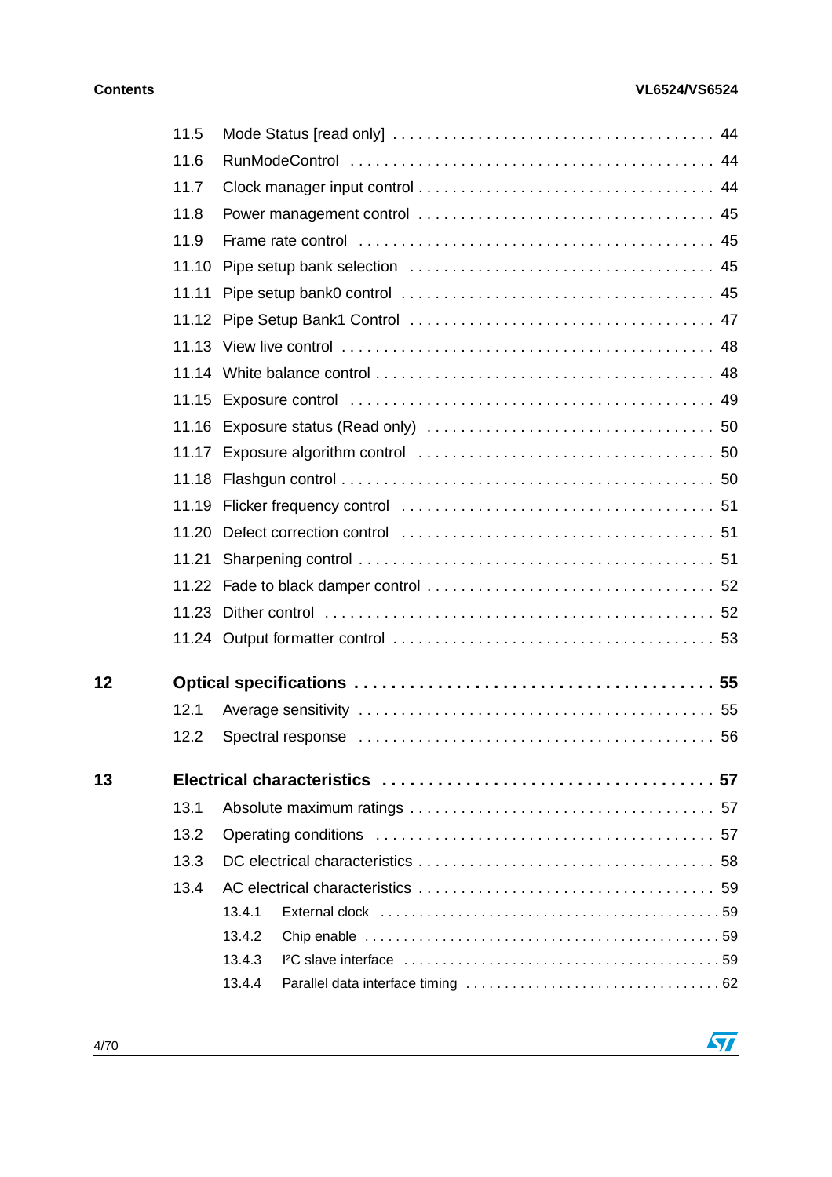| | | |
|---|---|---|
| 11.5 | Mode Status [read only] | 44 |
| 11.6 | RunModeControl | 44 |
| 11.7 | Clock manager input control | 44 |
| 11.8 | Power management control | 45 |
| 11.9 | Frame rate control | 45 |
| 11.10 | Pipe setup bank selection | 45 |
| 11.11 | Pipe setup bank0 control | 45 |
| 11.12 | Pipe Setup Bank1 Control | 47 |
| 11.13 | View live control | 48 |
| 11.14 | White balance control | 48 |
| 11.15 | Exposure control | 49 |
| 11.16 | Exposure status (Read only) | 50 |
| 11.17 | Exposure algorithm control | 50 |
| 11.18 | Flashgun control | 50 |
| 11.19 | Flicker frequency control | 51 |
| 11.20 | Defect correction control | 51 |
| 11.21 | Sharpening control | 51 |
| 11.22 | Fade to black damper control | 52 |
| 11.23 | Dither control | 52 |
| 11.24 | Output formatter control | 53 |

**12 Optical specifications . . . . . 55**

| | | |
|---|---|---|
| 12.1 | Average sensitivity | 55 |
| 12.2 | Spectral response | 56 |

**13 Electrical characteristics . . . . . 57**

| | | |
|---|---|---|
| 13.1 | Absolute maximum ratings | 57 |
| 13.2 | Operating conditions | 57 |
| 13.3 | DC electrical characteristics | 58 |
| 13.4 | AC electrical characteristics | 59 |
| 13.4.1 | External clock | 59 |
| 13.4.2 | Chip enable | 59 |
| 13.4.3 | I²C slave interface | 59 |
| 13.4.4 | Parallel data interface timing | 62 |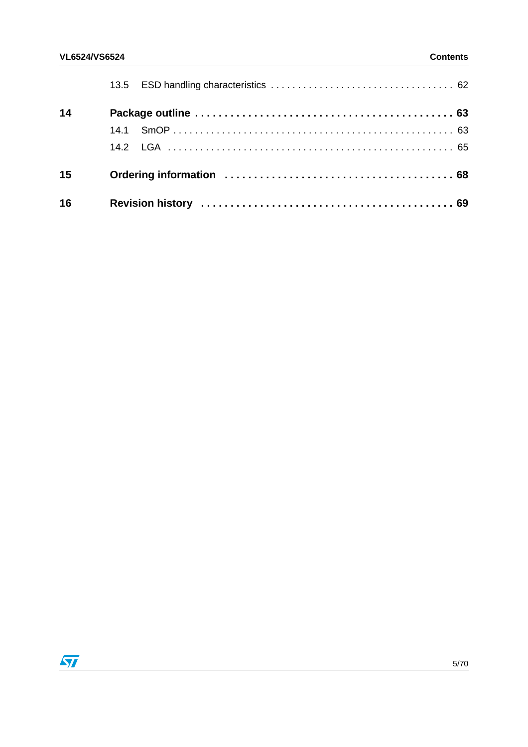13.5 ESD handling characteristics . . . . . . . . . . . . . . . . . . . . . . . . . . . . . . . . . . 62

**14 Package outline . . . . . . . . . . . . . . . . . . . . . . . . . . . . . . . . . . . . . . . . . . 63**

14.1 SmOP . . . . . . . . . . . . . . . . . . . . . . . . . . . . . . . . . . . . . . . . . . . . . . . . . . 63

14.2 LGA . . . . . . . . . . . . . . . . . . . . . . . . . . . . . . . . . . . . . . . . . . . . . . . . . . . 65

**15 Ordering information . . . . . . . . . . . . . . . . . . . . . . . . . . . . . . . . . . . . . 68**

**16 Revision history . . . . . . . . . . . . . . . . . . . . . . . . . . . . . . . . . . . . . . . . . 69**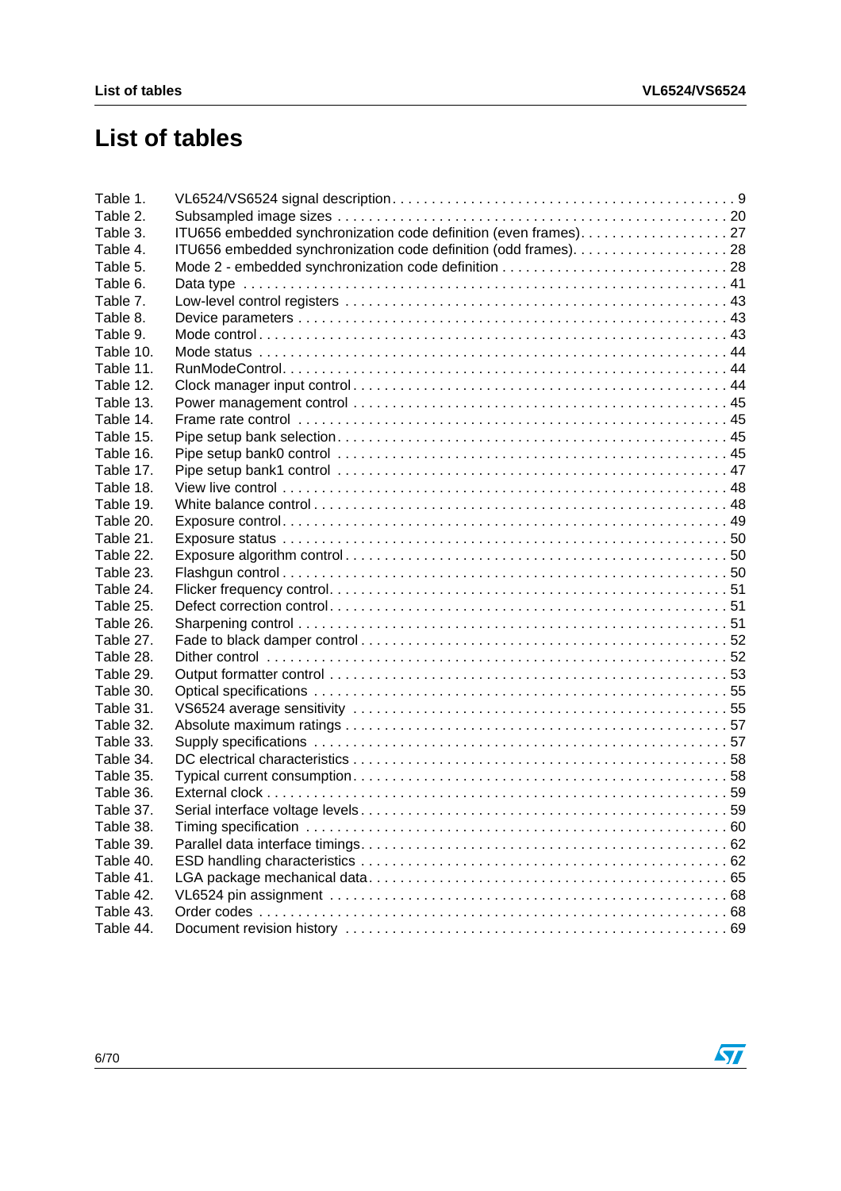# List of tables

Table 1. VL6524/VS6524 signal description . . . . . . . . . . . . . . . . . . . . . . . . . . . . . . . . . . . . . . . . . . . 9
Table 2. Subsampled image sizes . . . . . . . . . . . . . . . . . . . . . . . . . . . . . . . . . . . . . . . . . . . . . . . . . 20
Table 3. ITU656 embedded synchronization code definition (even frames). . . . . . . . . . . . . . . . . . . 27
Table 4. ITU656 embedded synchronization code definition (odd frames). . . . . . . . . . . . . . . . . . . . 28
Table 5. Mode 2 - embedded synchronization code definition . . . . . . . . . . . . . . . . . . . . . . . . . . . . 28
Table 6. Data type . . . . . . . . . . . . . . . . . . . . . . . . . . . . . . . . . . . . . . . . . . . . . . . . . . . . . . . . . . . 41
Table 7. Low-level control registers . . . . . . . . . . . . . . . . . . . . . . . . . . . . . . . . . . . . . . . . . . . . . . . 43
Table 8. Device parameters . . . . . . . . . . . . . . . . . . . . . . . . . . . . . . . . . . . . . . . . . . . . . . . . . . . . 43
Table 9. Mode control . . . . . . . . . . . . . . . . . . . . . . . . . . . . . . . . . . . . . . . . . . . . . . . . . . . . . . . . 43
Table 10. Mode status . . . . . . . . . . . . . . . . . . . . . . . . . . . . . . . . . . . . . . . . . . . . . . . . . . . . . . . . 44
Table 11. RunModeControl. . . . . . . . . . . . . . . . . . . . . . . . . . . . . . . . . . . . . . . . . . . . . . . . . . . . . . 44
Table 12. Clock manager input control . . . . . . . . . . . . . . . . . . . . . . . . . . . . . . . . . . . . . . . . . . . . . 44
Table 13. Power management control . . . . . . . . . . . . . . . . . . . . . . . . . . . . . . . . . . . . . . . . . . . . . 45
Table 14. Frame rate control . . . . . . . . . . . . . . . . . . . . . . . . . . . . . . . . . . . . . . . . . . . . . . . . . . . . 45
Table 15. Pipe setup bank selection . . . . . . . . . . . . . . . . . . . . . . . . . . . . . . . . . . . . . . . . . . . . . . . 45
Table 16. Pipe setup bank0 control . . . . . . . . . . . . . . . . . . . . . . . . . . . . . . . . . . . . . . . . . . . . . . . 45
Table 17. Pipe setup bank1 control . . . . . . . . . . . . . . . . . . . . . . . . . . . . . . . . . . . . . . . . . . . . . . . 47
Table 18. View live control . . . . . . . . . . . . . . . . . . . . . . . . . . . . . . . . . . . . . . . . . . . . . . . . . . . . . 48
Table 19. White balance control . . . . . . . . . . . . . . . . . . . . . . . . . . . . . . . . . . . . . . . . . . . . . . . . . . 48
Table 20. Exposure control . . . . . . . . . . . . . . . . . . . . . . . . . . . . . . . . . . . . . . . . . . . . . . . . . . . . . 49
Table 21. Exposure status . . . . . . . . . . . . . . . . . . . . . . . . . . . . . . . . . . . . . . . . . . . . . . . . . . . . . . 50
Table 22. Exposure algorithm control . . . . . . . . . . . . . . . . . . . . . . . . . . . . . . . . . . . . . . . . . . . . . . 50
Table 23. Flashgun control . . . . . . . . . . . . . . . . . . . . . . . . . . . . . . . . . . . . . . . . . . . . . . . . . . . . . 50
Table 24. Flicker frequency control. . . . . . . . . . . . . . . . . . . . . . . . . . . . . . . . . . . . . . . . . . . . . . . . 51
Table 25. Defect correction control . . . . . . . . . . . . . . . . . . . . . . . . . . . . . . . . . . . . . . . . . . . . . . . . 51
Table 26. Sharpening control . . . . . . . . . . . . . . . . . . . . . . . . . . . . . . . . . . . . . . . . . . . . . . . . . . . . 51
Table 27. Fade to black damper control . . . . . . . . . . . . . . . . . . . . . . . . . . . . . . . . . . . . . . . . . . . . 52
Table 28. Dither control . . . . . . . . . . . . . . . . . . . . . . . . . . . . . . . . . . . . . . . . . . . . . . . . . . . . . . . 52
Table 29. Output formatter control . . . . . . . . . . . . . . . . . . . . . . . . . . . . . . . . . . . . . . . . . . . . . . . . 53
Table 30. Optical specifications . . . . . . . . . . . . . . . . . . . . . . . . . . . . . . . . . . . . . . . . . . . . . . . . . . 55
Table 31. VS6524 average sensitivity . . . . . . . . . . . . . . . . . . . . . . . . . . . . . . . . . . . . . . . . . . . . . . 55
Table 32. Absolute maximum ratings . . . . . . . . . . . . . . . . . . . . . . . . . . . . . . . . . . . . . . . . . . . . . . 57
Table 33. Supply specifications . . . . . . . . . . . . . . . . . . . . . . . . . . . . . . . . . . . . . . . . . . . . . . . . . . 57
Table 34. DC electrical characteristics . . . . . . . . . . . . . . . . . . . . . . . . . . . . . . . . . . . . . . . . . . . . . 58
Table 35. Typical current consumption . . . . . . . . . . . . . . . . . . . . . . . . . . . . . . . . . . . . . . . . . . . . . 58
Table 36. External clock . . . . . . . . . . . . . . . . . . . . . . . . . . . . . . . . . . . . . . . . . . . . . . . . . . . . . . . 59
Table 37. Serial interface voltage levels . . . . . . . . . . . . . . . . . . . . . . . . . . . . . . . . . . . . . . . . . . . . 59
Table 38. Timing specification . . . . . . . . . . . . . . . . . . . . . . . . . . . . . . . . . . . . . . . . . . . . . . . . . . . 60
Table 39. Parallel data interface timings . . . . . . . . . . . . . . . . . . . . . . . . . . . . . . . . . . . . . . . . . . . . 62
Table 40. ESD handling characteristics . . . . . . . . . . . . . . . . . . . . . . . . . . . . . . . . . . . . . . . . . . . . 62
Table 41. LGA package mechanical data . . . . . . . . . . . . . . . . . . . . . . . . . . . . . . . . . . . . . . . . . . . 65
Table 42. VL6524 pin assignment . . . . . . . . . . . . . . . . . . . . . . . . . . . . . . . . . . . . . . . . . . . . . . . . 68
Table 43. Order codes . . . . . . . . . . . . . . . . . . . . . . . . . . . . . . . . . . . . . . . . . . . . . . . . . . . . . . . . 68
Table 44. Document revision history . . . . . . . . . . . . . . . . . . . . . . . . . . . . . . . . . . . . . . . . . . . . . . 69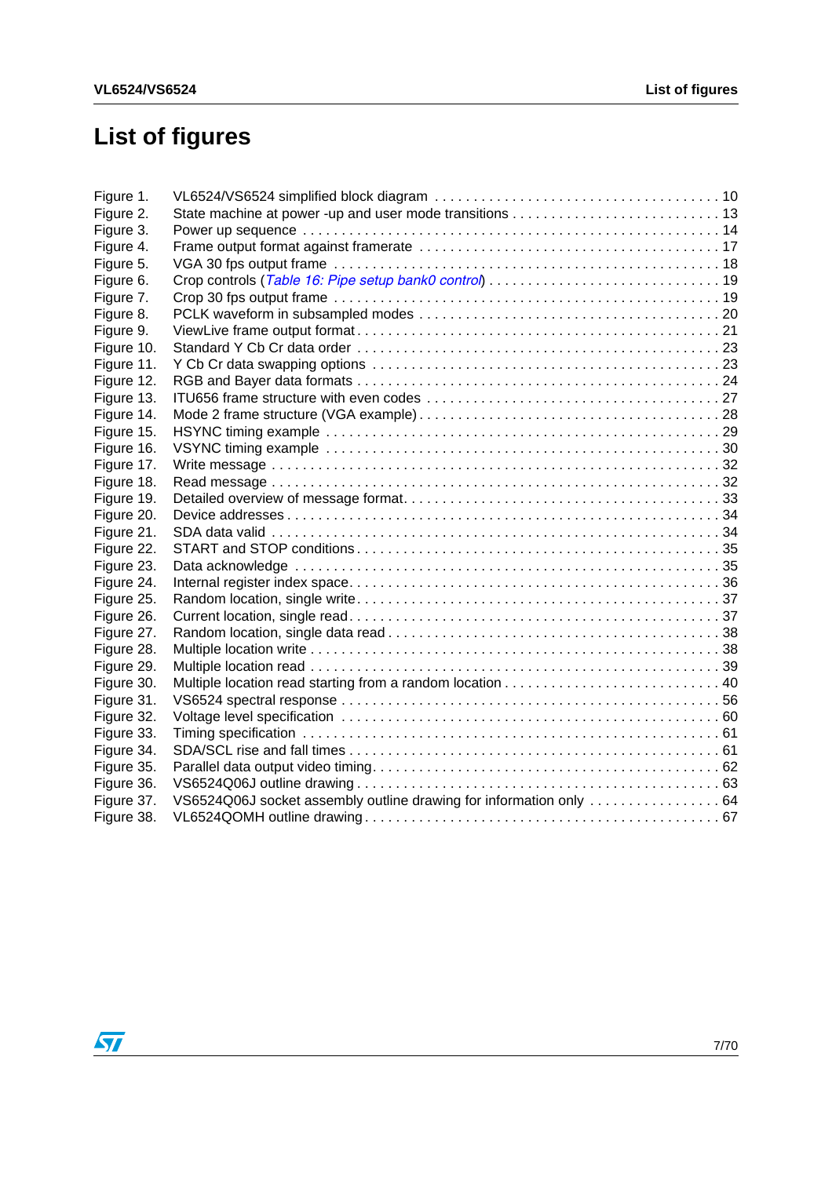# List of figures

| | | |
|---|---|---|
| Figure 1. | VL6524/VS6524 simplified block diagram | 10 |
| Figure 2. | State machine at power -up and user mode transitions | 13 |
| Figure 3. | Power up sequence | 14 |
| Figure 4. | Frame output format against framerate | 17 |
| Figure 5. | VGA 30 fps output frame | 18 |
| Figure 6. | Crop controls (*Table 16: Pipe setup bank0 control*) | 19 |
| Figure 7. | Crop 30 fps output frame | 19 |
| Figure 8. | PCLK waveform in subsampled modes | 20 |
| Figure 9. | ViewLive frame output format | 21 |
| Figure 10. | Standard Y Cb Cr data order | 23 |
| Figure 11. | Y Cb Cr data swapping options | 23 |
| Figure 12. | RGB and Bayer data formats | 24 |
| Figure 13. | ITU656 frame structure with even codes | 27 |
| Figure 14. | Mode 2 frame structure (VGA example) | 28 |
| Figure 15. | HSYNC timing example | 29 |
| Figure 16. | VSYNC timing example | 30 |
| Figure 17. | Write message | 32 |
| Figure 18. | Read message | 32 |
| Figure 19. | Detailed overview of message format | 33 |
| Figure 20. | Device addresses | 34 |
| Figure 21. | SDA data valid | 34 |
| Figure 22. | START and STOP conditions | 35 |
| Figure 23. | Data acknowledge | 35 |
| Figure 24. | Internal register index space | 36 |
| Figure 25. | Random location, single write | 37 |
| Figure 26. | Current location, single read | 37 |
| Figure 27. | Random location, single data read | 38 |
| Figure 28. | Multiple location write | 38 |
| Figure 29. | Multiple location read | 39 |
| Figure 30. | Multiple location read starting from a random location | 40 |
| Figure 31. | VS6524 spectral response | 56 |
| Figure 32. | Voltage level specification | 60 |
| Figure 33. | Timing specification | 61 |
| Figure 34. | SDA/SCL rise and fall times | 61 |
| Figure 35. | Parallel data output video timing | 62 |
| Figure 36. | VS6524Q06J outline drawing | 63 |
| Figure 37. | VS6524Q06J socket assembly outline drawing for information only | 64 |
| Figure 38. | VL6524QOMH outline drawing | 67 |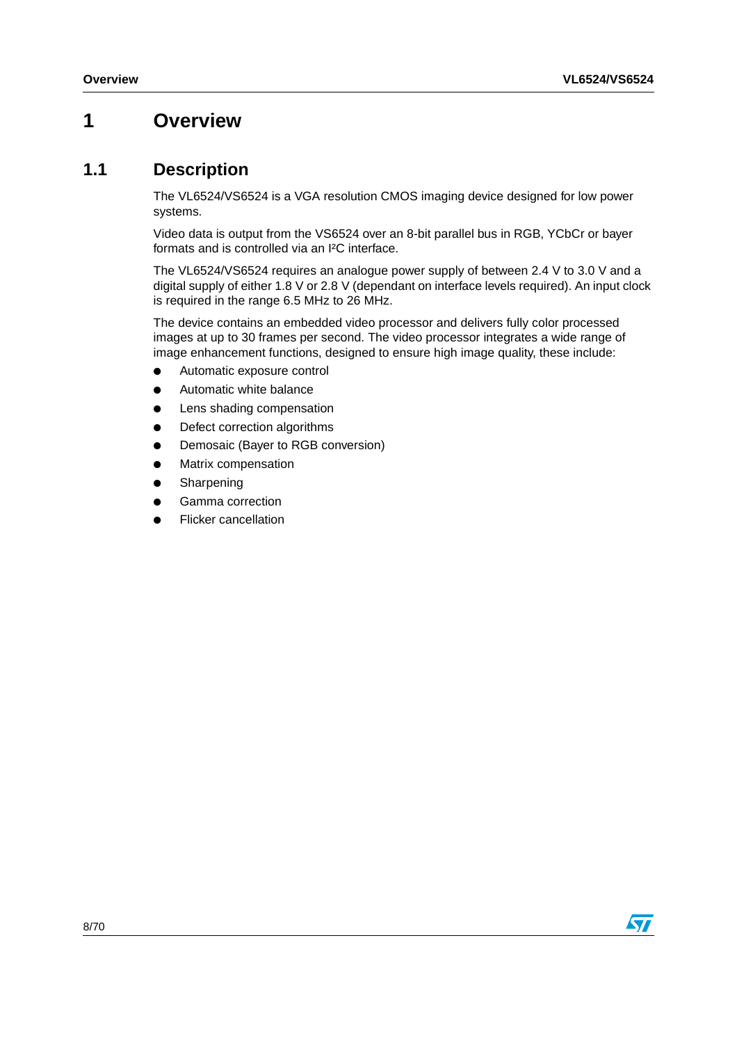# 1 Overview

## 1.1 Description

The VL6524/VS6524 is a VGA resolution CMOS imaging device designed for low power systems.

Video data is output from the VS6524 over an 8-bit parallel bus in RGB, YCbCr or bayer formats and is controlled via an I²C interface.

The VL6524/VS6524 requires an analogue power supply of between 2.4 V to 3.0 V and a digital supply of either 1.8 V or 2.8 V (dependant on interface levels required). An input clock is required in the range 6.5 MHz to 26 MHz.

The device contains an embedded video processor and delivers fully color processed images at up to 30 frames per second. The video processor integrates a wide range of image enhancement functions, designed to ensure high image quality, these include:

- Automatic exposure control
- Automatic white balance
- Lens shading compensation
- Defect correction algorithms
- Demosaic (Bayer to RGB conversion)
- Matrix compensation
- Sharpening
- Gamma correction
- Flicker cancellation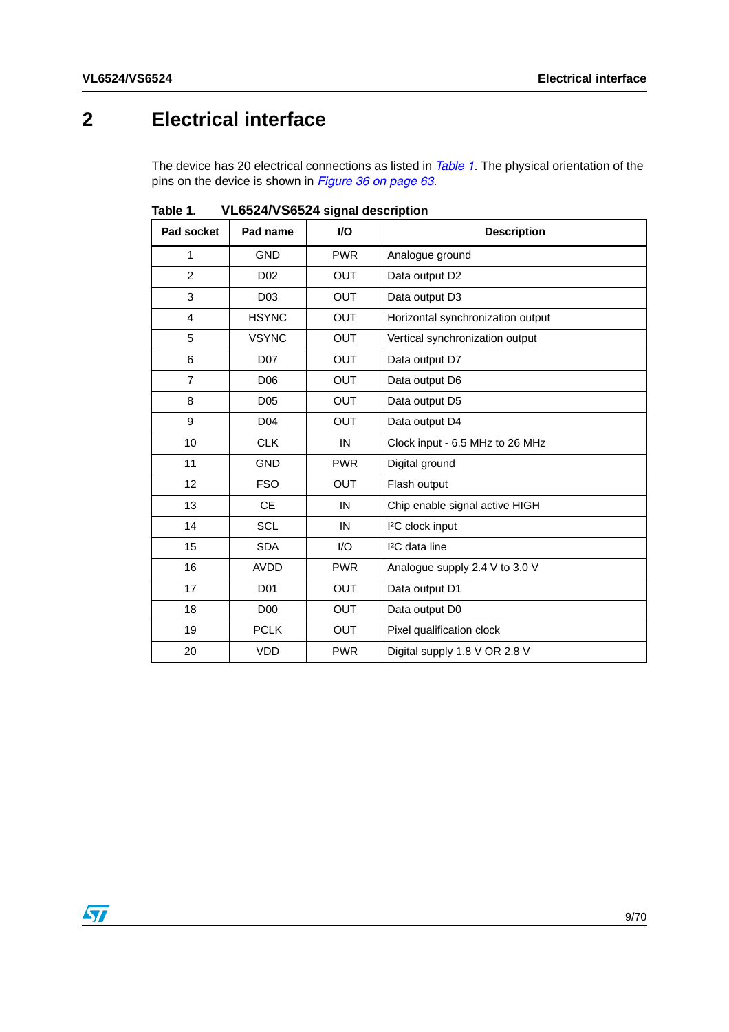# 2 Electrical interface

The device has 20 electrical connections as listed in *Table 1*. The physical orientation of the pins on the device is shown in *Figure 36 on page 63*.

**Table 1. VL6524/VS6524 signal description**

| Pad socket | Pad name | I/O | Description |
|---|---|---|---|
| 1 | GND | PWR | Analogue ground |
| 2 | D02 | OUT | Data output D2 |
| 3 | D03 | OUT | Data output D3 |
| 4 | HSYNC | OUT | Horizontal synchronization output |
| 5 | VSYNC | OUT | Vertical synchronization output |
| 6 | D07 | OUT | Data output D7 |
| 7 | D06 | OUT | Data output D6 |
| 8 | D05 | OUT | Data output D5 |
| 9 | D04 | OUT | Data output D4 |
| 10 | CLK | IN | Clock input - 6.5 MHz to 26 MHz |
| 11 | GND | PWR | Digital ground |
| 12 | FSO | OUT | Flash output |
| 13 | CE | IN | Chip enable signal active HIGH |
| 14 | SCL | IN | I²C clock input |
| 15 | SDA | I/O | I²C data line |
| 16 | AVDD | PWR | Analogue supply 2.4 V to 3.0 V |
| 17 | D01 | OUT | Data output D1 |
| 18 | D00 | OUT | Data output D0 |
| 19 | PCLK | OUT | Pixel qualification clock |
| 20 | VDD | PWR | Digital supply 1.8 V OR 2.8 V |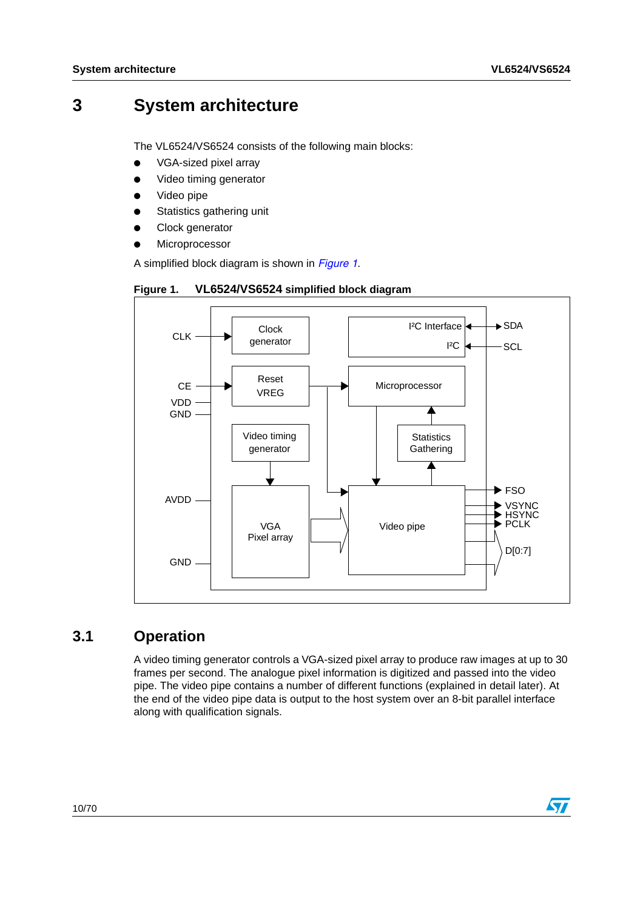# 3 System architecture

The VL6524/VS6524 consists of the following main blocks:

- VGA-sized pixel array
- Video timing generator
- Video pipe
- Statistics gathering unit
- Clock generator
- Microprocessor

A simplified block diagram is shown in *Figure 1*.

**Figure 1. VL6524/VS6524 simplified block diagram**

CLK, CE, VDD, GND, AVDD, GND

Clock generator

Reset VREG

Video timing generator

VGA Pixel array

I²C Interface

I²C

Microprocessor

Statistics Gathering

Video pipe

SDA, SCL, FSO, VSYNC, HSYNC, PCLK, D[0:7]

## 3.1 Operation

A video timing generator controls a VGA-sized pixel array to produce raw images at up to 30 frames per second. The analogue pixel information is digitized and passed into the video pipe. The video pipe contains a number of different functions (explained in detail later). At the end of the video pipe data is output to the host system over an 8-bit parallel interface along with qualification signals.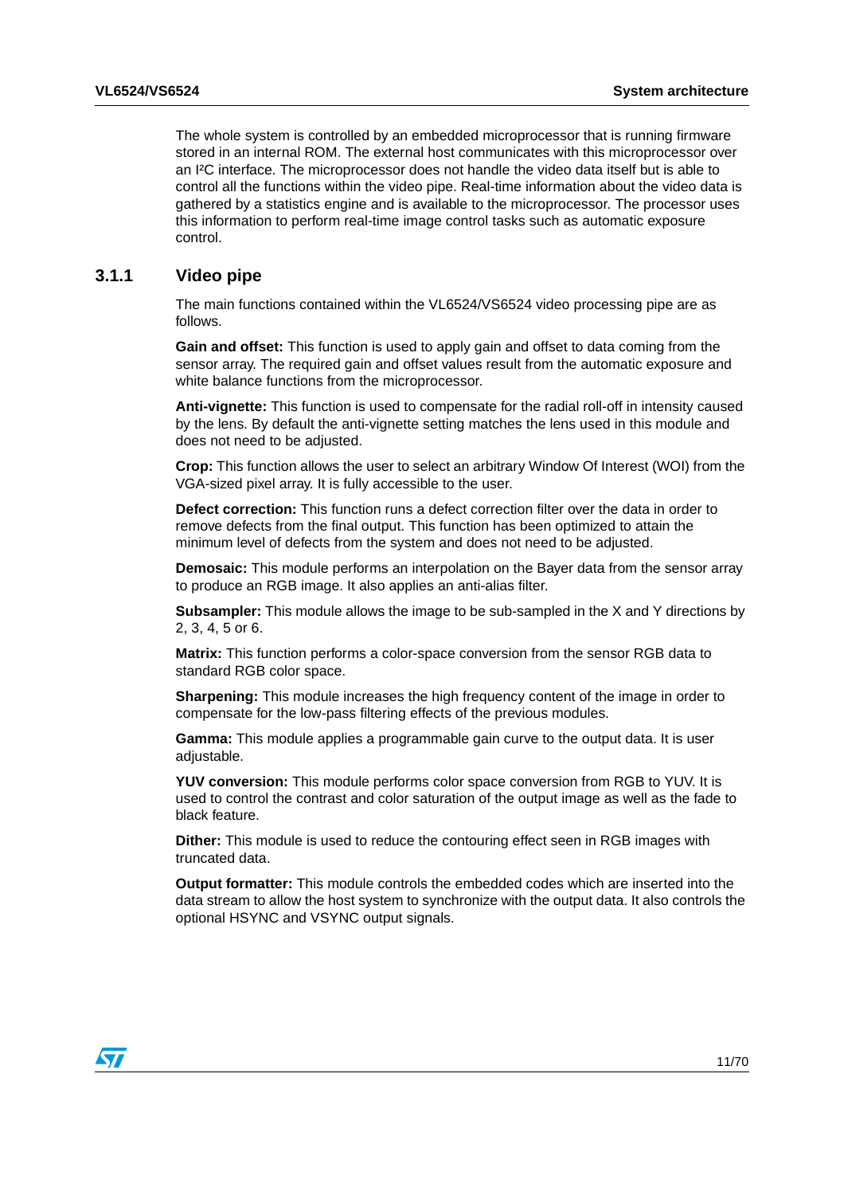The whole system is controlled by an embedded microprocessor that is running firmware stored in an internal ROM. The external host communicates with this microprocessor over an I²C interface. The microprocessor does not handle the video data itself but is able to control all the functions within the video pipe. Real-time information about the video data is gathered by a statistics engine and is available to the microprocessor. The processor uses this information to perform real-time image control tasks such as automatic exposure control.

### 3.1.1 Video pipe

The main functions contained within the VL6524/VS6524 video processing pipe are as follows.

**Gain and offset:** This function is used to apply gain and offset to data coming from the sensor array. The required gain and offset values result from the automatic exposure and white balance functions from the microprocessor.

**Anti-vignette:** This function is used to compensate for the radial roll-off in intensity caused by the lens. By default the anti-vignette setting matches the lens used in this module and does not need to be adjusted.

**Crop:** This function allows the user to select an arbitrary Window Of Interest (WOI) from the VGA-sized pixel array. It is fully accessible to the user.

**Defect correction:** This function runs a defect correction filter over the data in order to remove defects from the final output. This function has been optimized to attain the minimum level of defects from the system and does not need to be adjusted.

**Demosaic:** This module performs an interpolation on the Bayer data from the sensor array to produce an RGB image. It also applies an anti-alias filter.

**Subsampler:** This module allows the image to be sub-sampled in the X and Y directions by 2, 3, 4, 5 or 6.

**Matrix:** This function performs a color-space conversion from the sensor RGB data to standard RGB color space.

**Sharpening:** This module increases the high frequency content of the image in order to compensate for the low-pass filtering effects of the previous modules.

**Gamma:** This module applies a programmable gain curve to the output data. It is user adjustable.

**YUV conversion:** This module performs color space conversion from RGB to YUV. It is used to control the contrast and color saturation of the output image as well as the fade to black feature.

**Dither:** This module is used to reduce the contouring effect seen in RGB images with truncated data.

**Output formatter:** This module controls the embedded codes which are inserted into the data stream to allow the host system to synchronize with the output data. It also controls the optional HSYNC and VSYNC output signals.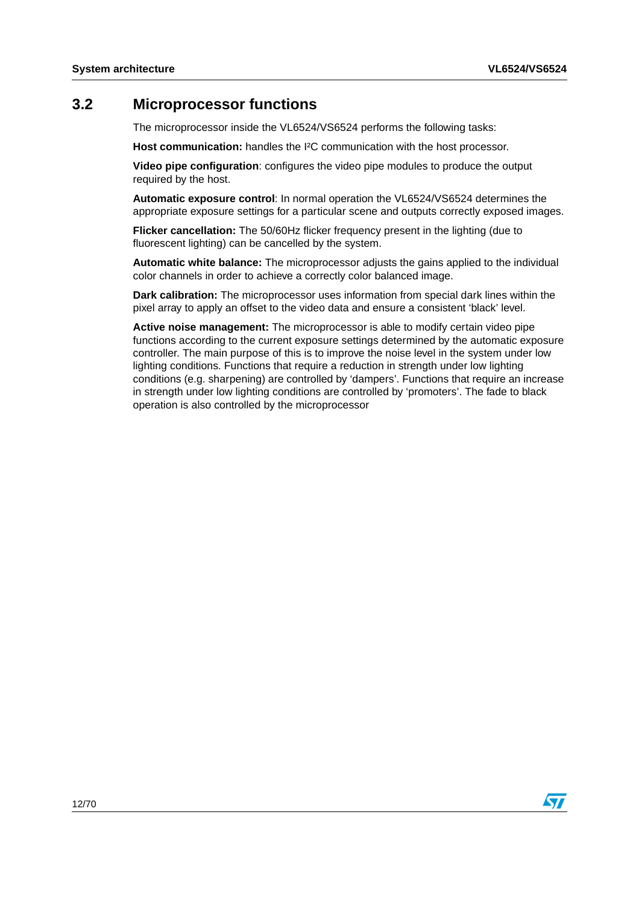## 3.2 Microprocessor functions

The microprocessor inside the VL6524/VS6524 performs the following tasks:

**Host communication:** handles the I²C communication with the host processor.

**Video pipe configuration**: configures the video pipe modules to produce the output required by the host.

**Automatic exposure control**: In normal operation the VL6524/VS6524 determines the appropriate exposure settings for a particular scene and outputs correctly exposed images.

**Flicker cancellation:** The 50/60Hz flicker frequency present in the lighting (due to fluorescent lighting) can be cancelled by the system.

**Automatic white balance:** The microprocessor adjusts the gains applied to the individual color channels in order to achieve a correctly color balanced image.

**Dark calibration:** The microprocessor uses information from special dark lines within the pixel array to apply an offset to the video data and ensure a consistent 'black' level.

**Active noise management:** The microprocessor is able to modify certain video pipe functions according to the current exposure settings determined by the automatic exposure controller. The main purpose of this is to improve the noise level in the system under low lighting conditions. Functions that require a reduction in strength under low lighting conditions (e.g. sharpening) are controlled by 'dampers'. Functions that require an increase in strength under low lighting conditions are controlled by 'promoters'. The fade to black operation is also controlled by the microprocessor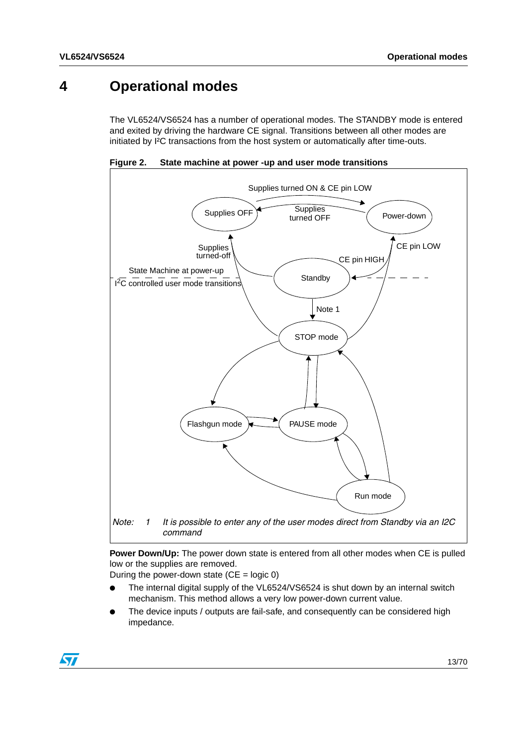# 4 Operational modes

The VL6524/VS6524 has a number of operational modes. The STANDBY mode is entered and exited by driving the hardware CE signal. Transitions between all other modes are initiated by I²C transactions from the host system or automatically after time-outs.

**Figure 2. State machine at power -up and user mode transitions**

*Note: 1 It is possible to enter any of the user modes direct from Standby via an I2C command*

**Power Down/Up:** The power down state is entered from all other modes when CE is pulled low or the supplies are removed.

During the power-down state (CE = logic 0)

- The internal digital supply of the VL6524/VS6524 is shut down by an internal switch mechanism. This method allows a very low power-down current value.
- The device inputs / outputs are fail-safe, and consequently can be considered high impedance.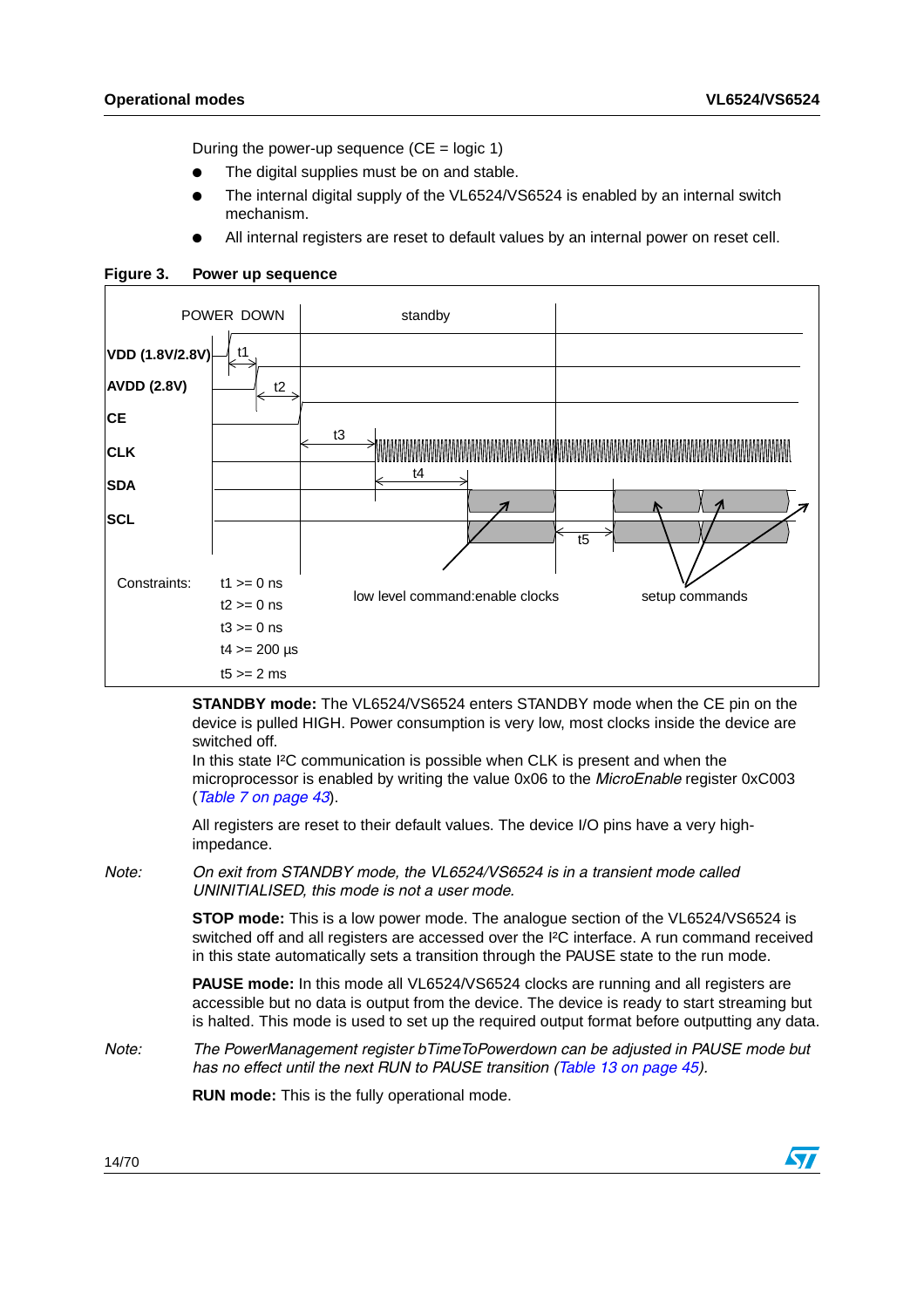During the power-up sequence (CE = logic 1)

- The digital supplies must be on and stable.
- The internal digital supply of the VL6524/VS6524 is enabled by an internal switch mechanism.
- All internal registers are reset to default values by an internal power on reset cell.

**Figure 3. Power up sequence**

Constraints:
- t1 >= 0 ns
- t2 >= 0 ns
- t3 >= 0 ns
- t4 >= 200 µs
- t5 >= 2 ms

**STANDBY mode:** The VL6524/VS6524 enters STANDBY mode when the CE pin on the device is pulled HIGH. Power consumption is very low, most clocks inside the device are switched off.
In this state I²C communication is possible when CLK is present and when the microprocessor is enabled by writing the value 0x06 to the *MicroEnable* register 0xC003 (*Table 7 on page 43*).

All registers are reset to their default values. The device I/O pins have a very high-impedance.

*Note: On exit from STANDBY mode, the VL6524/VS6524 is in a transient mode called UNINITIALISED, this mode is not a user mode.*

**STOP mode:** This is a low power mode. The analogue section of the VL6524/VS6524 is switched off and all registers are accessed over the I²C interface. A run command received in this state automatically sets a transition through the PAUSE state to the run mode.

**PAUSE mode:** In this mode all VL6524/VS6524 clocks are running and all registers are accessible but no data is output from the device. The device is ready to start streaming but is halted. This mode is used to set up the required output format before outputting any data.

*Note: The PowerManagement register bTimeToPowerdown can be adjusted in PAUSE mode but has no effect until the next RUN to PAUSE transition (Table 13 on page 45).*

**RUN mode:** This is the fully operational mode.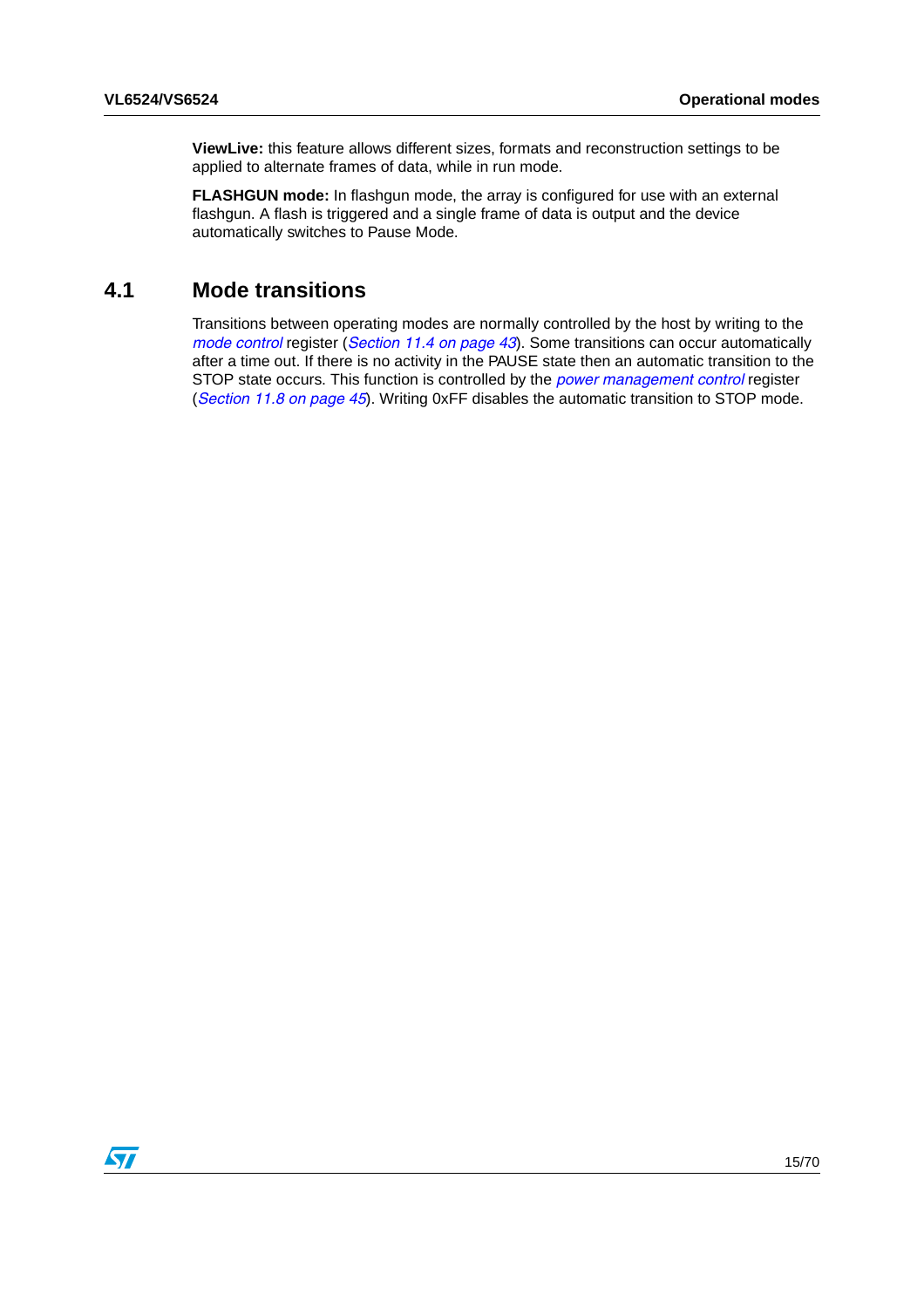**ViewLive:** this feature allows different sizes, formats and reconstruction settings to be applied to alternate frames of data, while in run mode.

**FLASHGUN mode:** In flashgun mode, the array is configured for use with an external flashgun. A flash is triggered and a single frame of data is output and the device automatically switches to Pause Mode.

## 4.1 Mode transitions

Transitions between operating modes are normally controlled by the host by writing to the *mode control* register (*Section 11.4 on page 43*). Some transitions can occur automatically after a time out. If there is no activity in the PAUSE state then an automatic transition to the STOP state occurs. This function is controlled by the *power management control* register (*Section 11.8 on page 45*). Writing 0xFF disables the automatic transition to STOP mode.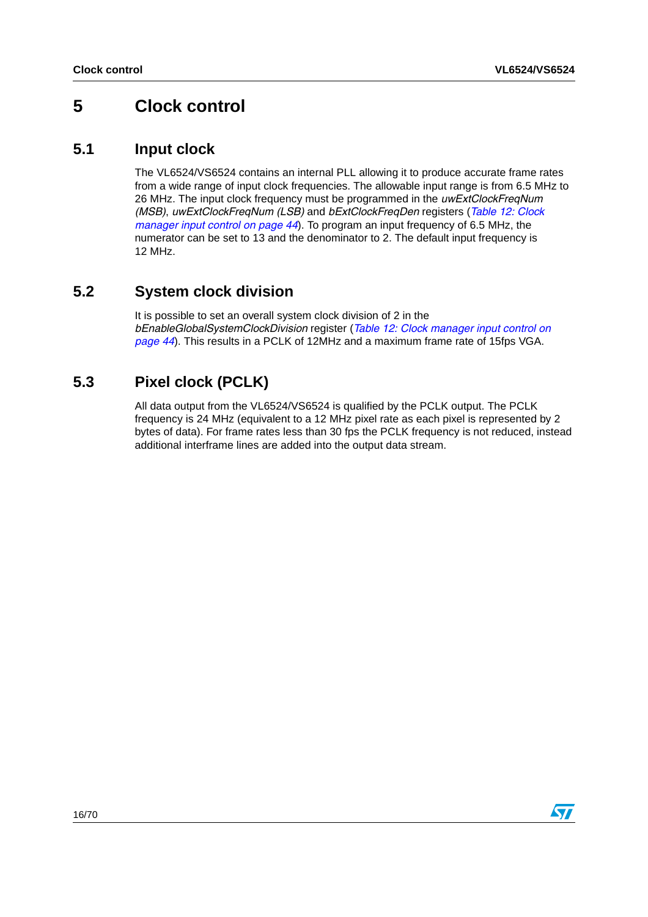# 5 Clock control

## 5.1 Input clock

The VL6524/VS6524 contains an internal PLL allowing it to produce accurate frame rates from a wide range of input clock frequencies. The allowable input range is from 6.5 MHz to 26 MHz. The input clock frequency must be programmed in the *uwExtClockFreqNum (MSB)*, *uwExtClockFreqNum (LSB)* and *bExtClockFreqDen* registers (*Table 12: Clock manager input control on page 44*). To program an input frequency of 6.5 MHz, the numerator can be set to 13 and the denominator to 2. The default input frequency is 12 MHz.

## 5.2 System clock division

It is possible to set an overall system clock division of 2 in the *bEnableGlobalSystemClockDivision* register (*Table 12: Clock manager input control on page 44*). This results in a PCLK of 12MHz and a maximum frame rate of 15fps VGA.

## 5.3 Pixel clock (PCLK)

All data output from the VL6524/VS6524 is qualified by the PCLK output. The PCLK frequency is 24 MHz (equivalent to a 12 MHz pixel rate as each pixel is represented by 2 bytes of data). For frame rates less than 30 fps the PCLK frequency is not reduced, instead additional interframe lines are added into the output data stream.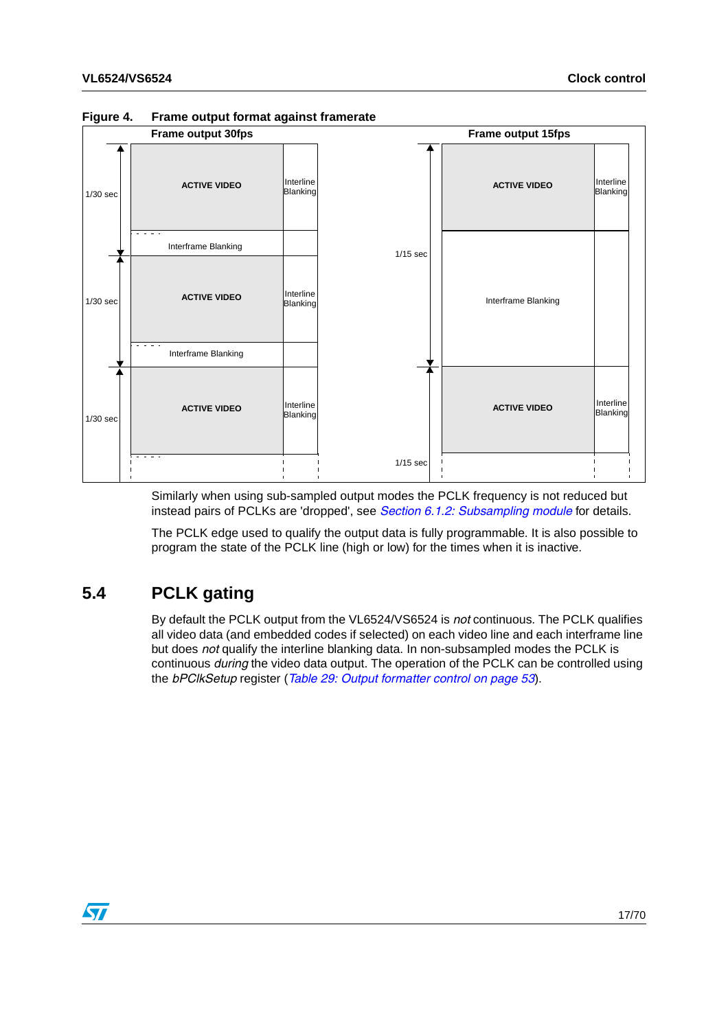**Figure 4. Frame output format against framerate**

Similarly when using sub-sampled output modes the PCLK frequency is not reduced but instead pairs of PCLKs are 'dropped', see *Section 6.1.2: Subsampling module* for details.

The PCLK edge used to qualify the output data is fully programmable. It is also possible to program the state of the PCLK line (high or low) for the times when it is inactive.

## 5.4 PCLK gating

By default the PCLK output from the VL6524/VS6524 is *not* continuous. The PCLK qualifies all video data (and embedded codes if selected) on each video line and each interframe line but does *not* qualify the interline blanking data. In non-subsampled modes the PCLK is continuous *during* the video data output. The operation of the PCLK can be controlled using the *bPClkSetup* register (*Table 29: Output formatter control on page 53*).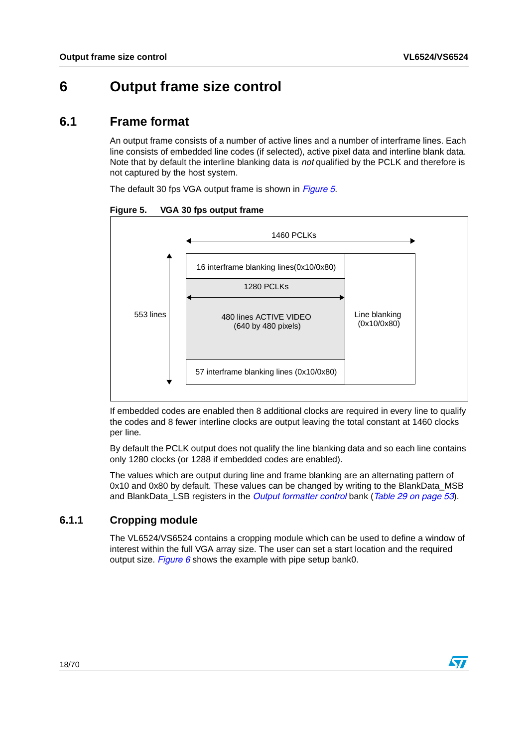# 6 Output frame size control

## 6.1 Frame format

An output frame consists of a number of active lines and a number of interframe lines. Each line consists of embedded line codes (if selected), active pixel data and interline blank data. Note that by default the interline blanking data is *not* qualified by the PCLK and therefore is not captured by the host system.

The default 30 fps VGA output frame is shown in *Figure 5*.

**Figure 5. VGA 30 fps output frame**

1460 PCLKs

553 lines

16 interframe blanking lines(0x10/0x80)

1280 PCLKs

480 lines ACTIVE VIDEO
(640 by 480 pixels)

57 interframe blanking lines (0x10/0x80)

Line blanking
(0x10/0x80)

If embedded codes are enabled then 8 additional clocks are required in every line to qualify the codes and 8 fewer interline clocks are output leaving the total constant at 1460 clocks per line.

By default the PCLK output does not qualify the line blanking data and so each line contains only 1280 clocks (or 1288 if embedded codes are enabled).

The values which are output during line and frame blanking are an alternating pattern of 0x10 and 0x80 by default. These values can be changed by writing to the BlankData_MSB and BlankData_LSB registers in the *Output formatter control* bank (*Table 29 on page 53*).

### 6.1.1 Cropping module

The VL6524/VS6524 contains a cropping module which can be used to define a window of interest within the full VGA array size. The user can set a start location and the required output size. *Figure 6* shows the example with pipe setup bank0.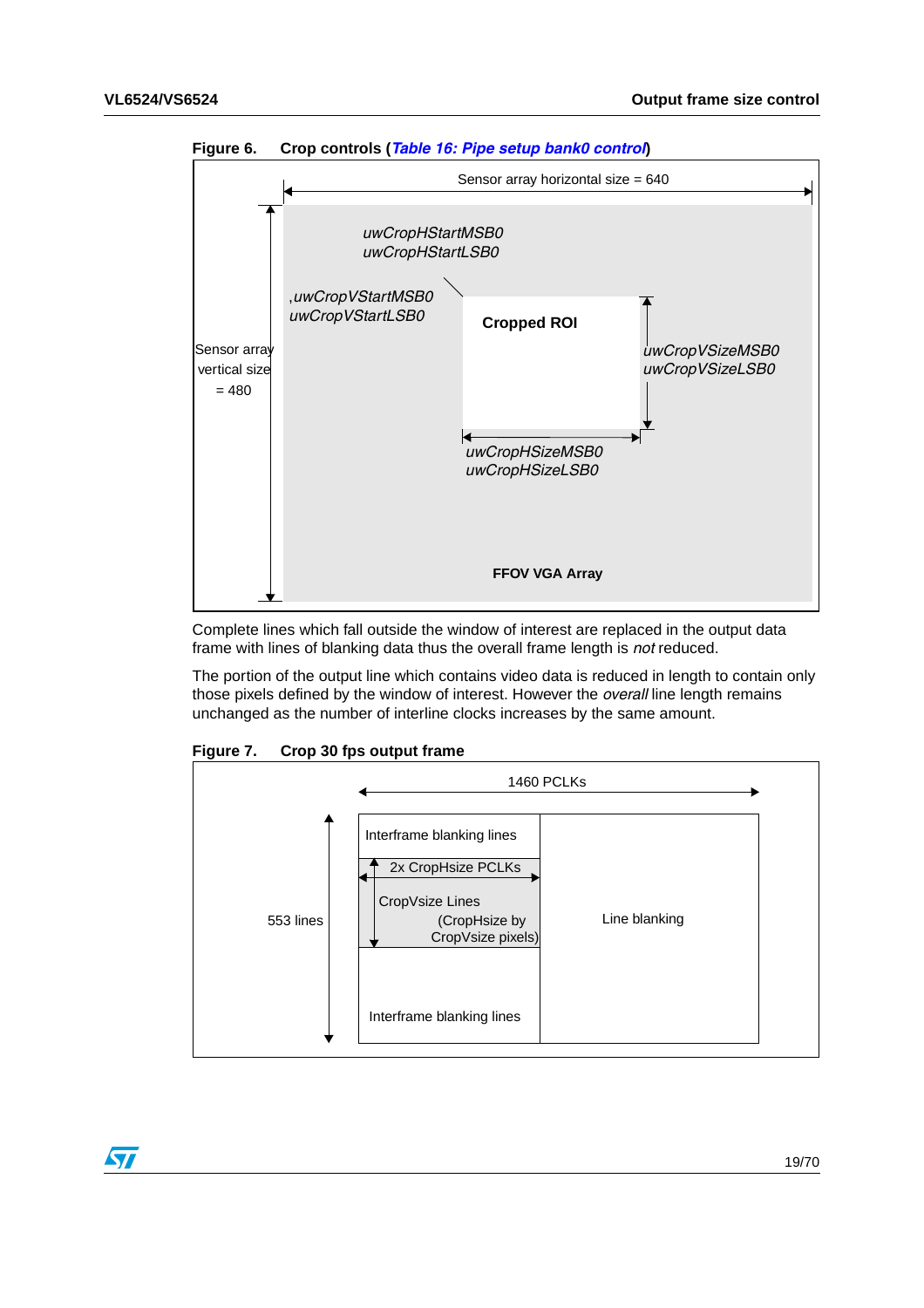**Figure 6. Crop controls (*Table 16: Pipe setup bank0 control*)**

Sensor array horizontal size = 640

Sensor array vertical size = 480

*uwCropHStartMSB0*
*uwCropHStartLSB0*

*uwCropVStartMSB0*
*uwCropVStartLSB0*

**Cropped ROI**

*uwCropVSizeMSB0*
*uwCropVSizeLSB0*

*uwCropHSizeMSB0*
*uwCropHSizeLSB0*

**FFOV VGA Array**

Complete lines which fall outside the window of interest are replaced in the output data frame with lines of blanking data thus the overall frame length is *not* reduced.

The portion of the output line which contains video data is reduced in length to contain only those pixels defined by the window of interest. However the *overall* line length remains unchanged as the number of interline clocks increases by the same amount.

**Figure 7. Crop 30 fps output frame**

1460 PCLKs

553 lines

Interframe blanking lines

2x CropHsize PCLKs

CropVsize Lines (CropHsize by CropVsize pixels)

Line blanking

Interframe blanking lines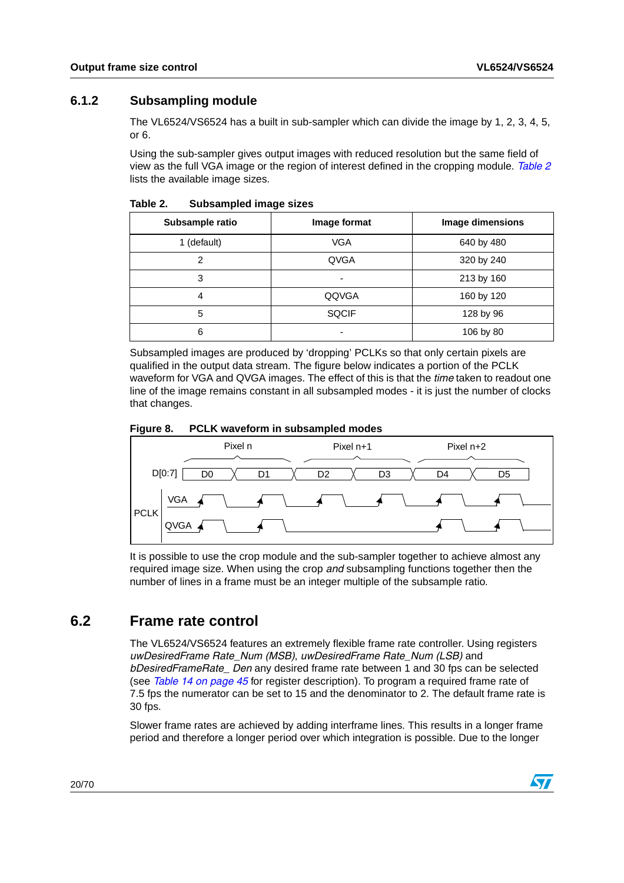### 6.1.2 Subsampling module

The VL6524/VS6524 has a built in sub-sampler which can divide the image by 1, 2, 3, 4, 5, or 6.

Using the sub-sampler gives output images with reduced resolution but the same field of view as the full VGA image or the region of interest defined in the cropping module. *Table 2* lists the available image sizes.

**Table 2. Subsampled image sizes**

| Subsample ratio | Image format | Image dimensions |
|---|---|---|
| 1 (default) | VGA | 640 by 480 |
| 2 | QVGA | 320 by 240 |
| 3 | - | 213 by 160 |
| 4 | QQVGA | 160 by 120 |
| 5 | SQCIF | 128 by 96 |
| 6 | - | 106 by 80 |

Subsampled images are produced by 'dropping' PCLKs so that only certain pixels are qualified in the output data stream. The figure below indicates a portion of the PCLK waveform for VGA and QVGA images. The effect of this is that the *time* taken to readout one line of the image remains constant in all subsampled modes - it is just the number of clocks that changes.

**Figure 8. PCLK waveform in subsampled modes**

It is possible to use the crop module and the sub-sampler together to achieve almost any required image size. When using the crop *and* subsampling functions together then the number of lines in a frame must be an integer multiple of the subsample ratio.

## 6.2 Frame rate control

The VL6524/VS6524 features an extremely flexible frame rate controller. Using registers *uwDesiredFrame Rate_Num (MSB)*, *uwDesiredFrame Rate_Num (LSB)* and *bDesiredFrameRate_ Den* any desired frame rate between 1 and 30 fps can be selected (see *Table 14 on page 45* for register description). To program a required frame rate of 7.5 fps the numerator can be set to 15 and the denominator to 2. The default frame rate is 30 fps.

Slower frame rates are achieved by adding interframe lines. This results in a longer frame period and therefore a longer period over which integration is possible. Due to the longer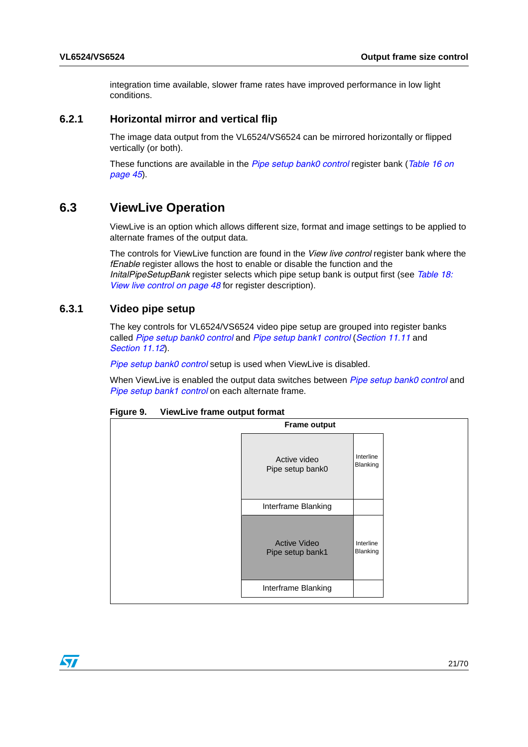integration time available, slower frame rates have improved performance in low light conditions.

### 6.2.1 Horizontal mirror and vertical flip

The image data output from the VL6524/VS6524 can be mirrored horizontally or flipped vertically (or both).

These functions are available in the *Pipe setup bank0 control* register bank (*Table 16 on page 45*).

## 6.3 ViewLive Operation

ViewLive is an option which allows different size, format and image settings to be applied to alternate frames of the output data.

The controls for ViewLive function are found in the *View live control* register bank where the *fEnable* register allows the host to enable or disable the function and the *InitalPipeSetupBank* register selects which pipe setup bank is output first (see *Table 18: View live control on page 48* for register description).

### 6.3.1 Video pipe setup

The key controls for VL6524/VS6524 video pipe setup are grouped into register banks called *Pipe setup bank0 control* and *Pipe setup bank1 control* (*Section 11.11* and *Section 11.12*).

*Pipe setup bank0 control* setup is used when ViewLive is disabled.

When ViewLive is enabled the output data switches between *Pipe setup bank0 control* and *Pipe setup bank1 control* on each alternate frame.

**Figure 9. ViewLive frame output format**

| Frame output | |
|---|---|
| Active video<br>Pipe setup bank0 | Interline Blanking |
| Interframe Blanking | |
| Active Video<br>Pipe setup bank1 | Interline Blanking |
| Interframe Blanking | |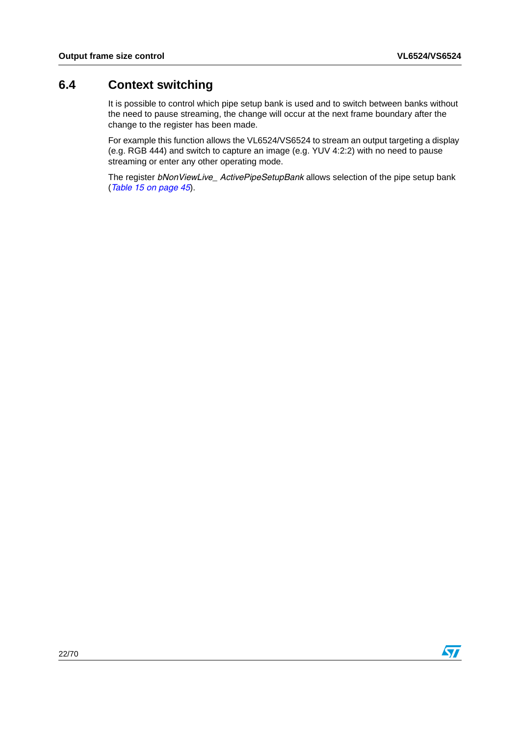## 6.4 Context switching

It is possible to control which pipe setup bank is used and to switch between banks without the need to pause streaming, the change will occur at the next frame boundary after the change to the register has been made.

For example this function allows the VL6524/VS6524 to stream an output targeting a display (e.g. RGB 444) and switch to capture an image (e.g. YUV 4:2:2) with no need to pause streaming or enter any other operating mode.

The register *bNonViewLive_ ActivePipeSetupBank* allows selection of the pipe setup bank (*Table 15 on page 45*).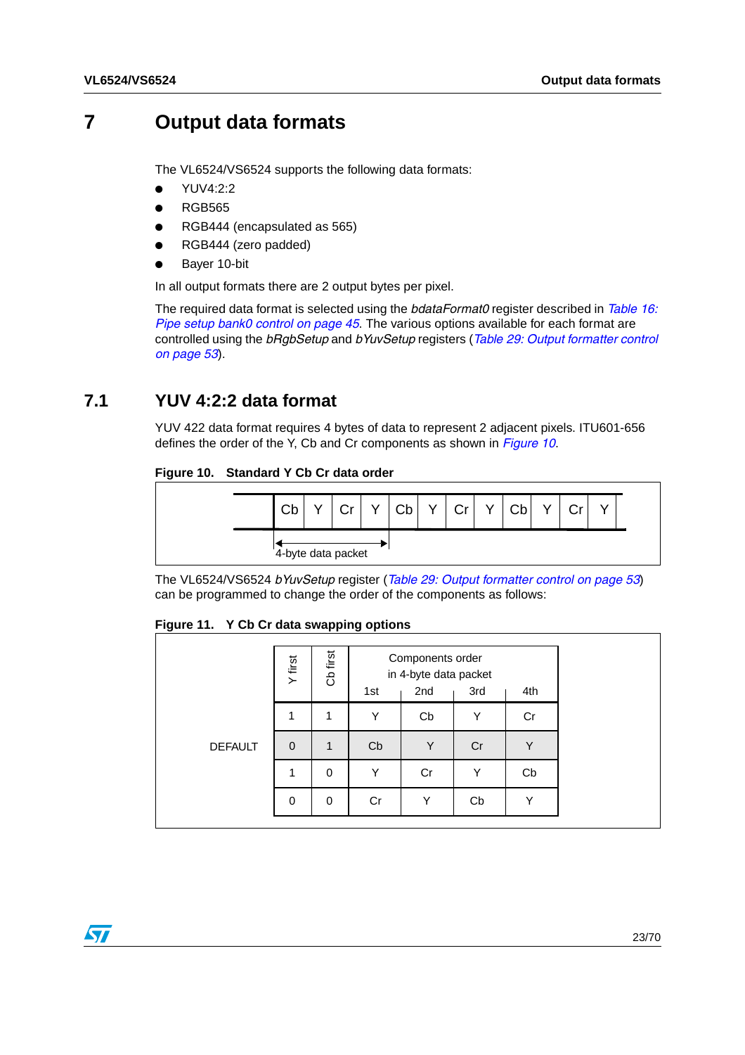# 7 Output data formats

The VL6524/VS6524 supports the following data formats:

- YUV4:2:2
- RGB565
- RGB444 (encapsulated as 565)
- RGB444 (zero padded)
- Bayer 10-bit

In all output formats there are 2 output bytes per pixel.

The required data format is selected using the *bdataFormat0* register described in *Table 16: Pipe setup bank0 control on page 45*. The various options available for each format are controlled using the *bRgbSetup* and *bYuvSetup* registers (*Table 29: Output formatter control on page 53*).

## 7.1 YUV 4:2:2 data format

YUV 422 data format requires 4 bytes of data to represent 2 adjacent pixels. ITU601-656 defines the order of the Y, Cb and Cr components as shown in *Figure 10*.

**Figure 10. Standard Y Cb Cr data order**

| Cb | Y | Cr | Y | Cb | Y | Cr | Y | Cb | Y | Cr | Y |
|---|---|---|---|---|---|---|---|---|---|---|---|

4-byte data packet

The VL6524/VS6524 *bYuvSetup* register (*Table 29: Output formatter control on page 53*) can be programmed to change the order of the components as follows:

**Figure 11. Y Cb Cr data swapping options**

| | Y first | Cb first | Components order in 4-byte data packet 1st | 2nd | 3rd | 4th |
|---|---|---|---|---|---|---|
| | 1 | 1 | Y | Cb | Y | Cr |
| DEFAULT | 0 | 1 | Cb | Y | Cr | Y |
| | 1 | 0 | Y | Cr | Y | Cb |
| | 0 | 0 | Cr | Y | Cb | Y |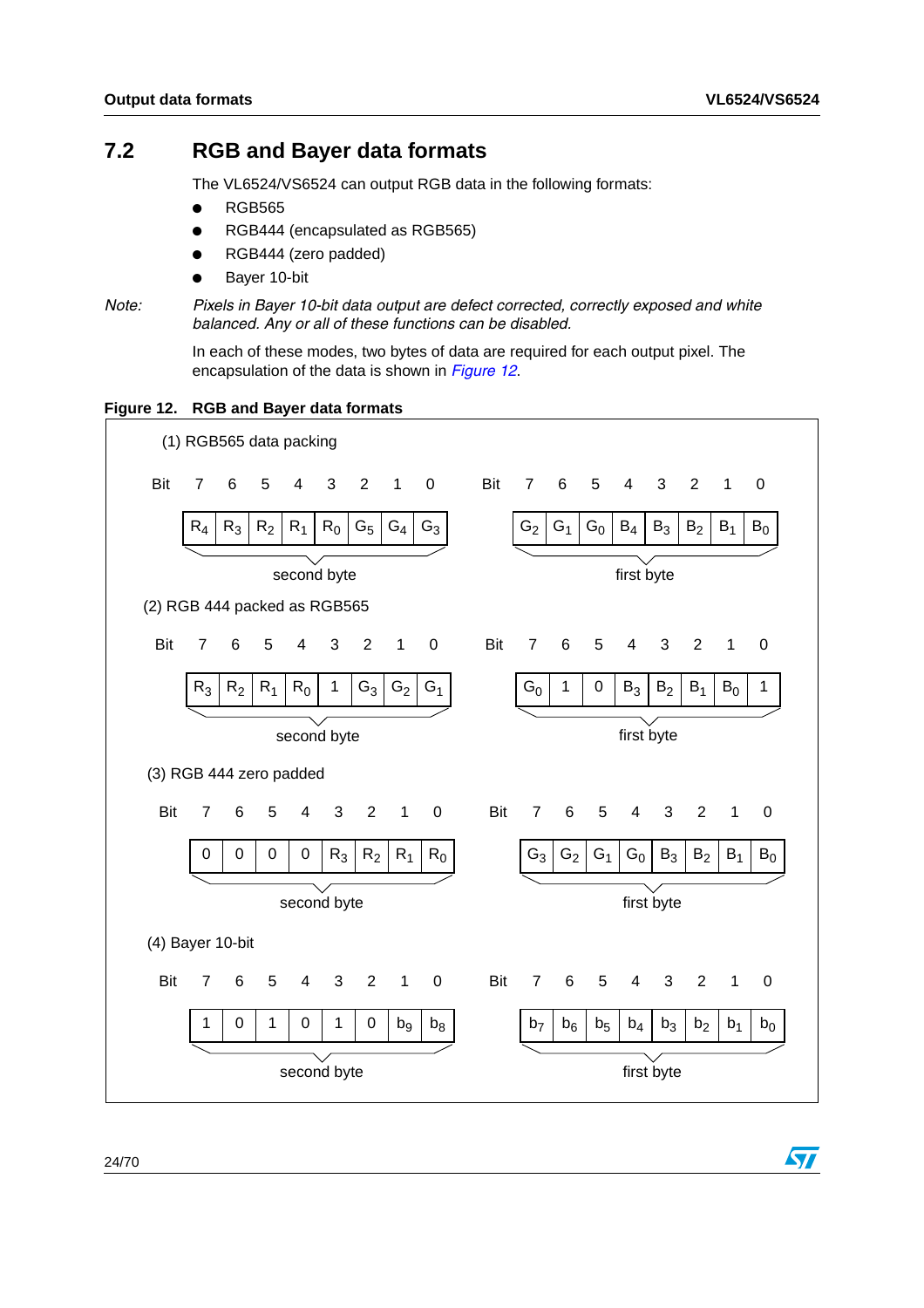## 7.2 RGB and Bayer data formats

The VL6524/VS6524 can output RGB data in the following formats:

- RGB565
- RGB444 (encapsulated as RGB565)
- RGB444 (zero padded)
- Bayer 10-bit

*Note: Pixels in Bayer 10-bit data output are defect corrected, correctly exposed and white balanced. Any or all of these functions can be disabled.*

In each of these modes, two bytes of data are required for each output pixel. The encapsulation of the data is shown in Figure 12.

**Figure 12. RGB and Bayer data formats**

(1) RGB565 data packing

| Bit | 7 | 6 | 5 | 4 | 3 | 2 | 1 | 0 |
|---|---|---|---|---|---|---|---|---|
| second byte | $R_4$ | $R_3$ | $R_2$ | $R_1$ | $R_0$ | $G_5$ | $G_4$ | $G_3$ |
| first byte | $G_2$ | $G_1$ | $G_0$ | $B_4$ | $B_3$ | $B_2$ | $B_1$ | $B_0$ |

(2) RGB 444 packed as RGB565

| Bit | 7 | 6 | 5 | 4 | 3 | 2 | 1 | 0 |
|---|---|---|---|---|---|---|---|---|
| second byte | $R_3$ | $R_2$ | $R_1$ | $R_0$ | 1 | $G_3$ | $G_2$ | $G_1$ |
| first byte | $G_0$ | 1 | 0 | $B_3$ | $B_2$ | $B_1$ | $B_0$ | 1 |

(3) RGB 444 zero padded

| Bit | 7 | 6 | 5 | 4 | 3 | 2 | 1 | 0 |
|---|---|---|---|---|---|---|---|---|
| second byte | 0 | 0 | 0 | 0 | $R_3$ | $R_2$ | $R_1$ | $R_0$ |
| first byte | $G_3$ | $G_2$ | $G_1$ | $G_0$ | $B_3$ | $B_2$ | $B_1$ | $B_0$ |

(4) Bayer 10-bit

| Bit | 7 | 6 | 5 | 4 | 3 | 2 | 1 | 0 |
|---|---|---|---|---|---|---|---|---|
| second byte | 1 | 0 | 1 | 0 | 1 | 0 | $b_9$ | $b_8$ |
| first byte | $b_7$ | $b_6$ | $b_5$ | $b_4$ | $b_3$ | $b_2$ | $b_1$ | $b_0$ |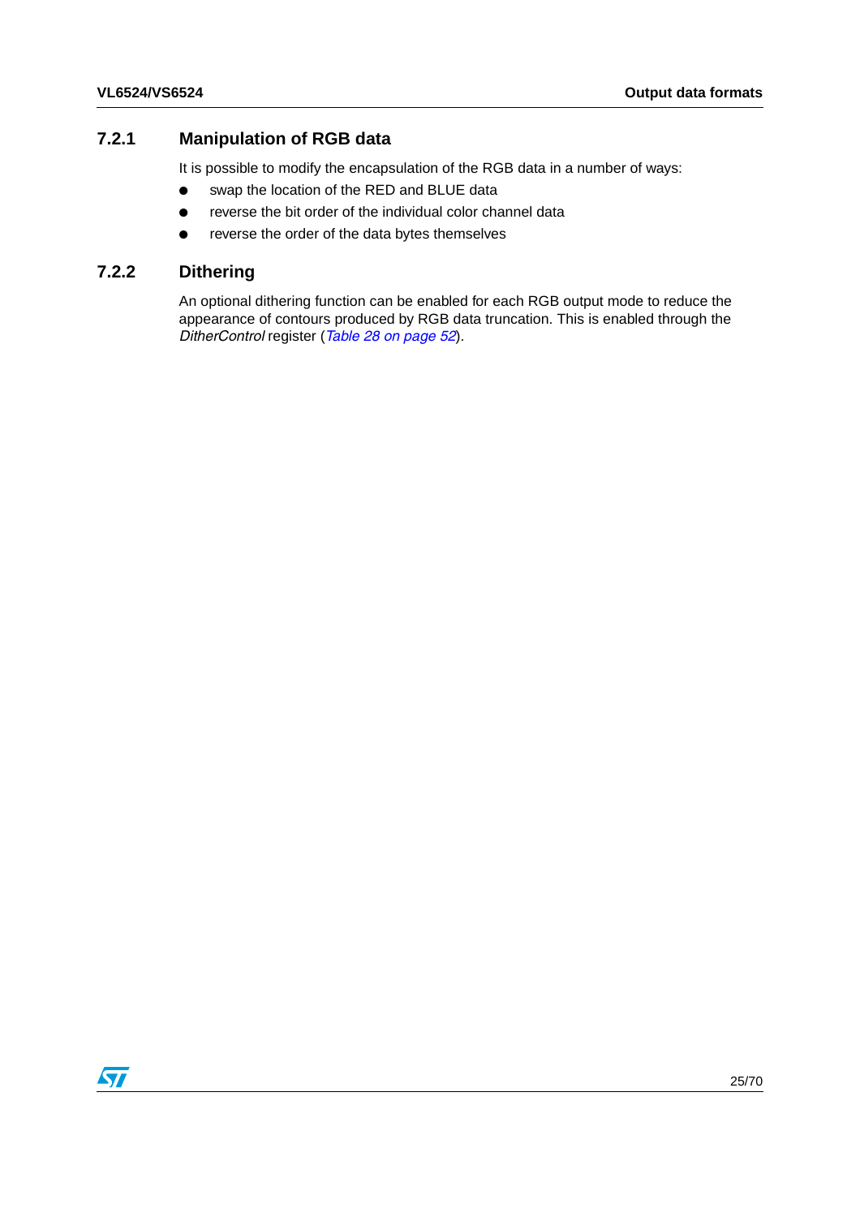### 7.2.1 Manipulation of RGB data

It is possible to modify the encapsulation of the RGB data in a number of ways:

- swap the location of the RED and BLUE data
- reverse the bit order of the individual color channel data
- reverse the order of the data bytes themselves

### 7.2.2 Dithering

An optional dithering function can be enabled for each RGB output mode to reduce the appearance of contours produced by RGB data truncation. This is enabled through the *DitherControl* register (*Table 28 on page 52*).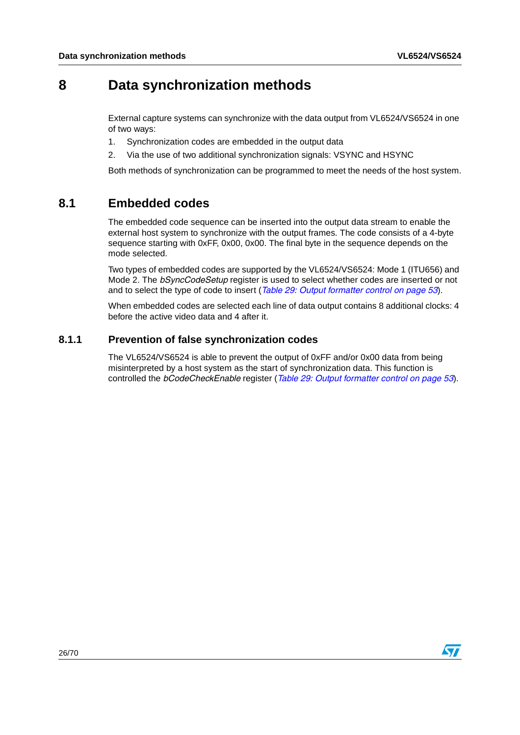# 8 Data synchronization methods

External capture systems can synchronize with the data output from VL6524/VS6524 in one of two ways:

1. Synchronization codes are embedded in the output data
2. Via the use of two additional synchronization signals: VSYNC and HSYNC

Both methods of synchronization can be programmed to meet the needs of the host system.

## 8.1 Embedded codes

The embedded code sequence can be inserted into the output data stream to enable the external host system to synchronize with the output frames. The code consists of a 4-byte sequence starting with 0xFF, 0x00, 0x00. The final byte in the sequence depends on the mode selected.

Two types of embedded codes are supported by the VL6524/VS6524: Mode 1 (ITU656) and Mode 2. The *bSyncCodeSetup* register is used to select whether codes are inserted or not and to select the type of code to insert (*Table 29: Output formatter control on page 53*).

When embedded codes are selected each line of data output contains 8 additional clocks: 4 before the active video data and 4 after it.

### 8.1.1 Prevention of false synchronization codes

The VL6524/VS6524 is able to prevent the output of 0xFF and/or 0x00 data from being misinterpreted by a host system as the start of synchronization data. This function is controlled the *bCodeCheckEnable* register (*Table 29: Output formatter control on page 53*).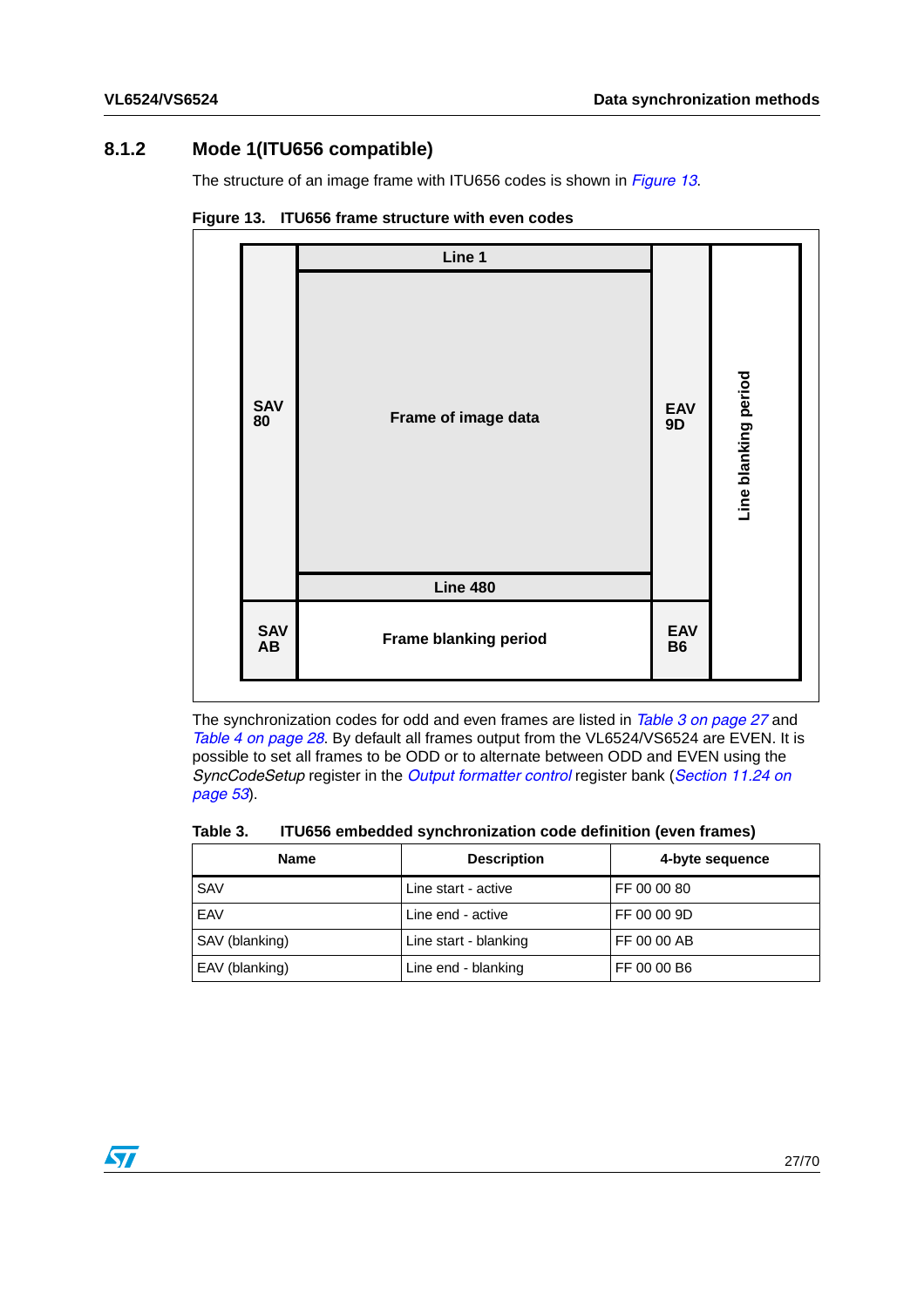### 8.1.2 Mode 1(ITU656 compatible)

The structure of an image frame with ITU656 codes is shown in *Figure 13*.

**Figure 13. ITU656 frame structure with even codes**

| SAV 80 | Line 1 / Frame of image data / Line 480 | EAV 9D | Line blanking period |
|---|---|---|---|
| SAV AB | Frame blanking period | EAV B6 | |

The synchronization codes for odd and even frames are listed in *Table 3 on page 27* and *Table 4 on page 28*. By default all frames output from the VL6524/VS6524 are EVEN. It is possible to set all frames to be ODD or to alternate between ODD and EVEN using the *SyncCodeSetup* register in the *Output formatter control* register bank (*Section 11.24 on page 53*).

**Table 3. ITU656 embedded synchronization code definition (even frames)**

| Name | Description | 4-byte sequence |
|---|---|---|
| SAV | Line start - active | FF 00 00 80 |
| EAV | Line end - active | FF 00 00 9D |
| SAV (blanking) | Line start - blanking | FF 00 00 AB |
| EAV (blanking) | Line end - blanking | FF 00 00 B6 |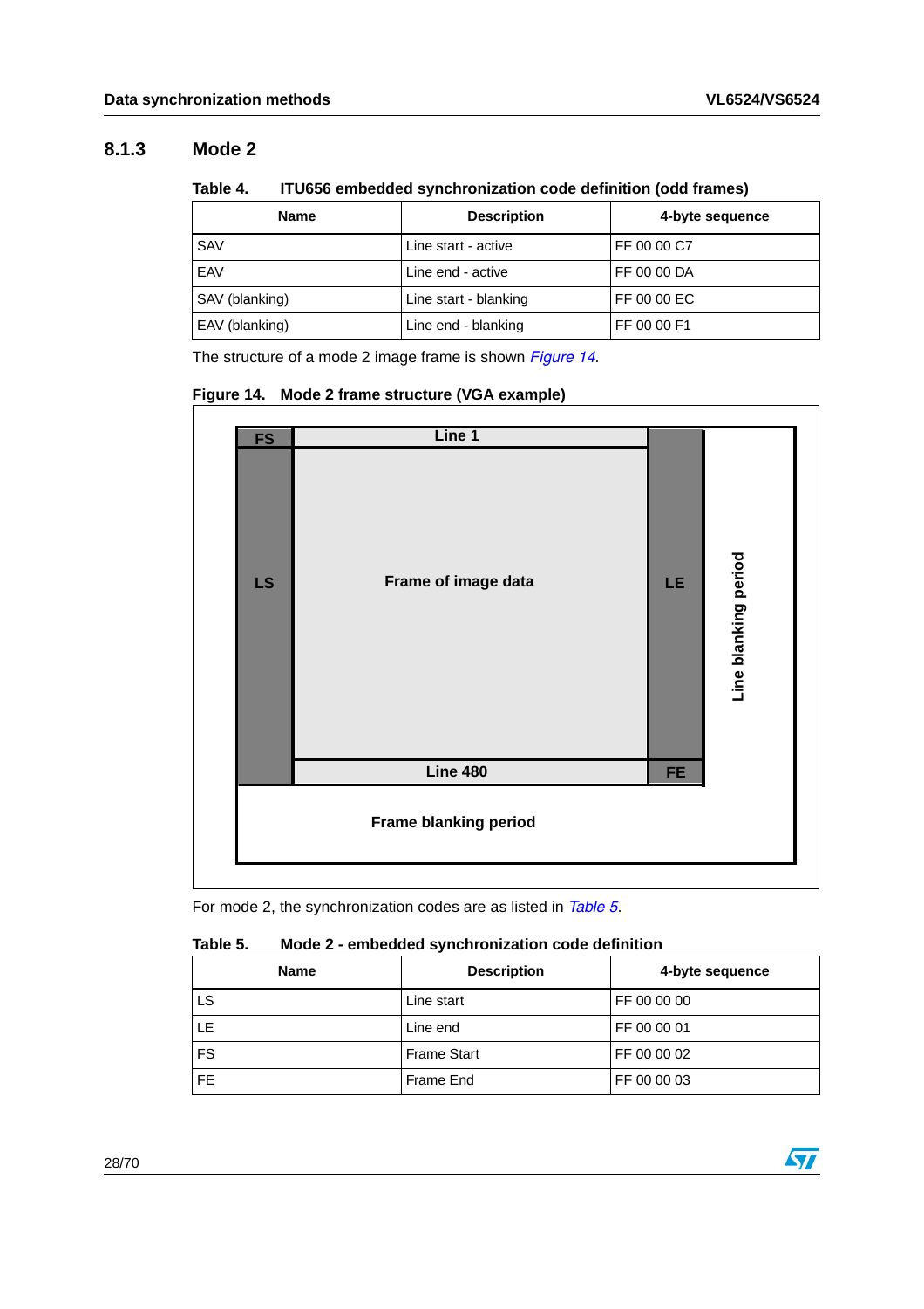### 8.1.3 Mode 2

Table 4. ITU656 embedded synchronization code definition (odd frames)

| Name | Description | 4-byte sequence |
|---|---|---|
| SAV | Line start - active | FF 00 00 C7 |
| EAV | Line end - active | FF 00 00 DA |
| SAV (blanking) | Line start - blanking | FF 00 00 EC |
| EAV (blanking) | Line end - blanking | FF 00 00 F1 |

The structure of a mode 2 image frame is shown *Figure 14*.

Figure 14. Mode 2 frame structure (VGA example)

For mode 2, the synchronization codes are as listed in *Table 5*.

Table 5. Mode 2 - embedded synchronization code definition

| Name | Description | 4-byte sequence |
|---|---|---|
| LS | Line start | FF 00 00 00 |
| LE | Line end | FF 00 00 01 |
| FS | Frame Start | FF 00 00 02 |
| FE | Frame End | FF 00 00 03 |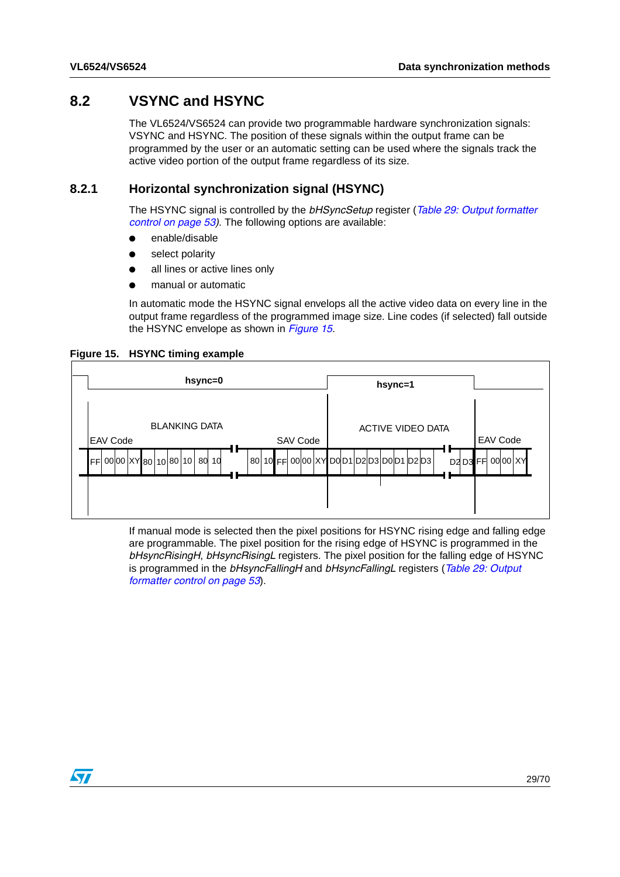## 8.2 VSYNC and HSYNC

The VL6524/VS6524 can provide two programmable hardware synchronization signals: VSYNC and HSYNC. The position of these signals within the output frame can be programmed by the user or an automatic setting can be used where the signals track the active video portion of the output frame regardless of its size.

### 8.2.1 Horizontal synchronization signal (HSYNC)

The HSYNC signal is controlled by the *bHSyncSetup* register (*Table 29: Output formatter control on page 53)*. The following options are available:

- enable/disable
- select polarity
- all lines or active lines only
- manual or automatic

In automatic mode the HSYNC signal envelops all the active video data on every line in the output frame regardless of the programmed image size. Line codes (if selected) fall outside the HSYNC envelope as shown in *Figure 15*.

**Figure 15. HSYNC timing example**

hsync=0 | hsync=1

BLANKING DATA | ACTIVE VIDEO DATA

EAV Code | SAV Code | EAV Code

FF 00 00 XY 80 10 80 10 80 10 ... 80 10 FF 00 00 XY D0 D1 D2 D3 D0 D1 D2 D3 ... D2 D3 FF 00 00 XY

If manual mode is selected then the pixel positions for HSYNC rising edge and falling edge are programmable. The pixel position for the rising edge of HSYNC is programmed in the *bHsyncRisingH*, *bHsyncRisingL* registers. The pixel position for the falling edge of HSYNC is programmed in the *bHsyncFallingH* and *bHsyncFallingL* registers (*Table 29: Output formatter control on page 53*).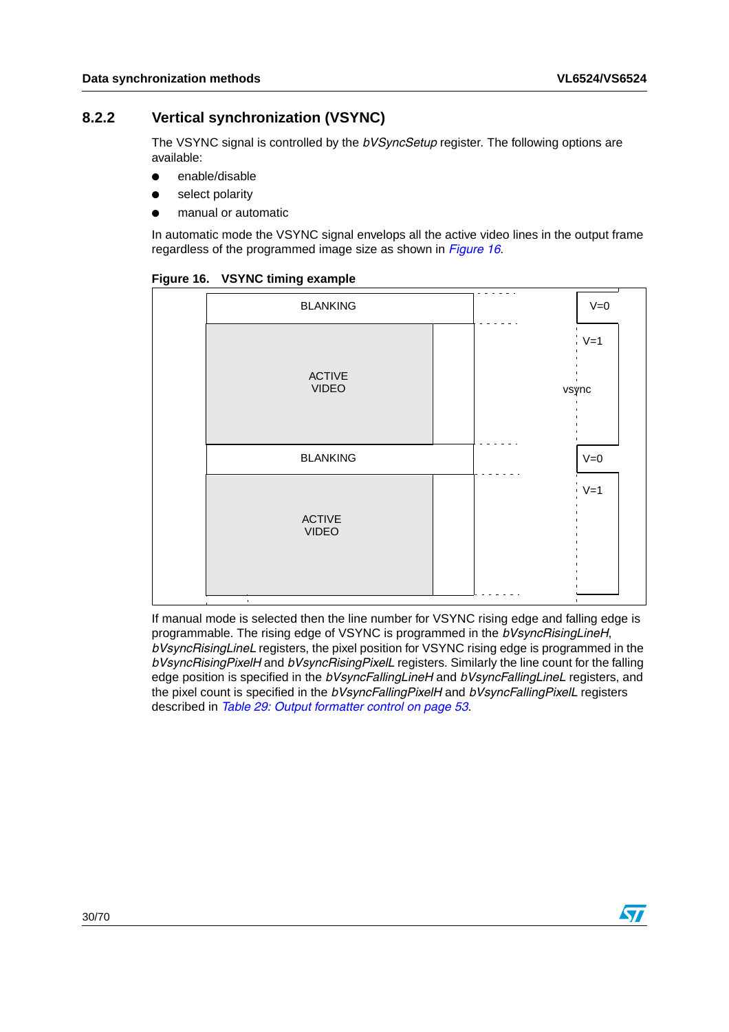### 8.2.2 Vertical synchronization (VSYNC)

The VSYNC signal is controlled by the *bVSyncSetup* register. The following options are available:

- enable/disable
- select polarity
- manual or automatic

In automatic mode the VSYNC signal envelops all the active video lines in the output frame regardless of the programmed image size as shown in *Figure 16*.

**Figure 16. VSYNC timing example**

BLANKING | V=0

ACTIVE VIDEO | V=1

vsync

BLANKING | V=0

ACTIVE VIDEO | V=1

If manual mode is selected then the line number for VSYNC rising edge and falling edge is programmable. The rising edge of VSYNC is programmed in the *bVsyncRisingLineH*, *bVsyncRisingLineL* registers, the pixel position for VSYNC rising edge is programmed in the *bVsyncRisingPixelH* and *bVsyncRisingPixelL* registers. Similarly the line count for the falling edge position is specified in the *bVsyncFallingLineH* and *bVsyncFallingLineL* registers, and the pixel count is specified in the *bVsyncFallingPixelH* and *bVsyncFallingPixelL* registers described in *Table 29: Output formatter control on page 53*.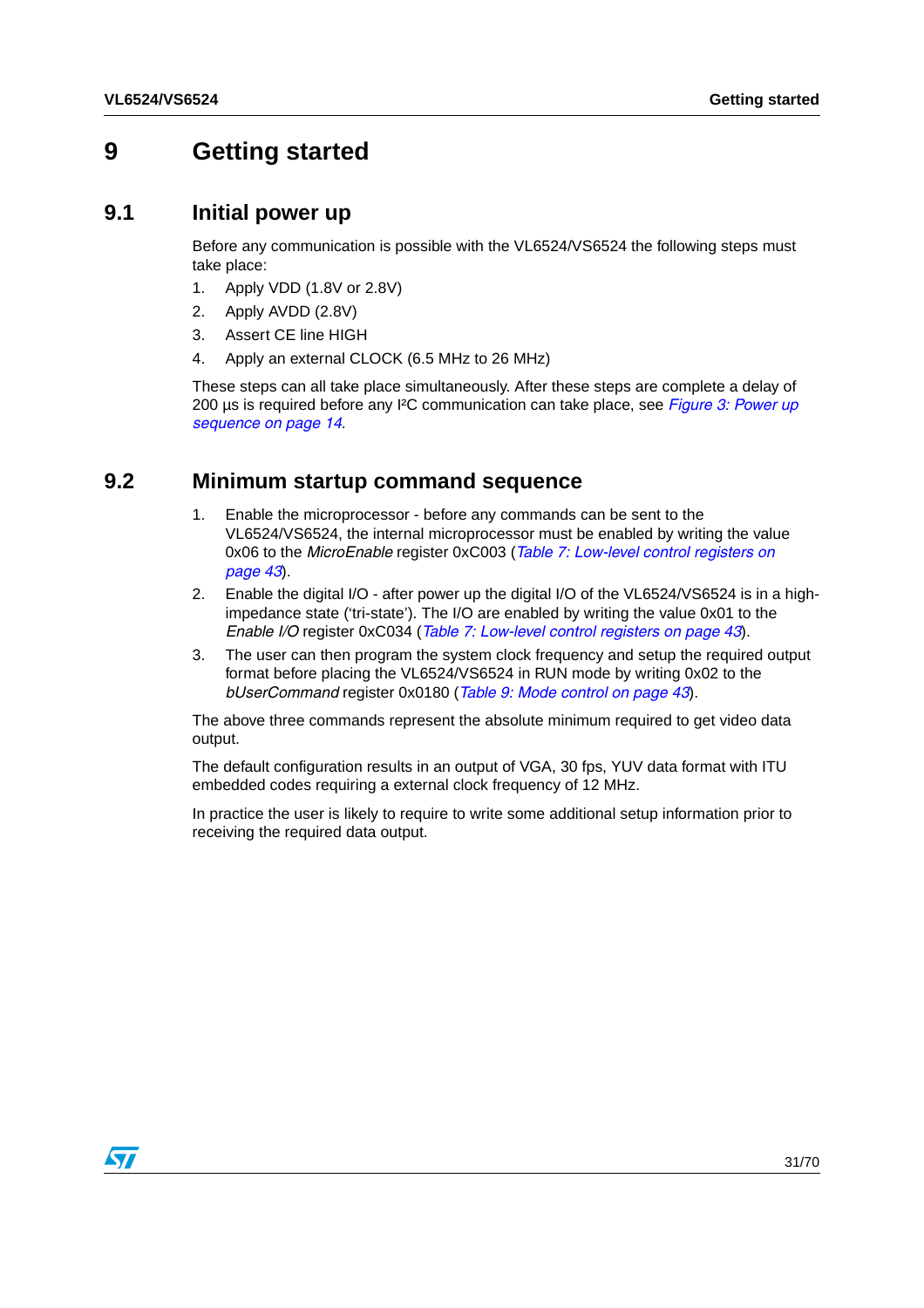# 9 Getting started

## 9.1 Initial power up

Before any communication is possible with the VL6524/VS6524 the following steps must take place:

1. Apply VDD (1.8V or 2.8V)
2. Apply AVDD (2.8V)
3. Assert CE line HIGH
4. Apply an external CLOCK (6.5 MHz to 26 MHz)

These steps can all take place simultaneously. After these steps are complete a delay of 200 µs is required before any I²C communication can take place, see *Figure 3: Power up sequence on page 14*.

## 9.2 Minimum startup command sequence

1. Enable the microprocessor - before any commands can be sent to the VL6524/VS6524, the internal microprocessor must be enabled by writing the value 0x06 to the *MicroEnable* register 0xC003 (*Table 7: Low-level control registers on page 43*).
2. Enable the digital I/O - after power up the digital I/O of the VL6524/VS6524 is in a high-impedance state ('tri-state'). The I/O are enabled by writing the value 0x01 to the *Enable I/O* register 0xC034 (*Table 7: Low-level control registers on page 43*).
3. The user can then program the system clock frequency and setup the required output format before placing the VL6524/VS6524 in RUN mode by writing 0x02 to the *bUserCommand* register 0x0180 (*Table 9: Mode control on page 43*).

The above three commands represent the absolute minimum required to get video data output.

The default configuration results in an output of VGA, 30 fps, YUV data format with ITU embedded codes requiring a external clock frequency of 12 MHz.

In practice the user is likely to require to write some additional setup information prior to receiving the required data output.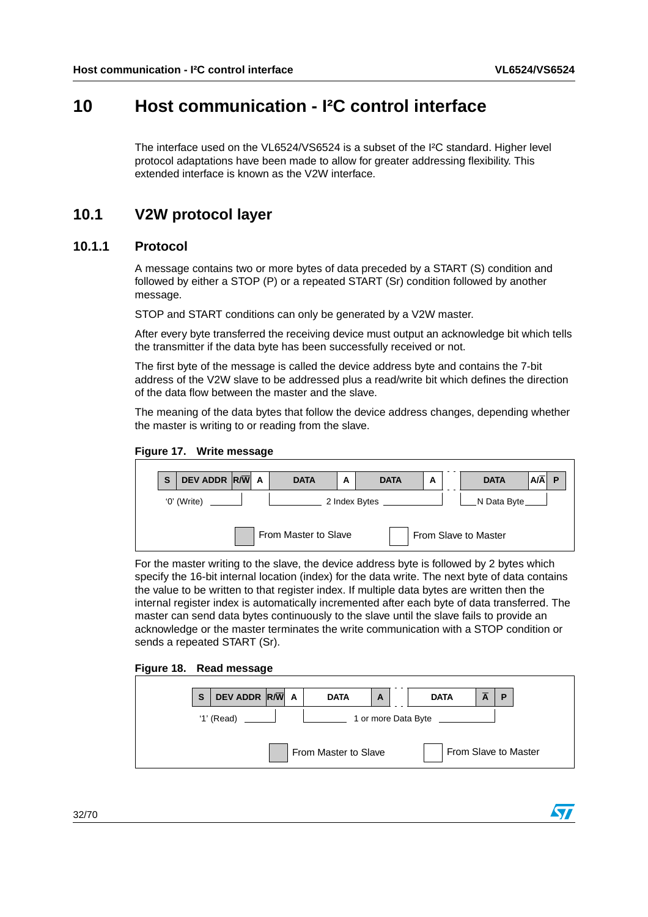# 10 Host communication - I²C control interface

The interface used on the VL6524/VS6524 is a subset of the I²C standard. Higher level protocol adaptations have been made to allow for greater addressing flexibility. This extended interface is known as the V2W interface.

## 10.1 V2W protocol layer

### 10.1.1 Protocol

A message contains two or more bytes of data preceded by a START (S) condition and followed by either a STOP (P) or a repeated START (Sr) condition followed by another message.

STOP and START conditions can only be generated by a V2W master.

After every byte transferred the receiving device must output an acknowledge bit which tells the transmitter if the data byte has been successfully received or not.

The first byte of the message is called the device address byte and contains the 7-bit address of the V2W slave to be addressed plus a read/write bit which defines the direction of the data flow between the master and the slave.

The meaning of the data bytes that follow the device address changes, depending whether the master is writing to or reading from the slave.

**Figure 17. Write message**

| S | DEV ADDR | R/$\overline{W}$ | A | DATA | A | DATA | A | ... | DATA | A/$\overline{A}$ | P |
|---|---|---|---|---|---|---|---|---|---|---|---|

'0' (Write) — 2 Index Bytes — N Data Byte

From Master to Slave — From Slave to Master

For the master writing to the slave, the device address byte is followed by 2 bytes which specify the 16-bit internal location (index) for the data write. The next byte of data contains the value to be written to that register index. If multiple data bytes are written then the internal register index is automatically incremented after each byte of data transferred. The master can send data bytes continuously to the slave until the slave fails to provide an acknowledge or the master terminates the write communication with a STOP condition or sends a repeated START (Sr).

**Figure 18. Read message**

| S | DEV ADDR | R/$\overline{W}$ | A | DATA | A | ... | DATA | $\overline{A}$ | P |
|---|---|---|---|---|---|---|---|---|---|

'1' (Read) — 1 or more Data Byte

From Master to Slave — From Slave to Master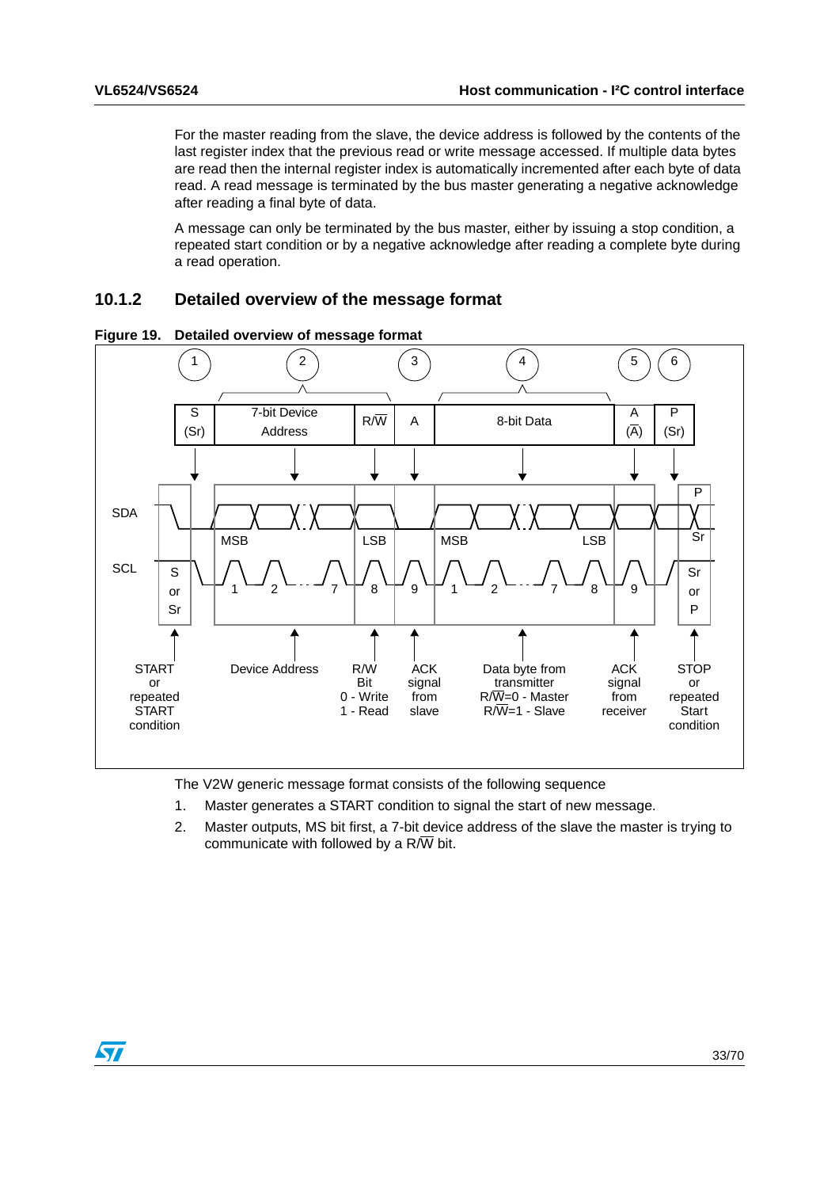For the master reading from the slave, the device address is followed by the contents of the last register index that the previous read or write message accessed. If multiple data bytes are read then the internal register index is automatically incremented after each byte of data read. A read message is terminated by the bus master generating a negative acknowledge after reading a final byte of data.

A message can only be terminated by the bus master, either by issuing a stop condition, a repeated start condition or by a negative acknowledge after reading a complete byte during a read operation.

### 10.1.2 Detailed overview of the message format

**Figure 19. Detailed overview of message format**

The V2W generic message format consists of the following sequence

1. Master generates a START condition to signal the start of new message.
2. Master outputs, MS bit first, a 7-bit device address of the slave the master is trying to communicate with followed by a R/$\overline{W}$ bit.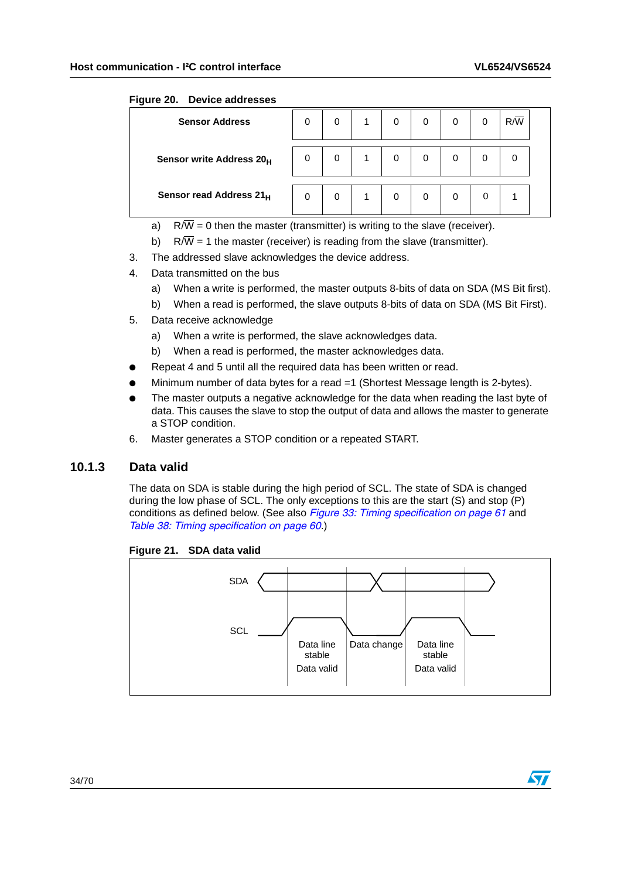Figure 20. Device addresses

| | | | | | | | | |
|---|---|---|---|---|---|---|---|---|
| **Sensor Address** | 0 | 0 | 1 | 0 | 0 | 0 | 0 | R/$\overline{W}$ |
| **Sensor write Address $20_H$** | 0 | 0 | 1 | 0 | 0 | 0 | 0 | 0 |
| **Sensor read Address $21_H$** | 0 | 0 | 1 | 0 | 0 | 0 | 0 | 1 |

a) R/$\overline{W}$ = 0 then the master (transmitter) is writing to the slave (receiver).

b) R/$\overline{W}$ = 1 the master (receiver) is reading from the slave (transmitter).

3. The addressed slave acknowledges the device address.
4. Data transmitted on the bus
   a) When a write is performed, the master outputs 8-bits of data on SDA (MS Bit first).
   b) When a read is performed, the slave outputs 8-bits of data on SDA (MS Bit First).
5. Data receive acknowledge
   a) When a write is performed, the slave acknowledges data.
   b) When a read is performed, the master acknowledges data.

- Repeat 4 and 5 until all the required data has been written or read.
- Minimum number of data bytes for a read =1 (Shortest Message length is 2-bytes).
- The master outputs a negative acknowledge for the data when reading the last byte of data. This causes the slave to stop the output of data and allows the master to generate a STOP condition.

6. Master generates a STOP condition or a repeated START.

### 10.1.3 Data valid

The data on SDA is stable during the high period of SCL. The state of SDA is changed during the low phase of SCL. The only exceptions to this are the start (S) and stop (P) conditions as defined below. (See also *Figure 33: Timing specification on page 61* and *Table 38: Timing specification on page 60*.)

Figure 21. SDA data valid

SDA

SCL

Data line stable
Data valid

Data change

Data line stable
Data valid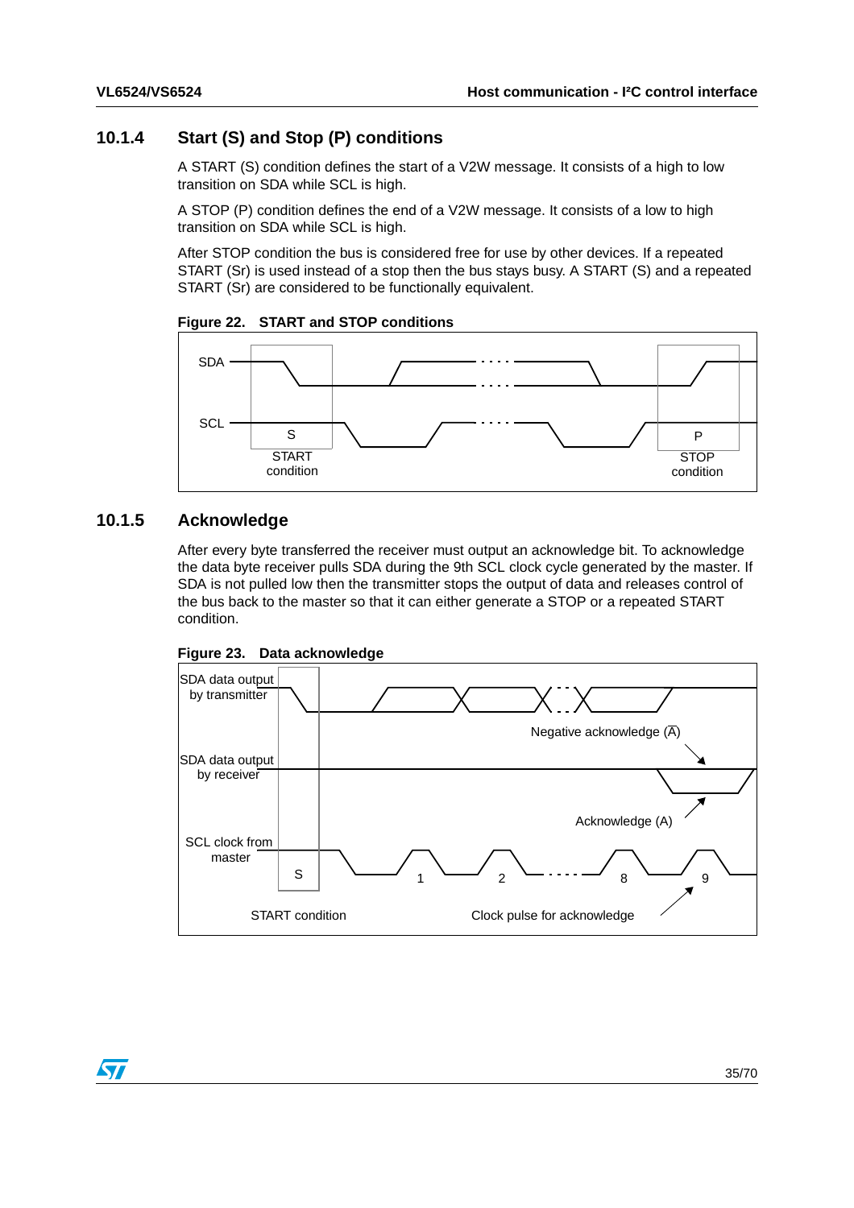### 10.1.4 Start (S) and Stop (P) conditions

A START (S) condition defines the start of a V2W message. It consists of a high to low transition on SDA while SCL is high.

A STOP (P) condition defines the end of a V2W message. It consists of a low to high transition on SDA while SCL is high.

After STOP condition the bus is considered free for use by other devices. If a repeated START (Sr) is used instead of a stop then the bus stays busy. A START (S) and a repeated START (Sr) are considered to be functionally equivalent.

**Figure 22. START and STOP conditions**

SDA

SCL

S

START condition

P

STOP condition

### 10.1.5 Acknowledge

After every byte transferred the receiver must output an acknowledge bit. To acknowledge the data byte receiver pulls SDA during the 9th SCL clock cycle generated by the master. If SDA is not pulled low then the transmitter stops the output of data and releases control of the bus back to the master so that it can either generate a STOP or a repeated START condition.

**Figure 23. Data acknowledge**

SDA data output by transmitter

Negative acknowledge ($\overline{A}$)

SDA data output by receiver

Acknowledge (A)

SCL clock from master

S 1 2 8 9

START condition

Clock pulse for acknowledge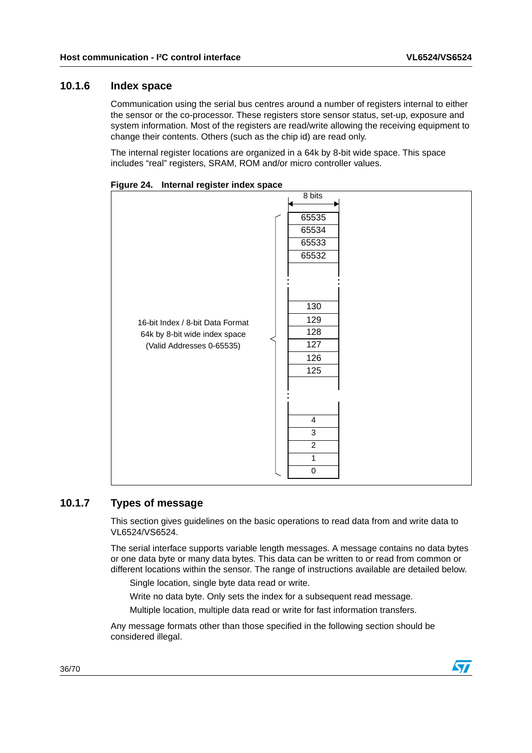### 10.1.6 Index space

Communication using the serial bus centres around a number of registers internal to either the sensor or the co-processor. These registers store sensor status, set-up, exposure and system information. Most of the registers are read/write allowing the receiving equipment to change their contents. Others (such as the chip id) are read only.

The internal register locations are organized in a 64k by 8-bit wide space. This space includes “real” registers, SRAM, ROM and/or micro controller values.

**Figure 24. Internal register index space**

16-bit Index / 8-bit Data Format
64k by 8-bit wide index space
(Valid Addresses 0-65535)

| 8 bits |
|---|
| 65535 |
| 65534 |
| 65533 |
| 65532 |
| ⋮ |
| 130 |
| 129 |
| 128 |
| 127 |
| 126 |
| 125 |
| ⋮ |
| 4 |
| 3 |
| 2 |
| 1 |
| 0 |

### 10.1.7 Types of message

This section gives guidelines on the basic operations to read data from and write data to VL6524/VS6524.

The serial interface supports variable length messages. A message contains no data bytes or one data byte or many data bytes. This data can be written to or read from common or different locations within the sensor. The range of instructions available are detailed below.

- Single location, single byte data read or write.
- Write no data byte. Only sets the index for a subsequent read message.
- Multiple location, multiple data read or write for fast information transfers.

Any message formats other than those specified in the following section should be considered illegal.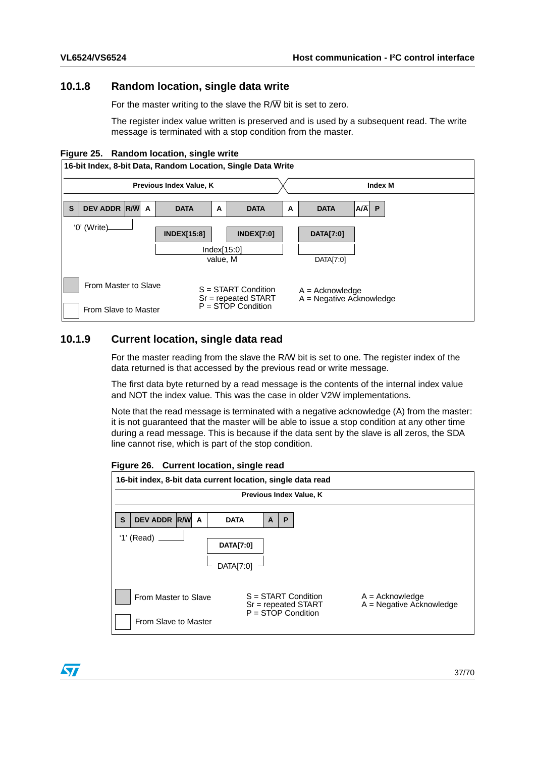### 10.1.8 Random location, single data write

For the master writing to the slave the R/$\overline{W}$ bit is set to zero.

The register index value written is preserved and is used by a subsequent read. The write message is terminated with a stop condition from the master.

**Figure 25. Random location, single write**

16-bit Index, 8-bit Data, Random Location, Single Data Write

Previous Index Value, K — Index M

| S | DEV ADDR | R/$\overline{W}$ | A | DATA | A | DATA | A | DATA | A/$\overline{A}$ | P |
|---|---|---|---|---|---|---|---|---|---|---|

- R/$\overline{W}$: '0' (Write)
- DATA, DATA: INDEX[15:8], INDEX[7:0] — Index[15:0] value, M
- DATA: DATA[7:0] — DATA[7:0]

From Master to Slave / From Slave to Master

S = START Condition
Sr = repeated START
P = STOP Condition

A = Acknowledge
$\overline{A}$ = Negative Acknowledge

### 10.1.9 Current location, single data read

For the master reading from the slave the R/$\overline{W}$ bit is set to one. The register index of the data returned is that accessed by the previous read or write message.

The first data byte returned by a read message is the contents of the internal index value and NOT the index value. This was the case in older V2W implementations.

Note that the read message is terminated with a negative acknowledge ($\overline{A}$) from the master: it is not guaranteed that the master will be able to issue a stop condition at any other time during a read message. This is because if the data sent by the slave is all zeros, the SDA line cannot rise, which is part of the stop condition.

**Figure 26. Current location, single read**

16-bit index, 8-bit data current location, single data read

Previous Index Value, K

| S | DEV ADDR | R/$\overline{W}$ | A | DATA | $\overline{A}$ | P |
|---|---|---|---|---|---|---|

- R/$\overline{W}$: '1' (Read)
- DATA: DATA[7:0] — DATA[7:0]

From Master to Slave / From Slave to Master

S = START Condition
Sr = repeated START
P = STOP Condition

A = Acknowledge
$\overline{A}$ = Negative Acknowledge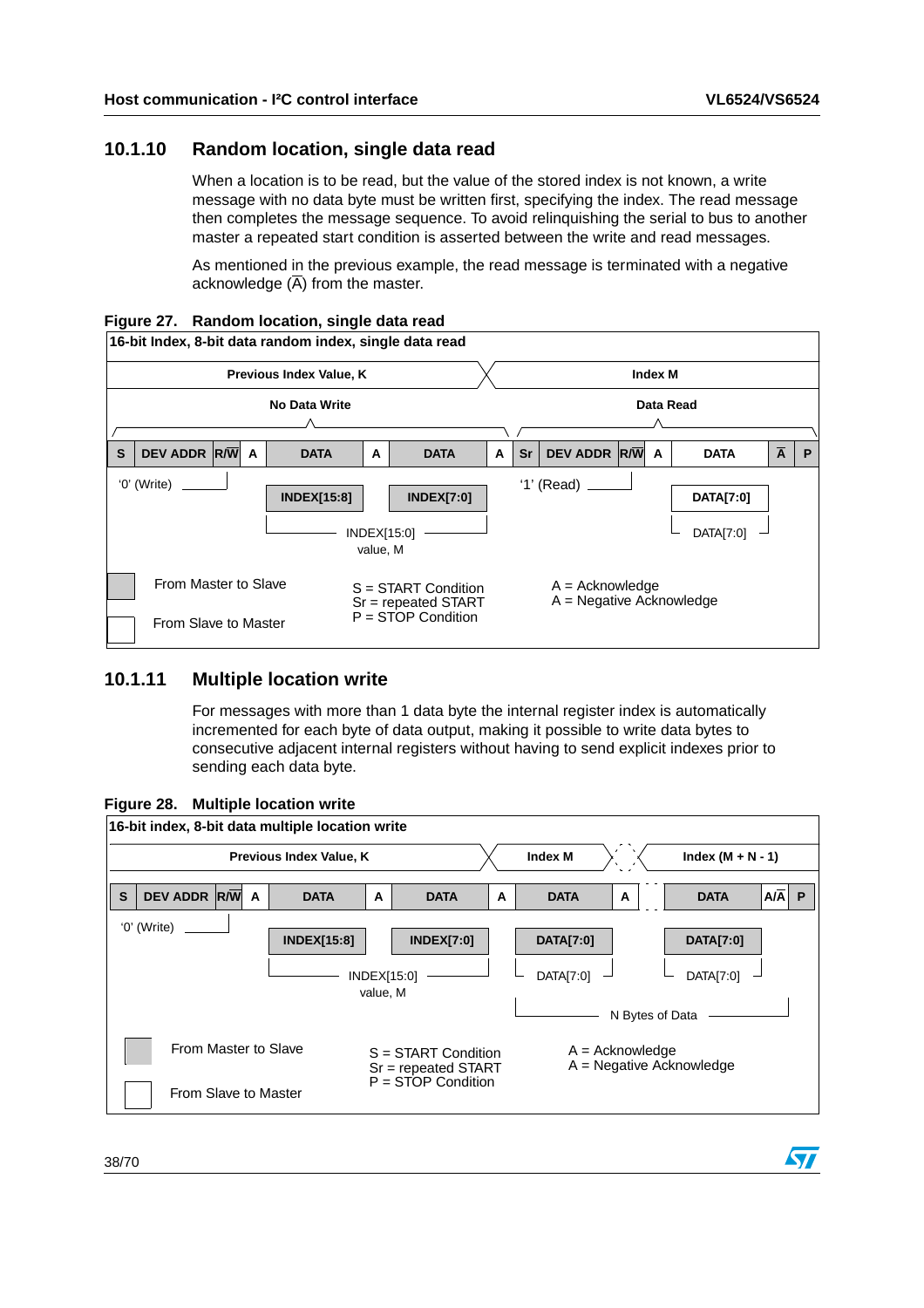### 10.1.10 Random location, single data read

When a location is to be read, but the value of the stored index is not known, a write message with no data byte must be written first, specifying the index. The read message then completes the message sequence. To avoid relinquishing the serial to bus to another master a repeated start condition is asserted between the write and read messages.

As mentioned in the previous example, the read message is terminated with a negative acknowledge ($\overline{A}$) from the master.

**Figure 27. Random location, single data read**

16-bit Index, 8-bit data random index, single data read

| S | DEV ADDR | R/$\overline{W}$ | A | DATA | A | DATA | A | Sr | DEV ADDR | R/$\overline{W}$ | A | DATA | $\overline{A}$ | P |
|---|---|---|---|---|---|---|---|---|---|---|---|---|---|---|
| | | '0' (Write) | | INDEX[15:8] | | INDEX[7:0] | | | | '1' (Read) | | DATA[7:0] | | |

- Previous Index Value, K → Index M
- No Data Write: S, DEV ADDR, R/$\overline{W}$, A, DATA, A, DATA, A
- Data Read: Sr, DEV ADDR, R/$\overline{W}$, A, DATA, $\overline{A}$, P
- INDEX[15:0] value, M
- DATA[7:0]

Shaded: From Master to Slave; Unshaded: From Slave to Master

S = START Condition
Sr = repeated START
P = STOP Condition

A = Acknowledge
$\overline{A}$ = Negative Acknowledge

### 10.1.11 Multiple location write

For messages with more than 1 data byte the internal register index is automatically incremented for each byte of data output, making it possible to write data bytes to consecutive adjacent internal registers without having to send explicit indexes prior to sending each data byte.

**Figure 28. Multiple location write**

16-bit index, 8-bit data multiple location write

| S | DEV ADDR | R/$\overline{W}$ | A | DATA | A | DATA | A | DATA | A | ... | DATA | A/$\overline{A}$ | P |
|---|---|---|---|---|---|---|---|---|---|---|---|---|---|
| | | '0' (Write) | | INDEX[15:8] | | INDEX[7:0] | | DATA[7:0] | | | DATA[7:0] | | |

- Previous Index Value, K → Index M → Index (M + N - 1)
- INDEX[15:0] value, M
- DATA[7:0] ... DATA[7:0]: N Bytes of Data

Shaded: From Master to Slave; Unshaded: From Slave to Master

S = START Condition
Sr = repeated START
P = STOP Condition

A = Acknowledge
$\overline{A}$ = Negative Acknowledge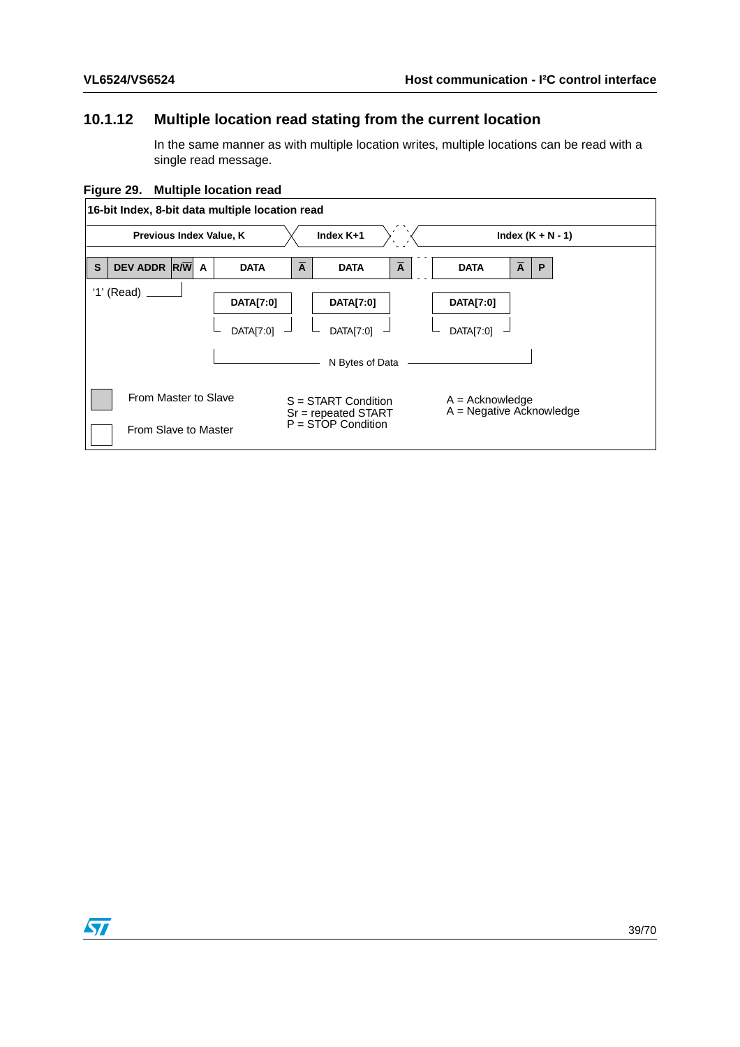### 10.1.12 Multiple location read stating from the current location

In the same manner as with multiple location writes, multiple locations can be read with a single read message.

**Figure 29. Multiple location read**

**16-bit Index, 8-bit data multiple location read**

| Previous Index Value, K | | | | Index K+1 | | | Index (K + N - 1) | | |
|---|---|---|---|---|---|---|---|---|---|
| S | DEV ADDR | R/W | A | DATA | $\overline{A}$ | DATA | $\overline{A}$ | DATA | $\overline{A}$ | P |

'1' (Read)

DATA[7:0] — DATA[7:0] — DATA[7:0]

N Bytes of Data

From Master to Slave

From Slave to Master

S = START Condition
Sr = repeated START
P = STOP Condition

A = Acknowledge
$\overline{A}$ = Negative Acknowledge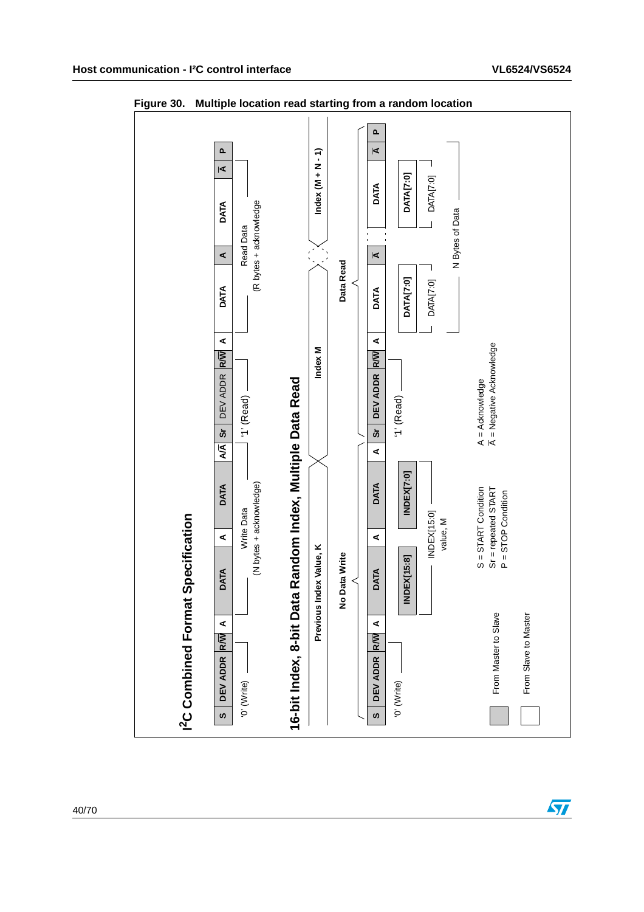**Figure 30. Multiple location read starting from a random location**

## I²C Combined Format Specification

| S | DEV ADDR | R/W̄ | A | DATA | A | DATA | A/Ā | Sr | DEV ADDR | R/W̄ | A | DATA | A | DATA | Ā | P |
|---|---|---|---|---|---|---|---|---|---|---|---|---|---|---|---|---|

'0' (Write) — Write Data (N bytes + acknowledge) — '1' (Read) — Read Data (R bytes + acknowledge)

## 16-bit Index, 8-bit Data Random Index, Multiple Data Read

Previous Index Value, K — Index M — Index (M + N - 1)

No Data Write — Data Read

| S | DEV ADDR | R/W̄ | A | DATA | A | DATA | A | Sr | DEV ADDR | R/W̄ | A | DATA | Ā | DATA | Ā | P |
|---|---|---|---|---|---|---|---|---|---|---|---|---|---|---|---|---|
| | '0' (Write) | | | INDEX[15:8] | | INDEX[7:0] | | | '1' (Read) | | | DATA[7:0] | | DATA[7:0] | | |

INDEX[15:0] value, M

DATA[7:0] … DATA[7:0] — N Bytes of Data

From Master to Slave (shaded)

From Slave to Master (unshaded)

S = START Condition
Sr = repeated START
P = STOP Condition

A = Acknowledge
Ā = Negative Acknowledge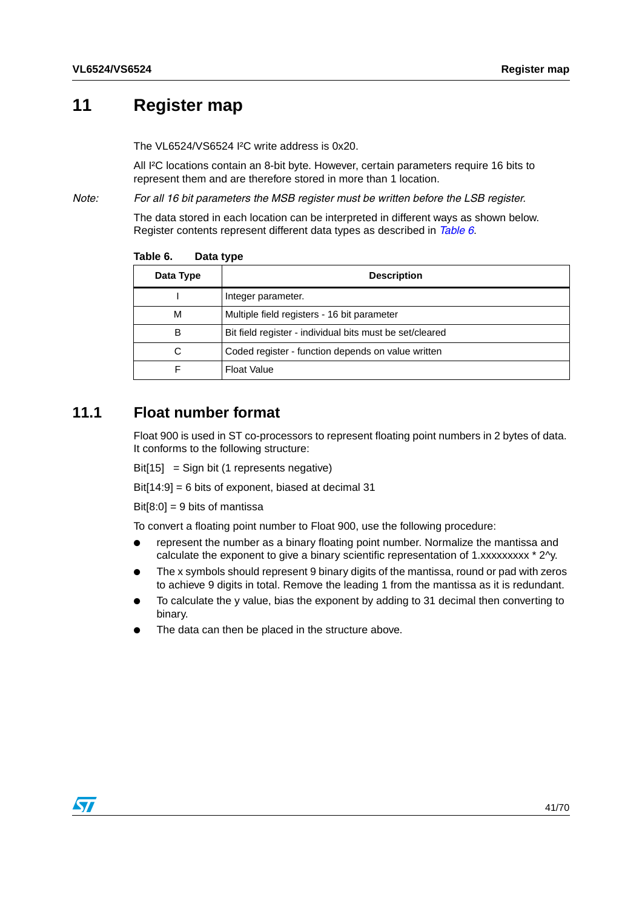# 11 Register map

The VL6524/VS6524 I²C write address is 0x20.

All I²C locations contain an 8-bit byte. However, certain parameters require 16 bits to represent them and are therefore stored in more than 1 location.

*Note: For all 16 bit parameters the MSB register must be written before the LSB register.*

The data stored in each location can be interpreted in different ways as shown below. Register contents represent different data types as described in *Table 6*.

**Table 6. Data type**

| Data Type | Description |
|---|---|
| I | Integer parameter. |
| M | Multiple field registers - 16 bit parameter |
| B | Bit field register - individual bits must be set/cleared |
| C | Coded register - function depends on value written |
| F | Float Value |

## 11.1 Float number format

Float 900 is used in ST co-processors to represent floating point numbers in 2 bytes of data. It conforms to the following structure:

Bit[15] = Sign bit (1 represents negative)

Bit[14:9] = 6 bits of exponent, biased at decimal 31

Bit[8:0] = 9 bits of mantissa

To convert a floating point number to Float 900, use the following procedure:

- represent the number as a binary floating point number. Normalize the mantissa and calculate the exponent to give a binary scientific representation of 1.xxxxxxxxx * 2^y.
- The x symbols should represent 9 binary digits of the mantissa, round or pad with zeros to achieve 9 digits in total. Remove the leading 1 from the mantissa as it is redundant.
- To calculate the y value, bias the exponent by adding to 31 decimal then converting to binary.
- The data can then be placed in the structure above.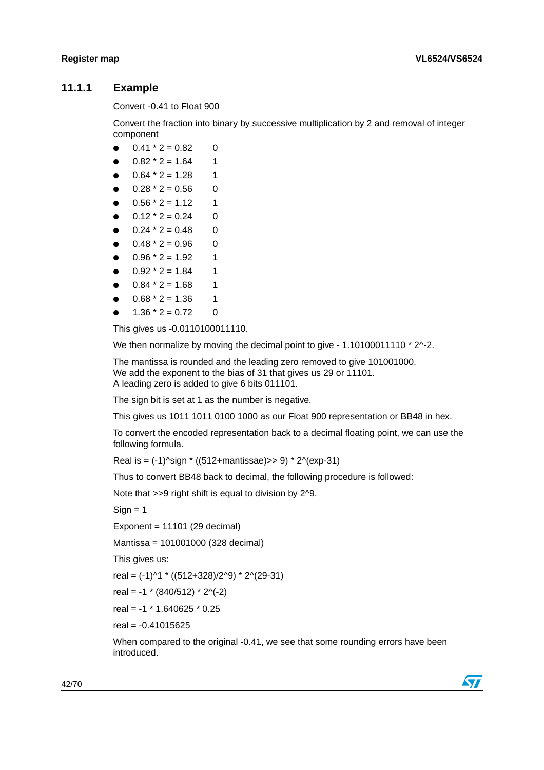### 11.1.1 Example

Convert -0.41 to Float 900

Convert the fraction into binary by successive multiplication by 2 and removal of integer component

- 0.41 * 2 = 0.82 0
- 0.82 * 2 = 1.64 1
- 0.64 * 2 = 1.28 1
- 0.28 * 2 = 0.56 0
- 0.56 * 2 = 1.12 1
- 0.12 * 2 = 0.24 0
- 0.24 * 2 = 0.48 0
- 0.48 * 2 = 0.96 0
- 0.96 * 2 = 1.92 1
- 0.92 * 2 = 1.84 1
- 0.84 * 2 = 1.68 1
- 0.68 * 2 = 1.36 1
- 1.36 * 2 = 0.72 0

This gives us -0.0110100011110.

We then normalize by moving the decimal point to give - 1.10100011110 * 2^-2.

The mantissa is rounded and the leading zero removed to give 101001000.
We add the exponent to the bias of 31 that gives us 29 or 11101.
A leading zero is added to give 6 bits 011101.

The sign bit is set at 1 as the number is negative.

This gives us 1011 1011 0100 1000 as our Float 900 representation or BB48 in hex.

To convert the encoded representation back to a decimal floating point, we can use the following formula.

Real is = (-1)^sign * ((512+mantissae)>> 9) * 2^(exp-31)

Thus to convert BB48 back to decimal, the following procedure is followed:

Note that >>9 right shift is equal to division by 2^9.

Sign = 1

Exponent = 11101 (29 decimal)

Mantissa = 101001000 (328 decimal)

This gives us:

real = (-1)^1 * ((512+328)/2^9) * 2^(29-31)

real = -1 * (840/512) * 2^(-2)

real = -1 * 1.640625 * 0.25

real = -0.41015625

When compared to the original -0.41, we see that some rounding errors have been introduced.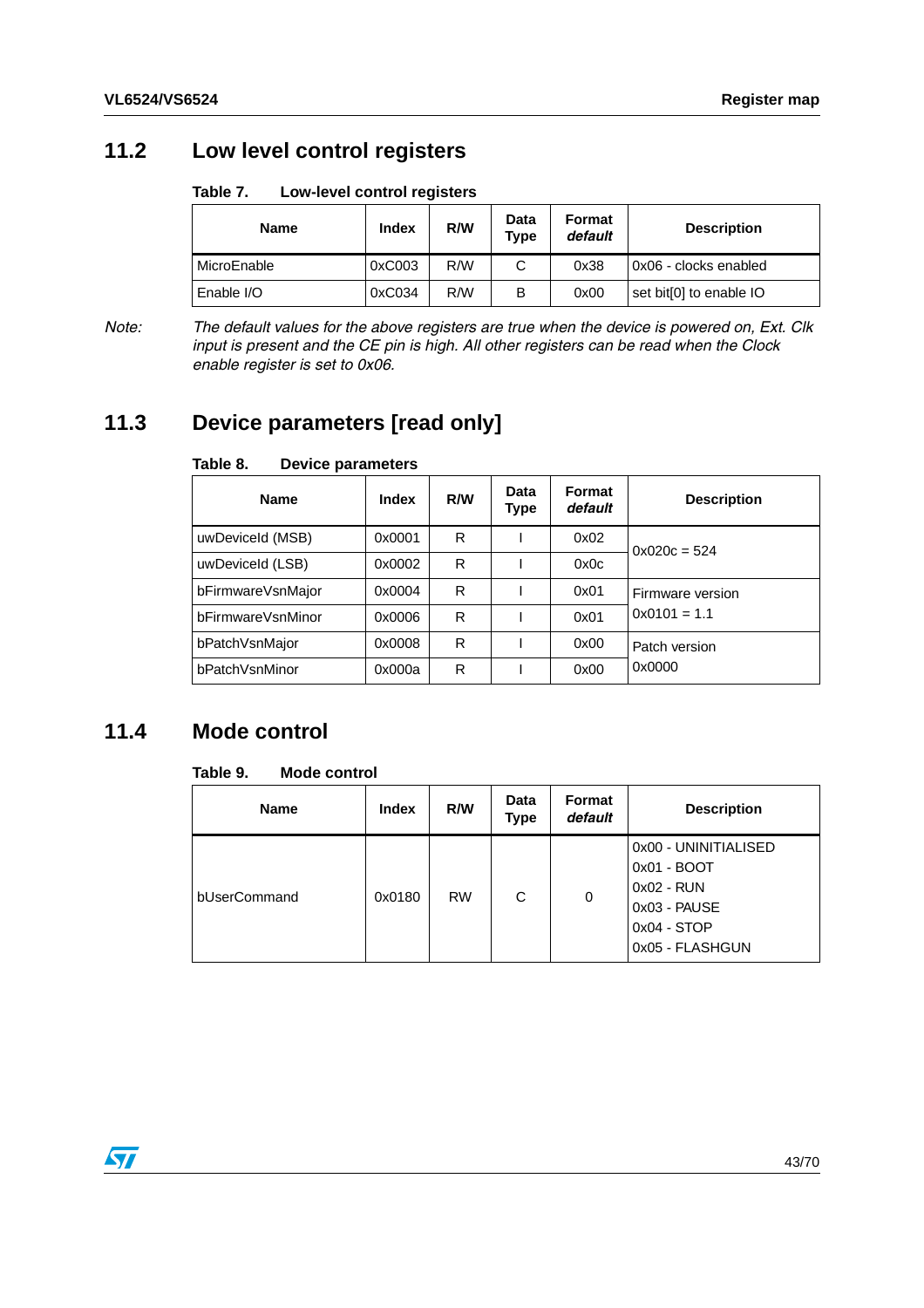## 11.2 Low level control registers

**Table 7. Low-level control registers**

| Name | Index | R/W | Data Type | Format *default* | Description |
|---|---|---|---|---|---|
| MicroEnable | 0xC003 | R/W | C | 0x38 | 0x06 - clocks enabled |
| Enable I/O | 0xC034 | R/W | B | 0x00 | set bit[0] to enable IO |

*Note: The default values for the above registers are true when the device is powered on, Ext. Clk input is present and the CE pin is high. All other registers can be read when the Clock enable register is set to 0x06.*

## 11.3 Device parameters [read only]

**Table 8. Device parameters**

| Name | Index | R/W | Data Type | Format *default* | Description |
|---|---|---|---|---|---|
| uwDeviceId (MSB) | 0x0001 | R | I | 0x02 | 0x020c = 524 |
| uwDeviceId (LSB) | 0x0002 | R | I | 0x0c | |
| bFirmwareVsnMajor | 0x0004 | R | I | 0x01 | Firmware version 0x0101 = 1.1 |
| bFirmwareVsnMinor | 0x0006 | R | I | 0x01 | |
| bPatchVsnMajor | 0x0008 | R | I | 0x00 | Patch version 0x0000 |
| bPatchVsnMinor | 0x000a | R | I | 0x00 | |

## 11.4 Mode control

**Table 9. Mode control**

| Name | Index | R/W | Data Type | Format *default* | Description |
|---|---|---|---|---|---|
| bUserCommand | 0x0180 | RW | C | 0 | 0x00 - UNINITIALISED<br>0x01 - BOOT<br>0x02 - RUN<br>0x03 - PAUSE<br>0x04 - STOP<br>0x05 - FLASHGUN |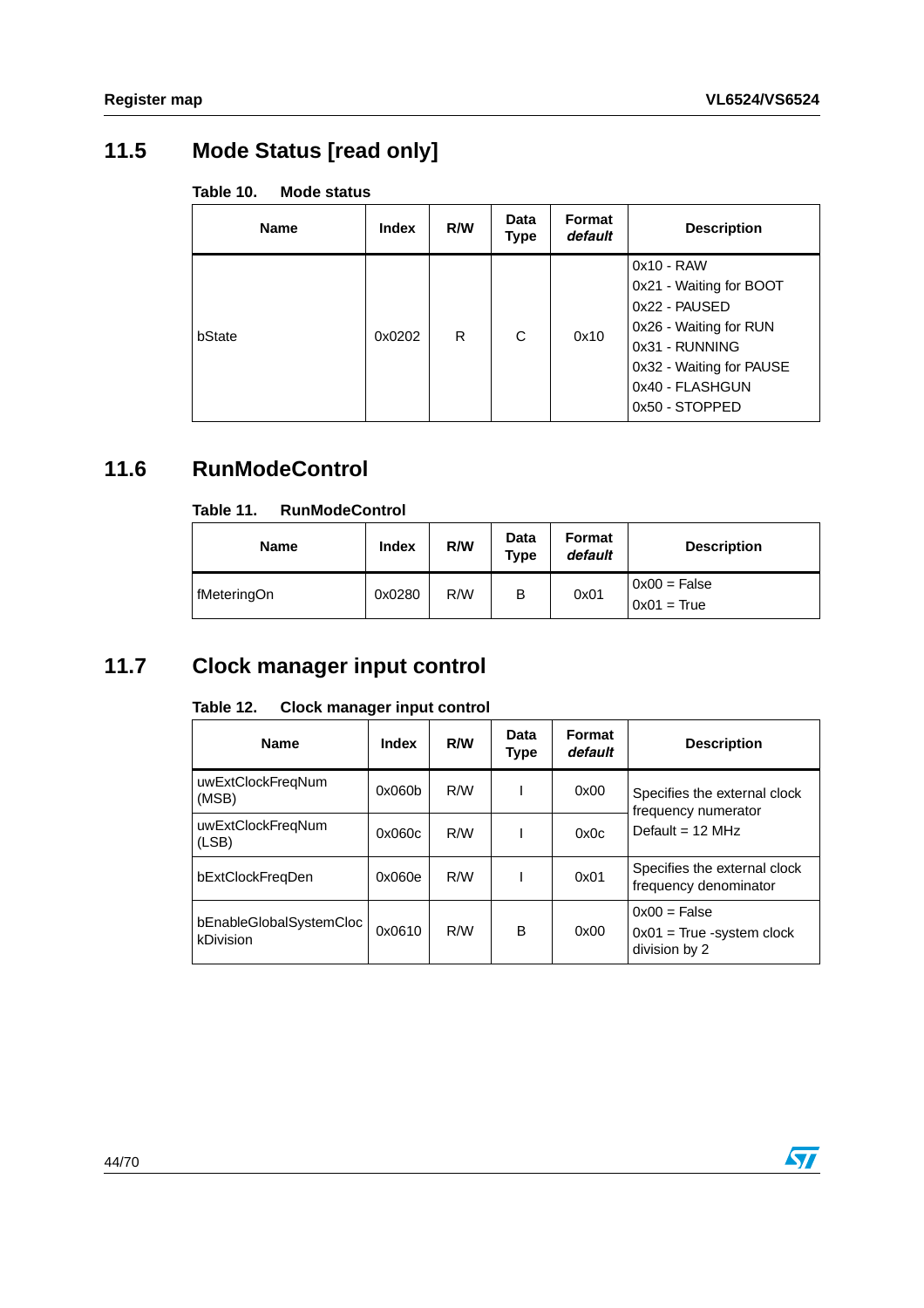## 11.5 Mode Status [read only]

**Table 10. Mode status**

| Name | Index | R/W | Data Type | Format *default* | Description |
|---|---|---|---|---|---|
| bState | 0x0202 | R | C | 0x10 | 0x10 - RAW<br>0x21 - Waiting for BOOT<br>0x22 - PAUSED<br>0x26 - Waiting for RUN<br>0x31 - RUNNING<br>0x32 - Waiting for PAUSE<br>0x40 - FLASHGUN<br>0x50 - STOPPED |

## 11.6 RunModeControl

**Table 11. RunModeControl**

| Name | Index | R/W | Data Type | Format *default* | Description |
|---|---|---|---|---|---|
| fMeteringOn | 0x0280 | R/W | B | 0x01 | 0x00 = False<br>0x01 = True |

## 11.7 Clock manager input control

**Table 12. Clock manager input control**

| Name | Index | R/W | Data Type | Format *default* | Description |
|---|---|---|---|---|---|
| uwExtClockFreqNum (MSB) | 0x060b | R/W | I | 0x00 | Specifies the external clock frequency numerator<br>Default = 12 MHz |
| uwExtClockFreqNum (LSB) | 0x060c | R/W | I | 0x0c | |
| bExtClockFreqDen | 0x060e | R/W | I | 0x01 | Specifies the external clock frequency denominator |
| bEnableGlobalSystemClockDivision | 0x0610 | R/W | B | 0x00 | 0x00 = False<br>0x01 = True -system clock division by 2 |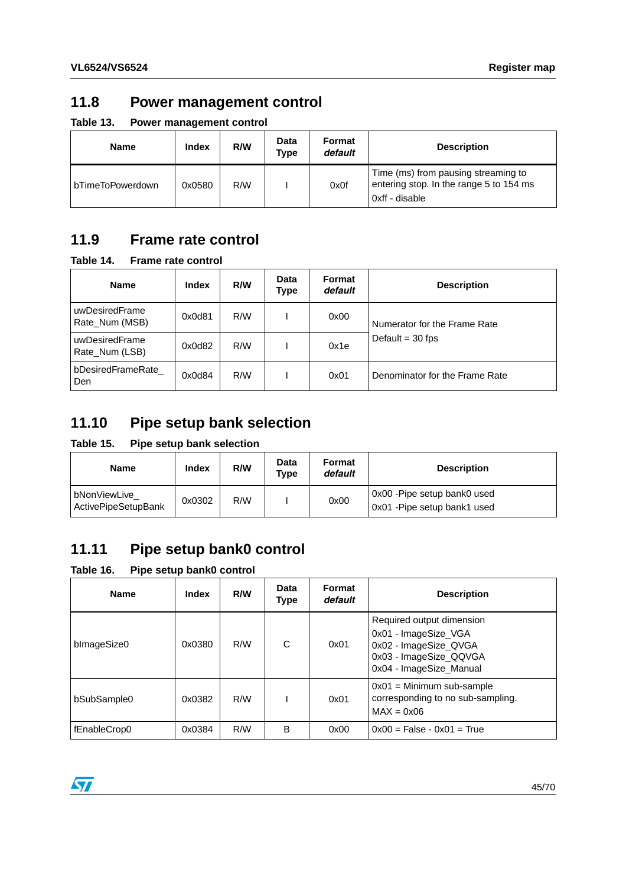## 11.8 Power management control

**Table 13. Power management control**

| Name | Index | R/W | Data Type | Format *default* | Description |
|---|---|---|---|---|---|
| bTimeToPowerdown | 0x0580 | R/W | I | 0x0f | Time (ms) from pausing streaming to entering stop. In the range 5 to 154 ms<br>0xff - disable |

## 11.9 Frame rate control

**Table 14. Frame rate control**

| Name | Index | R/W | Data Type | Format *default* | Description |
|---|---|---|---|---|---|
| uwDesiredFrame Rate_Num (MSB) | 0x0d81 | R/W | I | 0x00 | Numerator for the Frame Rate<br>Default = 30 fps |
| uwDesiredFrame Rate_Num (LSB) | 0x0d82 | R/W | I | 0x1e | |
| bDesiredFrameRate_ Den | 0x0d84 | R/W | I | 0x01 | Denominator for the Frame Rate |

## 11.10 Pipe setup bank selection

**Table 15. Pipe setup bank selection**

| Name | Index | R/W | Data Type | Format *default* | Description |
|---|---|---|---|---|---|
| bNonViewLive_ ActivePipeSetupBank | 0x0302 | R/W | I | 0x00 | 0x00 -Pipe setup bank0 used<br>0x01 -Pipe setup bank1 used |

## 11.11 Pipe setup bank0 control

**Table 16. Pipe setup bank0 control**

| Name | Index | R/W | Data Type | Format *default* | Description |
|---|---|---|---|---|---|
| bImageSize0 | 0x0380 | R/W | C | 0x01 | Required output dimension<br>0x01 - ImageSize_VGA<br>0x02 - ImageSize_QVGA<br>0x03 - ImageSize_QQVGA<br>0x04 - ImageSize_Manual |
| bSubSample0 | 0x0382 | R/W | I | 0x01 | 0x01 = Minimum sub-sample corresponding to no sub-sampling.<br>MAX = 0x06 |
| fEnableCrop0 | 0x0384 | R/W | B | 0x00 | 0x00 = False - 0x01 = True |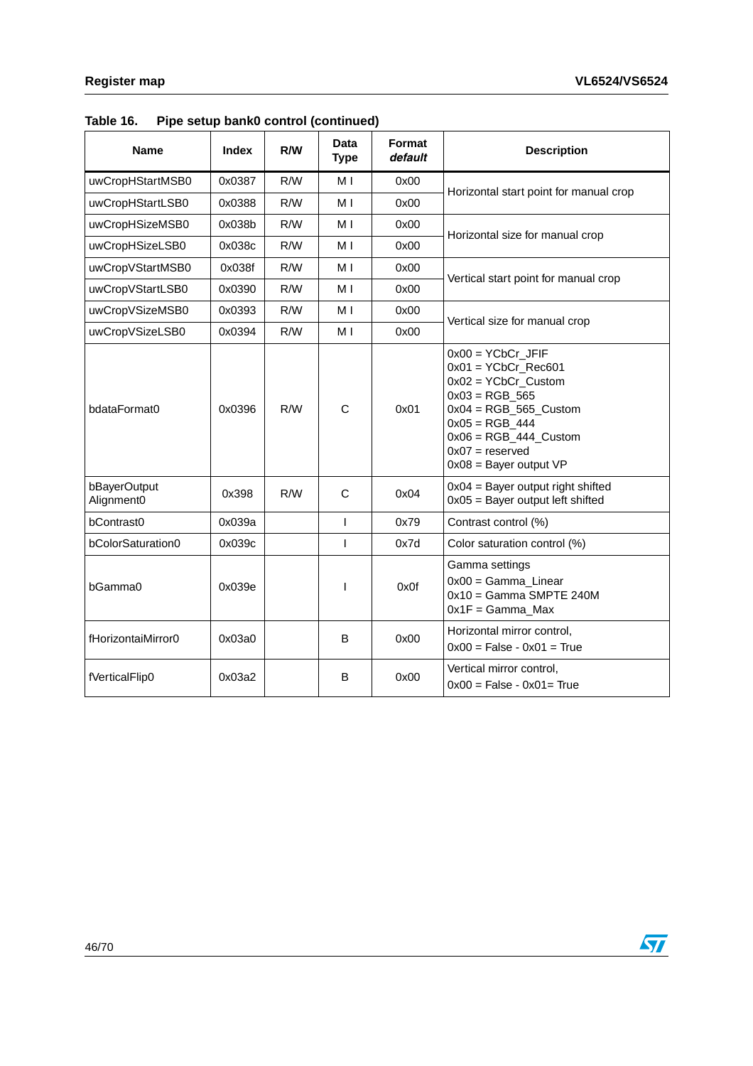**Table 16. Pipe setup bank0 control (continued)**

| Name | Index | R/W | Data Type | Format *default* | Description |
|---|---|---|---|---|---|
| uwCropHStartMSB0 | 0x0387 | R/W | M I | 0x00 | Horizontal start point for manual crop |
| uwCropHStartLSB0 | 0x0388 | R/W | M I | 0x00 | |
| uwCropHSizeMSB0 | 0x038b | R/W | M I | 0x00 | Horizontal size for manual crop |
| uwCropHSizeLSB0 | 0x038c | R/W | M I | 0x00 | |
| uwCropVStartMSB0 | 0x038f | R/W | M I | 0x00 | Vertical start point for manual crop |
| uwCropVStartLSB0 | 0x0390 | R/W | M I | 0x00 | |
| uwCropVSizeMSB0 | 0x0393 | R/W | M I | 0x00 | Vertical size for manual crop |
| uwCropVSizeLSB0 | 0x0394 | R/W | M I | 0x00 | |
| bdataFormat0 | 0x0396 | R/W | C | 0x01 | 0x00 = YCbCr_JFIF<br>0x01 = YCbCr_Rec601<br>0x02 = YCbCr_Custom<br>0x03 = RGB_565<br>0x04 = RGB_565_Custom<br>0x05 = RGB_444<br>0x06 = RGB_444_Custom<br>0x07 = reserved<br>0x08 = Bayer output VP |
| bBayerOutput Alignment0 | 0x398 | R/W | C | 0x04 | 0x04 = Bayer output right shifted<br>0x05 = Bayer output left shifted |
| bContrast0 | 0x039a | | I | 0x79 | Contrast control (%) |
| bColorSaturation0 | 0x039c | | I | 0x7d | Color saturation control (%) |
| bGamma0 | 0x039e | | I | 0x0f | Gamma settings<br>0x00 = Gamma_Linear<br>0x10 = Gamma SMPTE 240M<br>0x1F = Gamma_Max |
| fHorizontaiMirror0 | 0x03a0 | | B | 0x00 | Horizontal mirror control,<br>0x00 = False - 0x01 = True |
| fVerticalFlip0 | 0x03a2 | | B | 0x00 | Vertical mirror control,<br>0x00 = False - 0x01= True |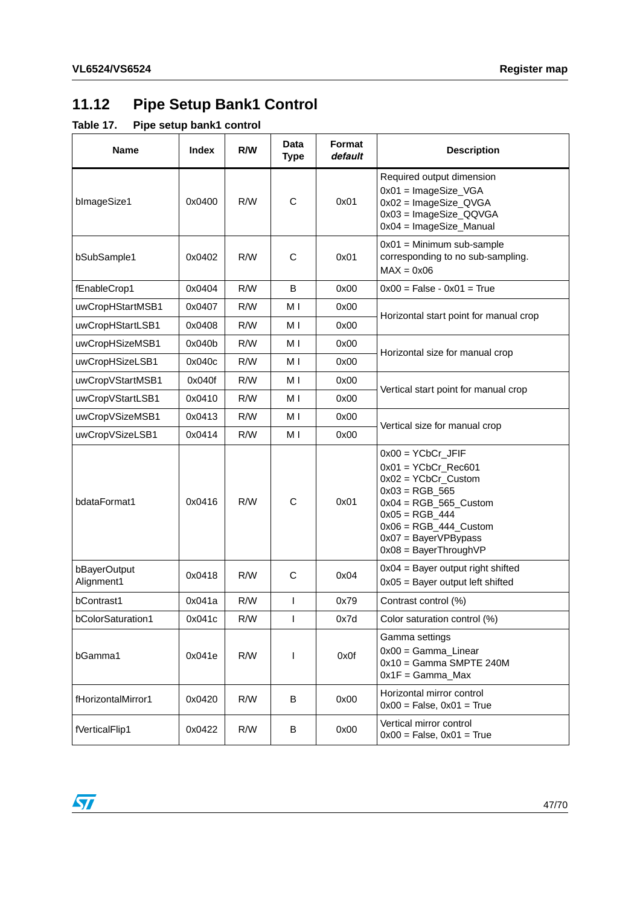## 11.12 Pipe Setup Bank1 Control

**Table 17. Pipe setup bank1 control**

| Name | Index | R/W | Data Type | Format *default* | Description |
|---|---|---|---|---|---|
| bImageSize1 | 0x0400 | R/W | C | 0x01 | Required output dimension<br>0x01 = ImageSize_VGA<br>0x02 = ImageSize_QVGA<br>0x03 = ImageSize_QQVGA<br>0x04 = ImageSize_Manual |
| bSubSample1 | 0x0402 | R/W | C | 0x01 | 0x01 = Minimum sub-sample corresponding to no sub-sampling.<br>MAX = 0x06 |
| fEnableCrop1 | 0x0404 | R/W | B | 0x00 | 0x00 = False - 0x01 = True |
| uwCropHStartMSB1 | 0x0407 | R/W | M I | 0x00 | Horizontal start point for manual crop |
| uwCropHStartLSB1 | 0x0408 | R/W | M I | 0x00 | |
| uwCropHSizeMSB1 | 0x040b | R/W | M I | 0x00 | Horizontal size for manual crop |
| uwCropHSizeLSB1 | 0x040c | R/W | M I | 0x00 | |
| uwCropVStartMSB1 | 0x040f | R/W | M I | 0x00 | Vertical start point for manual crop |
| uwCropVStartLSB1 | 0x0410 | R/W | M I | 0x00 | |
| uwCropVSizeMSB1 | 0x0413 | R/W | M I | 0x00 | Vertical size for manual crop |
| uwCropVSizeLSB1 | 0x0414 | R/W | M I | 0x00 | |
| bdataFormat1 | 0x0416 | R/W | C | 0x01 | 0x00 = YCbCr_JFIF<br>0x01 = YCbCr_Rec601<br>0x02 = YCbCr_Custom<br>0x03 = RGB_565<br>0x04 = RGB_565_Custom<br>0x05 = RGB_444<br>0x06 = RGB_444_Custom<br>0x07 = BayerVPBypass<br>0x08 = BayerThroughVP |
| bBayerOutput Alignment1 | 0x0418 | R/W | C | 0x04 | 0x04 = Bayer output right shifted<br>0x05 = Bayer output left shifted |
| bContrast1 | 0x041a | R/W | I | 0x79 | Contrast control (%) |
| bColorSaturation1 | 0x041c | R/W | I | 0x7d | Color saturation control (%) |
| bGamma1 | 0x041e | R/W | I | 0x0f | Gamma settings<br>0x00 = Gamma_Linear<br>0x10 = Gamma SMPTE 240M<br>0x1F = Gamma_Max |
| fHorizontalMirror1 | 0x0420 | R/W | B | 0x00 | Horizontal mirror control<br>0x00 = False, 0x01 = True |
| fVerticalFlip1 | 0x0422 | R/W | B | 0x00 | Vertical mirror control<br>0x00 = False, 0x01 = True |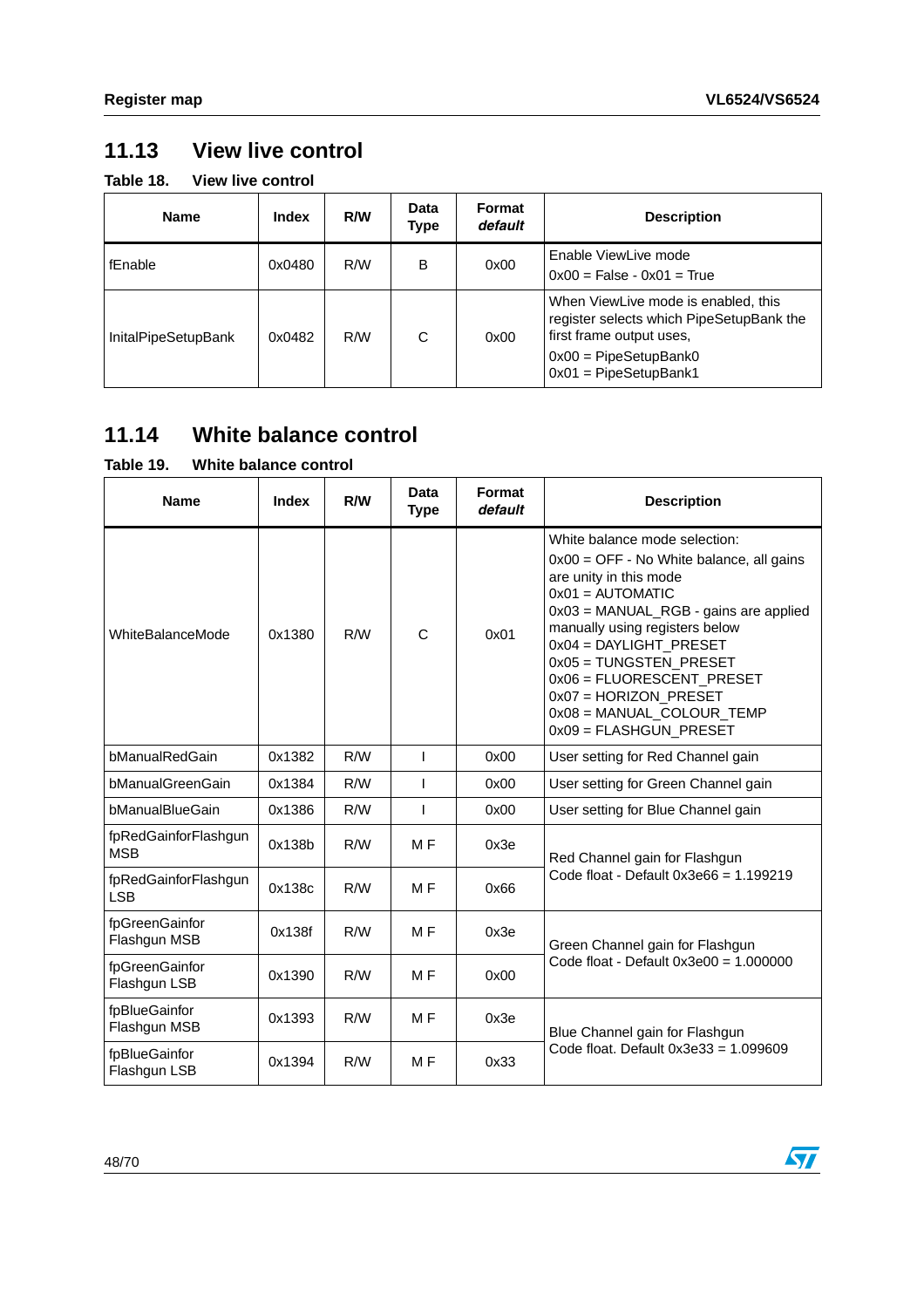## 11.13 View live control

**Table 18. View live control**

| Name | Index | R/W | Data Type | Format *default* | Description |
|---|---|---|---|---|---|
| fEnable | 0x0480 | R/W | B | 0x00 | Enable ViewLive mode<br>0x00 = False - 0x01 = True |
| InitalPipeSetupBank | 0x0482 | R/W | C | 0x00 | When ViewLive mode is enabled, this register selects which PipeSetupBank the first frame output uses,<br>0x00 = PipeSetupBank0<br>0x01 = PipeSetupBank1 |

## 11.14 White balance control

**Table 19. White balance control**

| Name | Index | R/W | Data Type | Format *default* | Description |
|---|---|---|---|---|---|
| WhiteBalanceMode | 0x1380 | R/W | C | 0x01 | White balance mode selection:<br>0x00 = OFF - No White balance, all gains are unity in this mode<br>0x01 = AUTOMATIC<br>0x03 = MANUAL_RGB - gains are applied manually using registers below<br>0x04 = DAYLIGHT_PRESET<br>0x05 = TUNGSTEN_PRESET<br>0x06 = FLUORESCENT_PRESET<br>0x07 = HORIZON_PRESET<br>0x08 = MANUAL_COLOUR_TEMP<br>0x09 = FLASHGUN_PRESET |
| bManualRedGain | 0x1382 | R/W | I | 0x00 | User setting for Red Channel gain |
| bManualGreenGain | 0x1384 | R/W | I | 0x00 | User setting for Green Channel gain |
| bManualBlueGain | 0x1386 | R/W | I | 0x00 | User setting for Blue Channel gain |
| fpRedGainforFlashgun MSB | 0x138b | R/W | M F | 0x3e | Red Channel gain for Flashgun<br>Code float - Default 0x3e66 = 1.199219 |
| fpRedGainforFlashgun LSB | 0x138c | R/W | M F | 0x66 | |
| fpGreenGainfor Flashgun MSB | 0x138f | R/W | M F | 0x3e | Green Channel gain for Flashgun<br>Code float - Default 0x3e00 = 1.000000 |
| fpGreenGainfor Flashgun LSB | 0x1390 | R/W | M F | 0x00 | |
| fpBlueGainfor Flashgun MSB | 0x1393 | R/W | M F | 0x3e | Blue Channel gain for Flashgun<br>Code float. Default 0x3e33 = 1.099609 |
| fpBlueGainfor Flashgun LSB | 0x1394 | R/W | M F | 0x33 | |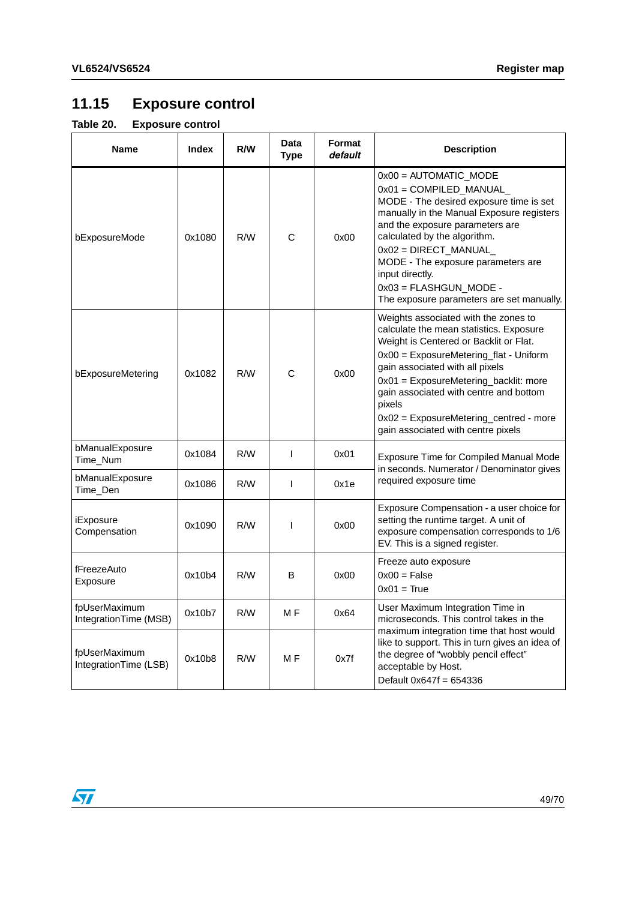## 11.15 Exposure control

**Table 20. Exposure control**

| Name | Index | R/W | Data Type | Format *default* | Description |
|---|---|---|---|---|---|
| bExposureMode | 0x1080 | R/W | C | 0x00 | 0x00 = AUTOMATIC_MODE<br>0x01 = COMPILED_MANUAL_ MODE - The desired exposure time is set manually in the Manual Exposure registers and the exposure parameters are calculated by the algorithm.<br>0x02 = DIRECT_MANUAL_ MODE - The exposure parameters are input directly.<br>0x03 = FLASHGUN_MODE - The exposure parameters are set manually. |
| bExposureMetering | 0x1082 | R/W | C | 0x00 | Weights associated with the zones to calculate the mean statistics. Exposure Weight is Centered or Backlit or Flat.<br>0x00 = ExposureMetering_flat - Uniform gain associated with all pixels<br>0x01 = ExposureMetering_backlit: more gain associated with centre and bottom pixels<br>0x02 = ExposureMetering_centred - more gain associated with centre pixels |
| bManualExposure Time_Num | 0x1084 | R/W | I | 0x01 | Exposure Time for Compiled Manual Mode in seconds. Numerator / Denominator gives required exposure time |
| bManualExposure Time_Den | 0x1086 | R/W | I | 0x1e | |
| iExposure Compensation | 0x1090 | R/W | I | 0x00 | Exposure Compensation - a user choice for setting the runtime target. A unit of exposure compensation corresponds to 1/6 EV. This is a signed register. |
| fFreezeAuto Exposure | 0x10b4 | R/W | B | 0x00 | Freeze auto exposure<br>0x00 = False<br>0x01 = True |
| fpUserMaximum IntegrationTime (MSB) | 0x10b7 | R/W | M F | 0x64 | User Maximum Integration Time in microseconds. This control takes in the maximum integration time that host would like to support. This in turn gives an idea of the degree of "wobbly pencil effect" acceptable by Host.<br>Default 0x647f = 654336 |
| fpUserMaximum IntegrationTime (LSB) | 0x10b8 | R/W | M F | 0x7f | |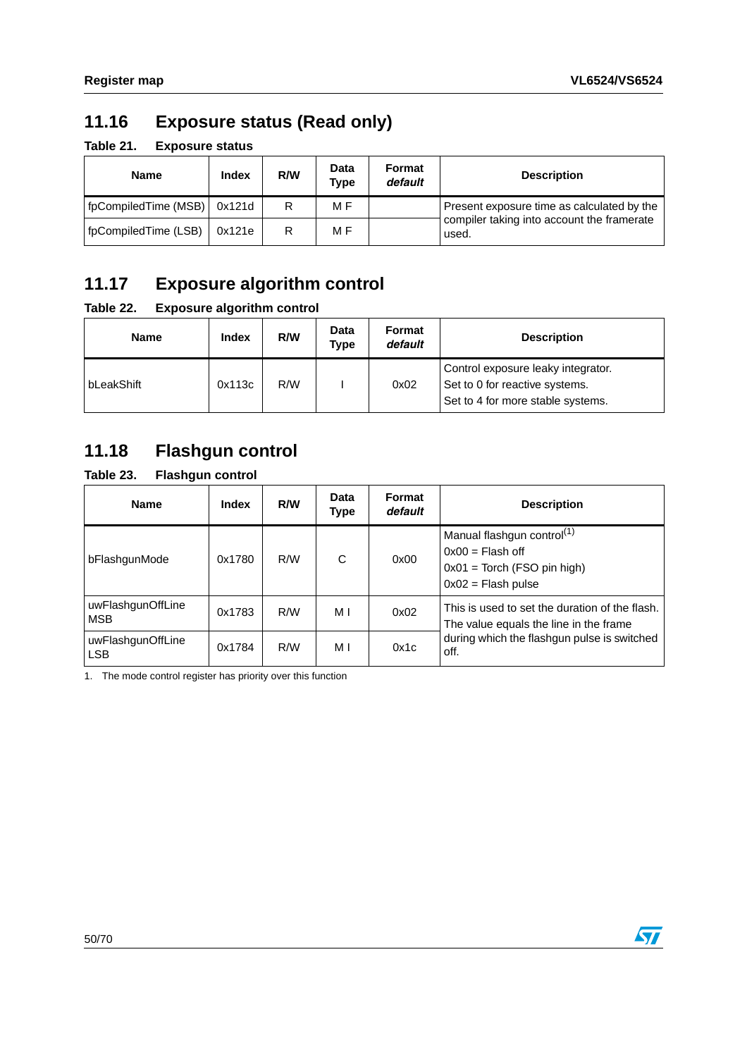## 11.16 Exposure status (Read only)

**Table 21. Exposure status**

| Name | Index | R/W | Data Type | Format *default* | Description |
|---|---|---|---|---|---|
| fpCompiledTime (MSB) | 0x121d | R | M F | | Present exposure time as calculated by the compiler taking into account the framerate used. |
| fpCompiledTime (LSB) | 0x121e | R | M F | | |

## 11.17 Exposure algorithm control

**Table 22. Exposure algorithm control**

| Name | Index | R/W | Data Type | Format *default* | Description |
|---|---|---|---|---|---|
| bLeakShift | 0x113c | R/W | I | 0x02 | Control exposure leaky integrator.<br>Set to 0 for reactive systems.<br>Set to 4 for more stable systems. |

## 11.18 Flashgun control

**Table 23. Flashgun control**

| Name | Index | R/W | Data Type | Format *default* | Description |
|---|---|---|---|---|---|
| bFlashgunMode | 0x1780 | R/W | C | 0x00 | Manual flashgun control(1)<br>0x00 = Flash off<br>0x01 = Torch (FSO pin high)<br>0x02 = Flash pulse |
| uwFlashgunOffLine MSB | 0x1783 | R/W | M I | 0x02 | This is used to set the duration of the flash. The value equals the line in the frame during which the flashgun pulse is switched off. |
| uwFlashgunOffLine LSB | 0x1784 | R/W | M I | 0x1c | |

1. The mode control register has priority over this function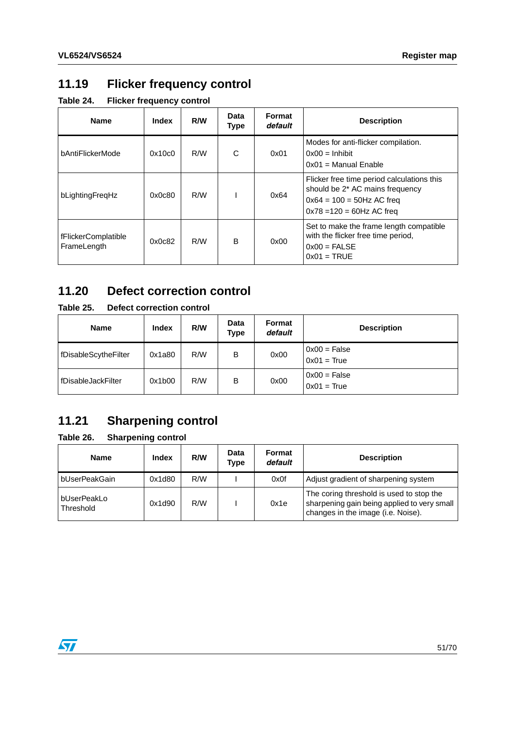## 11.19 Flicker frequency control

**Table 24. Flicker frequency control**

| Name | Index | R/W | Data Type | Format *default* | Description |
|---|---|---|---|---|---|
| bAntiFlickerMode | 0x10c0 | R/W | C | 0x01 | Modes for anti-flicker compilation.<br>0x00 = Inhibit<br>0x01 = Manual Enable |
| bLightingFreqHz | 0x0c80 | R/W | I | 0x64 | Flicker free time period calculations this should be 2* AC mains frequency<br>0x64 = 100 = 50Hz AC freq<br>0x78 =120 = 60Hz AC freq |
| fFlickerComplatible FrameLength | 0x0c82 | R/W | B | 0x00 | Set to make the frame length compatible with the flicker free time period,<br>0x00 = FALSE<br>0x01 = TRUE |

## 11.20 Defect correction control

**Table 25. Defect correction control**

| Name | Index | R/W | Data Type | Format *default* | Description |
|---|---|---|---|---|---|
| fDisableScytheFilter | 0x1a80 | R/W | B | 0x00 | 0x00 = False<br>0x01 = True |
| fDisableJackFilter | 0x1b00 | R/W | B | 0x00 | 0x00 = False<br>0x01 = True |

## 11.21 Sharpening control

**Table 26. Sharpening control**

| Name | Index | R/W | Data Type | Format *default* | Description |
|---|---|---|---|---|---|
| bUserPeakGain | 0x1d80 | R/W | I | 0x0f | Adjust gradient of sharpening system |
| bUserPeakLo Threshold | 0x1d90 | R/W | I | 0x1e | The coring threshold is used to stop the sharpening gain being applied to very small changes in the image (i.e. Noise). |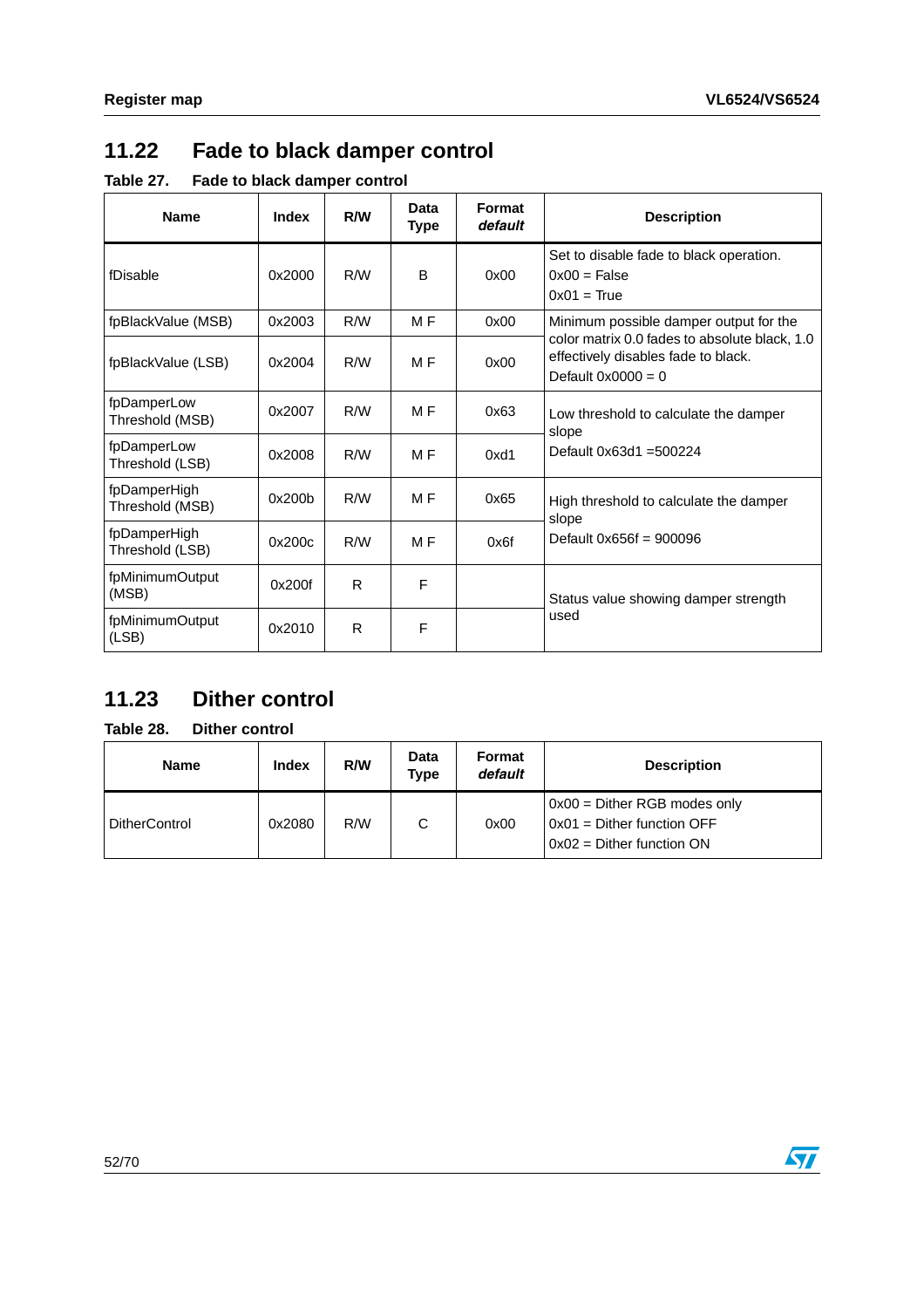## 11.22 Fade to black damper control

Table 27. Fade to black damper control

| Name | Index | R/W | Data Type | Format *default* | Description |
|---|---|---|---|---|---|
| fDisable | 0x2000 | R/W | B | 0x00 | Set to disable fade to black operation.<br>0x00 = False<br>0x01 = True |
| fpBlackValue (MSB) | 0x2003 | R/W | M F | 0x00 | Minimum possible damper output for the color matrix 0.0 fades to absolute black, 1.0 effectively disables fade to black.<br>Default 0x0000 = 0 |
| fpBlackValue (LSB) | 0x2004 | R/W | M F | 0x00 | |
| fpDamperLow Threshold (MSB) | 0x2007 | R/W | M F | 0x63 | Low threshold to calculate the damper slope<br>Default 0x63d1 =500224 |
| fpDamperLow Threshold (LSB) | 0x2008 | R/W | M F | 0xd1 | |
| fpDamperHigh Threshold (MSB) | 0x200b | R/W | M F | 0x65 | High threshold to calculate the damper slope<br>Default 0x656f = 900096 |
| fpDamperHigh Threshold (LSB) | 0x200c | R/W | M F | 0x6f | |
| fpMinimumOutput (MSB) | 0x200f | R | F | | Status value showing damper strength used |
| fpMinimumOutput (LSB) | 0x2010 | R | F | | |

## 11.23 Dither control

Table 28. Dither control

| Name | Index | R/W | Data Type | Format *default* | Description |
|---|---|---|---|---|---|
| DitherControl | 0x2080 | R/W | C | 0x00 | 0x00 = Dither RGB modes only<br>0x01 = Dither function OFF<br>0x02 = Dither function ON |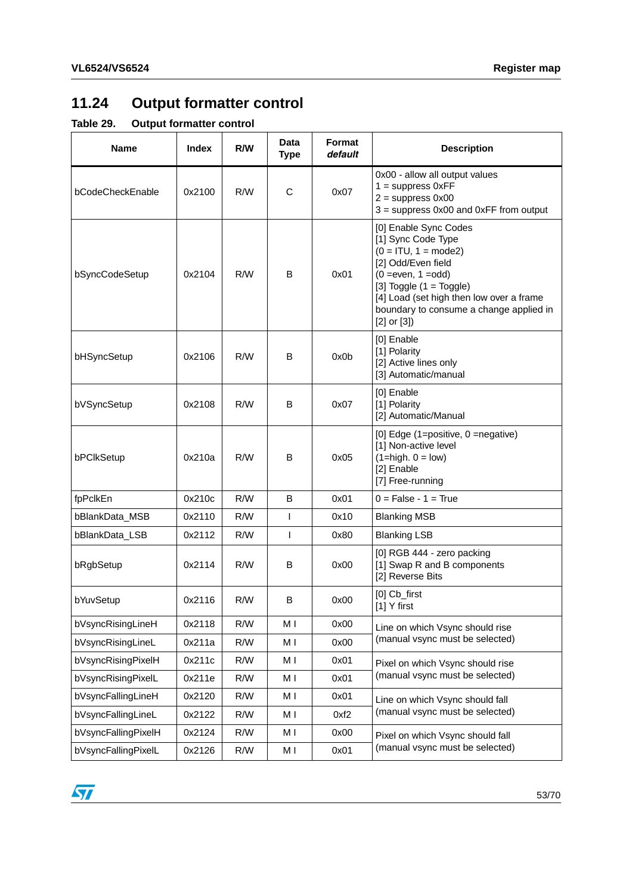## 11.24 Output formatter control

**Table 29. Output formatter control**

| Name | Index | R/W | Data Type | Format *default* | Description |
|---|---|---|---|---|---|
| bCodeCheckEnable | 0x2100 | R/W | C | 0x07 | 0x00 - allow all output values<br>1 = suppress 0xFF<br>2 = suppress 0x00<br>3 = suppress 0x00 and 0xFF from output |
| bSyncCodeSetup | 0x2104 | R/W | B | 0x01 | [0] Enable Sync Codes<br>[1] Sync Code Type<br>(0 = ITU, 1 = mode2)<br>[2] Odd/Even field<br>(0 =even, 1 =odd)<br>[3] Toggle (1 = Toggle)<br>[4] Load (set high then low over a frame boundary to consume a change applied in [2] or [3]) |
| bHSyncSetup | 0x2106 | R/W | B | 0x0b | [0] Enable<br>[1] Polarity<br>[2] Active lines only<br>[3] Automatic/manual |
| bVSyncSetup | 0x2108 | R/W | B | 0x07 | [0] Enable<br>[1] Polarity<br>[2] Automatic/Manual |
| bPClkSetup | 0x210a | R/W | B | 0x05 | [0] Edge (1=positive, 0 =negative)<br>[1] Non-active level<br>(1=high. 0 = low)<br>[2] Enable<br>[7] Free-running |
| fpPclkEn | 0x210c | R/W | B | 0x01 | 0 = False - 1 = True |
| bBlankData_MSB | 0x2110 | R/W | I | 0x10 | Blanking MSB |
| bBlankData_LSB | 0x2112 | R/W | I | 0x80 | Blanking LSB |
| bRgbSetup | 0x2114 | R/W | B | 0x00 | [0] RGB 444 - zero packing<br>[1] Swap R and B components<br>[2] Reverse Bits |
| bYuvSetup | 0x2116 | R/W | B | 0x00 | [0] Cb_first<br>[1] Y first |
| bVsyncRisingLineH | 0x2118 | R/W | M I | 0x00 | Line on which Vsync should rise (manual vsync must be selected) |
| bVsyncRisingLineL | 0x211a | R/W | M I | 0x00 | |
| bVsyncRisingPixelH | 0x211c | R/W | M I | 0x01 | Pixel on which Vsync should rise (manual vsync must be selected) |
| bVsyncRisingPixelL | 0x211e | R/W | M I | 0x01 | |
| bVsyncFallingLineH | 0x2120 | R/W | M I | 0x01 | Line on which Vsync should fall (manual vsync must be selected) |
| bVsyncFallingLineL | 0x2122 | R/W | M I | 0xf2 | |
| bVsyncFallingPixelH | 0x2124 | R/W | M I | 0x00 | Pixel on which Vsync should fall (manual vsync must be selected) |
| bVsyncFallingPixelL | 0x2126 | R/W | M I | 0x01 | |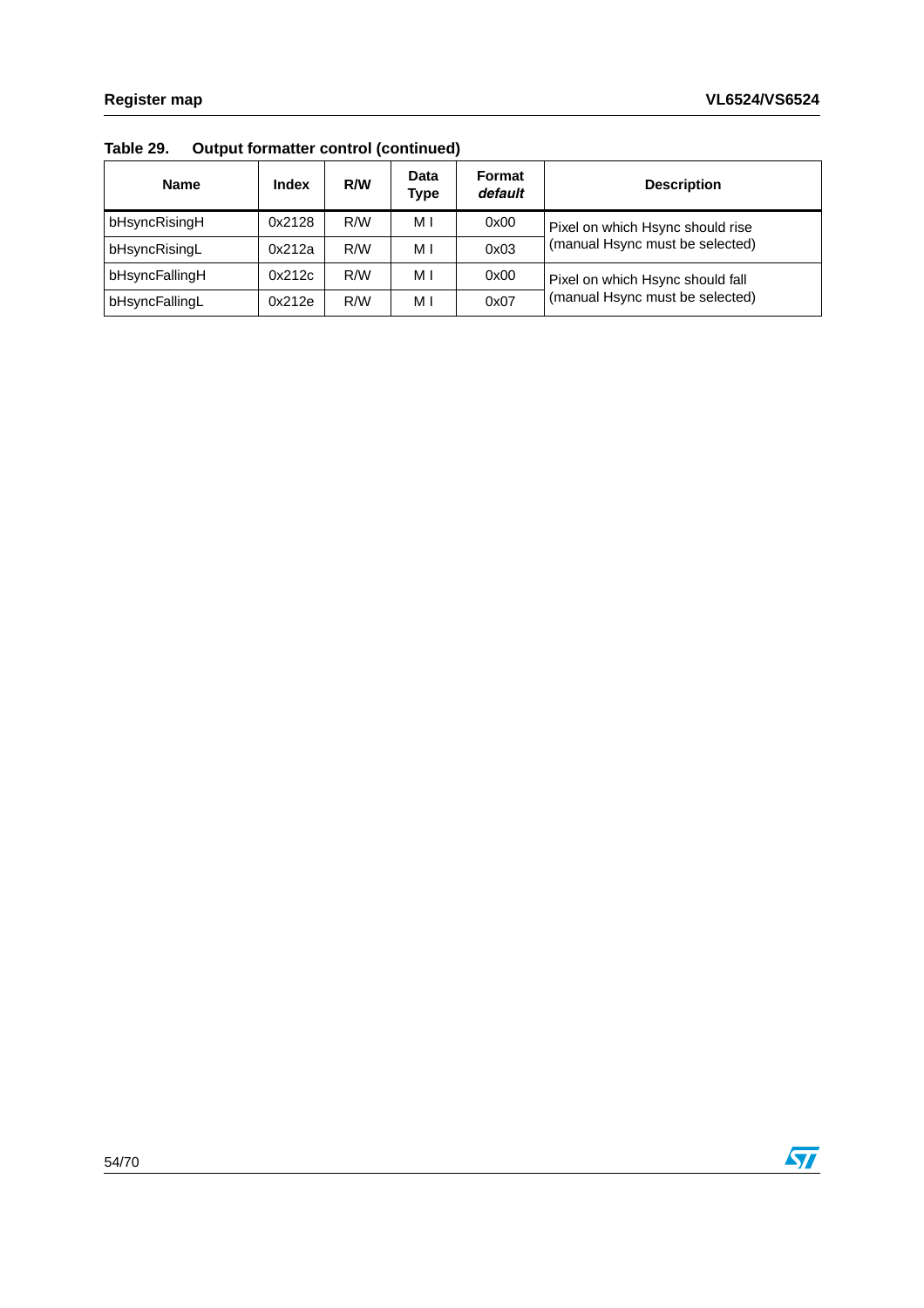Table 29. Output formatter control (continued)

| Name | Index | R/W | Data Type | Format *default* | Description |
|---|---|---|---|---|---|
| bHsyncRisingH | 0x2128 | R/W | M I | 0x00 | Pixel on which Hsync should rise (manual Hsync must be selected) |
| bHsyncRisingL | 0x212a | R/W | M I | 0x03 | |
| bHsyncFallingH | 0x212c | R/W | M I | 0x00 | Pixel on which Hsync should fall (manual Hsync must be selected) |
| bHsyncFallingL | 0x212e | R/W | M I | 0x07 | |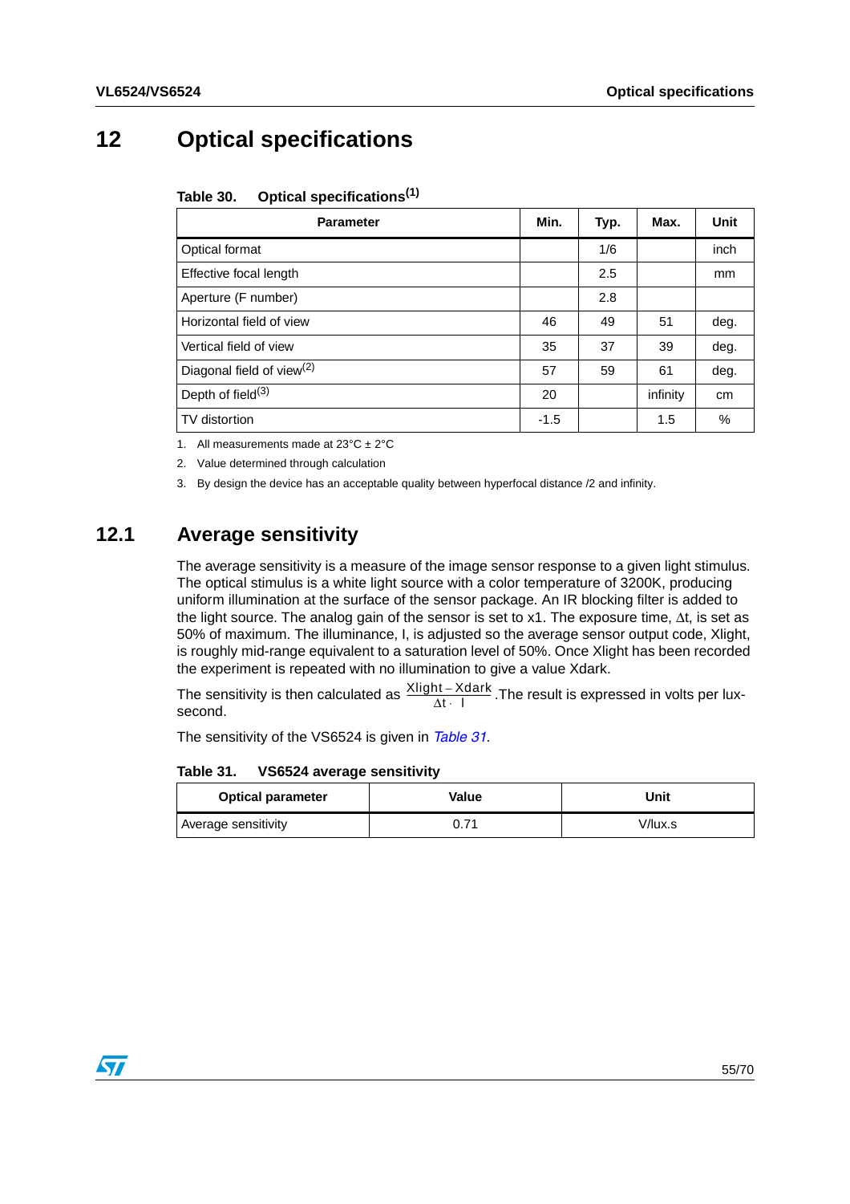# 12 Optical specifications

**Table 30. Optical specifications[1]**

| Parameter | Min. | Typ. | Max. | Unit |
|---|---|---|---|---|
| Optical format | | 1/6 | | inch |
| Effective focal length | | 2.5 | | mm |
| Aperture (F number) | | 2.8 | | |
| Horizontal field of view | 46 | 49 | 51 | deg. |
| Vertical field of view | 35 | 37 | 39 | deg. |
| Diagonal field of view[2] | 57 | 59 | 61 | deg. |
| Depth of field[3] | 20 | | infinity | cm |
| TV distortion | -1.5 | | 1.5 | % |

1. All measurements made at 23°C ± 2°C
2. Value determined through calculation
3. By design the device has an acceptable quality between hyperfocal distance /2 and infinity.

## 12.1 Average sensitivity

The average sensitivity is a measure of the image sensor response to a given light stimulus. The optical stimulus is a white light source with a color temperature of 3200K, producing uniform illumination at the surface of the sensor package. An IR blocking filter is added to the light source. The analog gain of the sensor is set to x1. The exposure time, $\Delta t$, is set as 50% of maximum. The illuminance, I, is adjusted so the average sensor output code, Xlight, is roughly mid-range equivalent to a saturation level of 50%. Once Xlight has been recorded the experiment is repeated with no illumination to give a value Xdark.

The sensitivity is then calculated as $\frac{\text{Xlight} - \text{Xdark}}{\Delta t \cdot I}$. The result is expressed in volts per lux-second.

The sensitivity of the VS6524 is given in *Table 31*.

**Table 31. VS6524 average sensitivity**

| Optical parameter | Value | Unit |
|---|---|---|
| Average sensitivity | 0.71 | V/lux.s |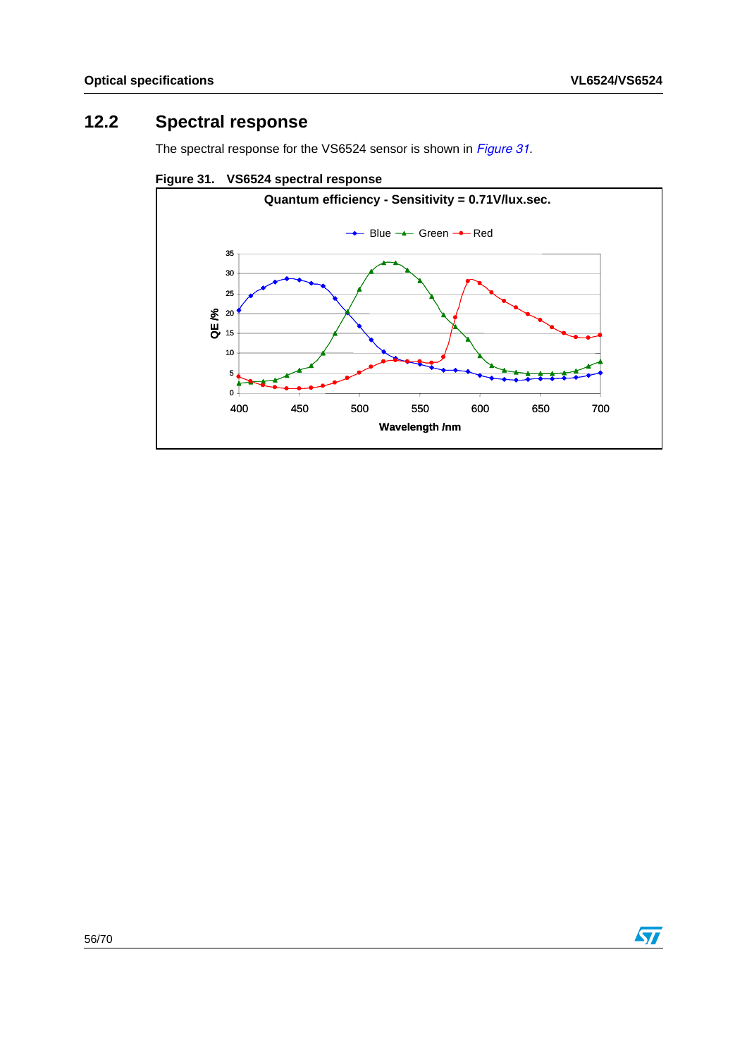## 12.2 Spectral response

The spectral response for the VS6524 sensor is shown in *Figure 31*.

**Figure 31. VS6524 spectral response**

Quantum efficiency - Sensitivity = 0.71V/lux.sec.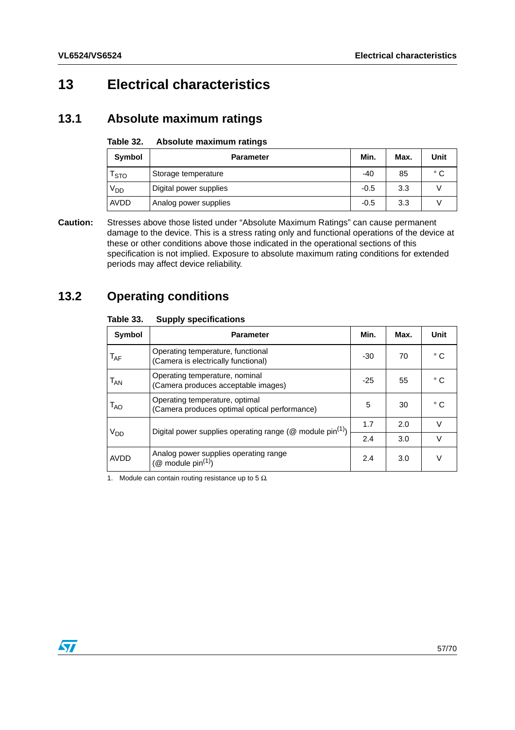# 13 Electrical characteristics

## 13.1 Absolute maximum ratings

**Table 32. Absolute maximum ratings**

| Symbol | Parameter | Min. | Max. | Unit |
|---|---|---|---|---|
| $T_{STO}$ | Storage temperature | -40 | 85 | ° C |
| $V_{DD}$ | Digital power supplies | -0.5 | 3.3 | V |
| AVDD | Analog power supplies | -0.5 | 3.3 | V |

**Caution:** Stresses above those listed under "Absolute Maximum Ratings" can cause permanent damage to the device. This is a stress rating only and functional operations of the device at these or other conditions above those indicated in the operational sections of this specification is not implied. Exposure to absolute maximum rating conditions for extended periods may affect device reliability.

## 13.2 Operating conditions

**Table 33. Supply specifications**

| Symbol | Parameter | Min. | Max. | Unit |
|---|---|---|---|---|
| $T_{AF}$ | Operating temperature, functional (Camera is electrically functional) | -30 | 70 | ° C |
| $T_{AN}$ | Operating temperature, nominal (Camera produces acceptable images) | -25 | 55 | ° C |
| $T_{AO}$ | Operating temperature, optimal (Camera produces optimal optical performance) | 5 | 30 | ° C |
| $V_{DD}$ | Digital power supplies operating range (@ module pin[1]) | 1.7 | 2.0 | V |
| | | 2.4 | 3.0 | V |
| AVDD | Analog power supplies operating range (@ module pin[1]) | 2.4 | 3.0 | V |

1. Module can contain routing resistance up to 5 Ω.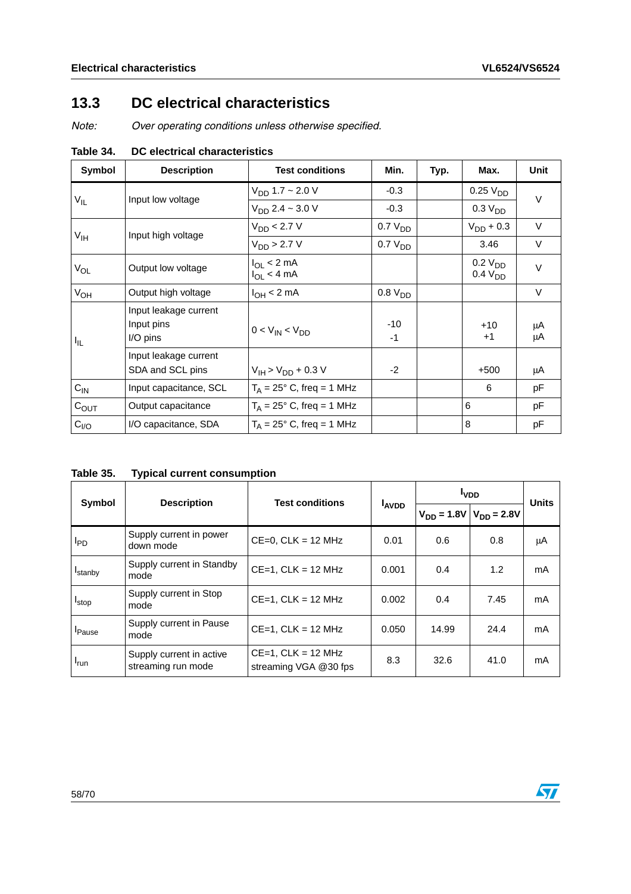## 13.3 DC electrical characteristics

*Note: Over operating conditions unless otherwise specified.*

**Table 34. DC electrical characteristics**

| Symbol | Description | Test conditions | Min. | Typ. | Max. | Unit |
|---|---|---|---|---|---|---|
| $V_{IL}$ | Input low voltage | $V_{DD}$ 1.7 ~ 2.0 V | -0.3 | | 0.25 $V_{DD}$ | V |
| | | $V_{DD}$ 2.4 ~ 3.0 V | -0.3 | | 0.3 $V_{DD}$ | |
| $V_{IH}$ | Input high voltage | $V_{DD}$ < 2.7 V | 0.7 $V_{DD}$ | | $V_{DD}$ + 0.3 | V |
| | | $V_{DD}$ > 2.7 V | 0.7 $V_{DD}$ | | 3.46 | V |
| $V_{OL}$ | Output low voltage | $I_{OL}$ < 2 mA<br>$I_{OL}$ < 4 mA | | | 0.2 $V_{DD}$<br>0.4 $V_{DD}$ | V |
| $V_{OH}$ | Output high voltage | $I_{OH}$ < 2 mA | 0.8 $V_{DD}$ | | | V |
| $I_{IL}$ | Input leakage current<br>Input pins<br>I/O pins | 0 < $V_{IN}$ < $V_{DD}$ | -10<br>-1 | | +10<br>+1 | µA<br>µA |
| | Input leakage current<br>SDA and SCL pins | $V_{IH}$ > $V_{DD}$ + 0.3 V | -2 | | +500 | µA |
| $C_{IN}$ | Input capacitance, SCL | $T_A$ = 25° C, freq = 1 MHz | | | 6 | pF |
| $C_{OUT}$ | Output capacitance | $T_A$ = 25° C, freq = 1 MHz | | | 6 | pF |
| $C_{I/O}$ | I/O capacitance, SDA | $T_A$ = 25° C, freq = 1 MHz | | | 8 | pF |

**Table 35. Typical current consumption**

| Symbol | Description | Test conditions | $I_{AVDD}$ | $I_{VDD}$ | | Units |
|---|---|---|---|---|---|---|
| | | | | $V_{DD}$ = 1.8V | $V_{DD}$ = 2.8V | |
| $I_{PD}$ | Supply current in power down mode | CE=0, CLK = 12 MHz | 0.01 | 0.6 | 0.8 | µA |
| $I_{stanby}$ | Supply current in Standby mode | CE=1, CLK = 12 MHz | 0.001 | 0.4 | 1.2 | mA |
| $I_{stop}$ | Supply current in Stop mode | CE=1, CLK = 12 MHz | 0.002 | 0.4 | 7.45 | mA |
| $I_{Pause}$ | Supply current in Pause mode | CE=1, CLK = 12 MHz | 0.050 | 14.99 | 24.4 | mA |
| $I_{run}$ | Supply current in active streaming run mode | CE=1, CLK = 12 MHz streaming VGA @30 fps | 8.3 | 32.6 | 41.0 | mA |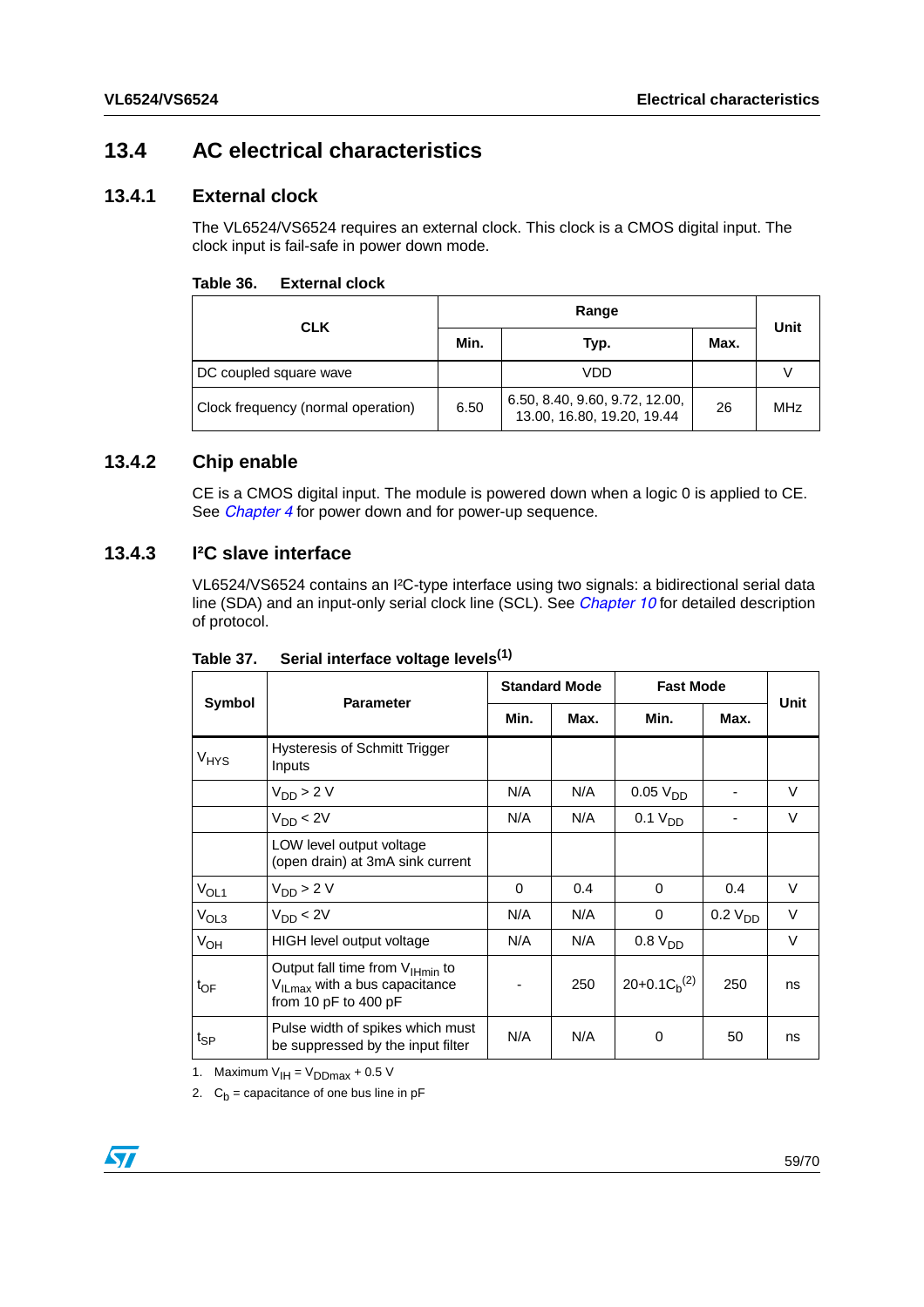## 13.4 AC electrical characteristics

### 13.4.1 External clock

The VL6524/VS6524 requires an external clock. This clock is a CMOS digital input. The clock input is fail-safe in power down mode.

**Table 36. External clock**

| CLK | Range | | | Unit |
|---|---|---|---|---|
| | Min. | Typ. | Max. | |
| DC coupled square wave | | VDD | | V |
| Clock frequency (normal operation) | 6.50 | 6.50, 8.40, 9.60, 9.72, 12.00, 13.00, 16.80, 19.20, 19.44 | 26 | MHz |

### 13.4.2 Chip enable

CE is a CMOS digital input. The module is powered down when a logic 0 is applied to CE. See *Chapter 4* for power down and for power-up sequence.

### 13.4.3 I²C slave interface

VL6524/VS6524 contains an I²C-type interface using two signals: a bidirectional serial data line (SDA) and an input-only serial clock line (SCL). See *Chapter 10* for detailed description of protocol.

**Table 37. Serial interface voltage levels[1]**

| Symbol | Parameter | Standard Mode | | Fast Mode | | Unit |
|---|---|---|---|---|---|---|
| | | Min. | Max. | Min. | Max. | |
| $V_{HYS}$ | Hysteresis of Schmitt Trigger Inputs | | | | | |
| | $V_{DD} > 2$ V | N/A | N/A | 0.05 $V_{DD}$ | - | V |
| | $V_{DD} < 2$V | N/A | N/A | 0.1 $V_{DD}$ | - | V |
| | LOW level output voltage (open drain) at 3mA sink current | | | | | |
| $V_{OL1}$ | $V_{DD} > 2$ V | 0 | 0.4 | 0 | 0.4 | V |
| $V_{OL3}$ | $V_{DD} < 2$V | N/A | N/A | 0 | 0.2 $V_{DD}$ | V |
| $V_{OH}$ | HIGH level output voltage | N/A | N/A | 0.8 $V_{DD}$ | | V |
| $t_{OF}$ | Output fall time from $V_{IHmin}$ to $V_{ILmax}$ with a bus capacitance from 10 pF to 400 pF | - | 250 | $20+0.1C_b$[2] | 250 | ns |
| $t_{SP}$ | Pulse width of spikes which must be suppressed by the input filter | N/A | N/A | 0 | 50 | ns |

1. Maximum $V_{IH} = V_{DDmax} + 0.5$ V
2. $C_b$ = capacitance of one bus line in pF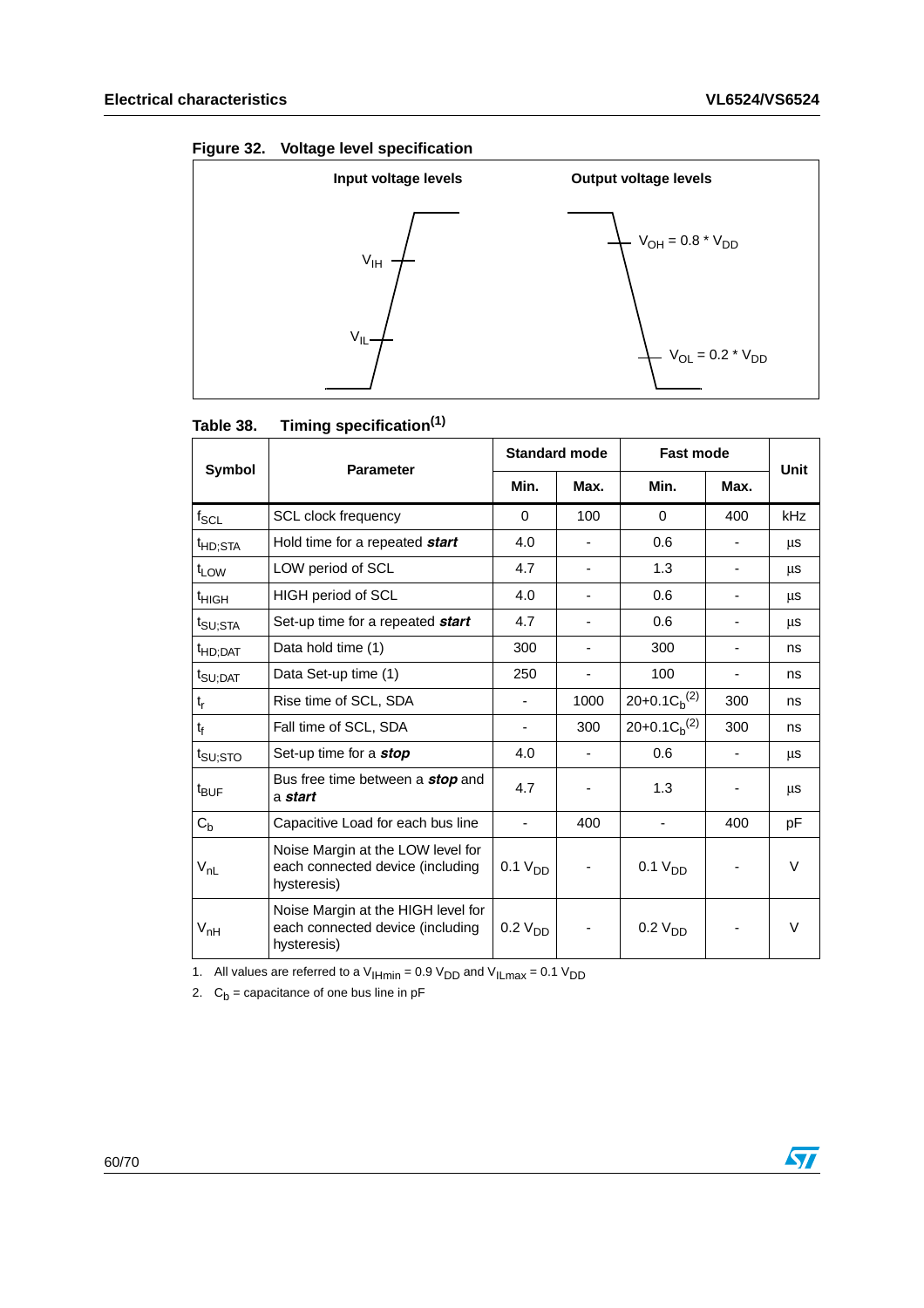**Figure 32. Voltage level specification**

Input voltage levels

$V_{IH}$

$V_{IL}$

Output voltage levels

$V_{OH} = 0.8 * V_{DD}$

$V_{OL} = 0.2 * V_{DD}$

**Table 38. Timing specification(1)**

| Symbol | Parameter | Standard mode | | Fast mode | | Unit |
|---|---|---|---|---|---|---|
| | | Min. | Max. | Min. | Max. | |
| $f_{SCL}$ | SCL clock frequency | 0 | 100 | 0 | 400 | kHz |
| $t_{HD;STA}$ | Hold time for a repeated ***start*** | 4.0 | - | 0.6 | - | µs |
| $t_{LOW}$ | LOW period of SCL | 4.7 | - | 1.3 | - | µs |
| $t_{HIGH}$ | HIGH period of SCL | 4.0 | - | 0.6 | - | µs |
| $t_{SU;STA}$ | Set-up time for a repeated ***start*** | 4.7 | - | 0.6 | - | µs |
| $t_{HD;DAT}$ | Data hold time (1) | 300 | - | 300 | - | ns |
| $t_{SU;DAT}$ | Data Set-up time (1) | 250 | - | 100 | - | ns |
| $t_r$ | Rise time of SCL, SDA | - | 1000 | $20+0.1C_b$(2) | 300 | ns |
| $t_f$ | Fall time of SCL, SDA | - | 300 | $20+0.1C_b$(2) | 300 | ns |
| $t_{SU;STO}$ | Set-up time for a ***stop*** | 4.0 | - | 0.6 | - | µs |
| $t_{BUF}$ | Bus free time between a ***stop*** and a ***start*** | 4.7 | - | 1.3 | - | µs |
| $C_b$ | Capacitive Load for each bus line | - | 400 | - | 400 | pF |
| $V_{nL}$ | Noise Margin at the LOW level for each connected device (including hysteresis) | $0.1\ V_{DD}$ | - | $0.1\ V_{DD}$ | - | V |
| $V_{nH}$ | Noise Margin at the HIGH level for each connected device (including hysteresis) | $0.2\ V_{DD}$ | - | $0.2\ V_{DD}$ | - | V |

1. All values are referred to a $V_{IHmin} = 0.9\ V_{DD}$ and $V_{ILmax} = 0.1\ V_{DD}$
2. $C_b$ = capacitance of one bus line in pF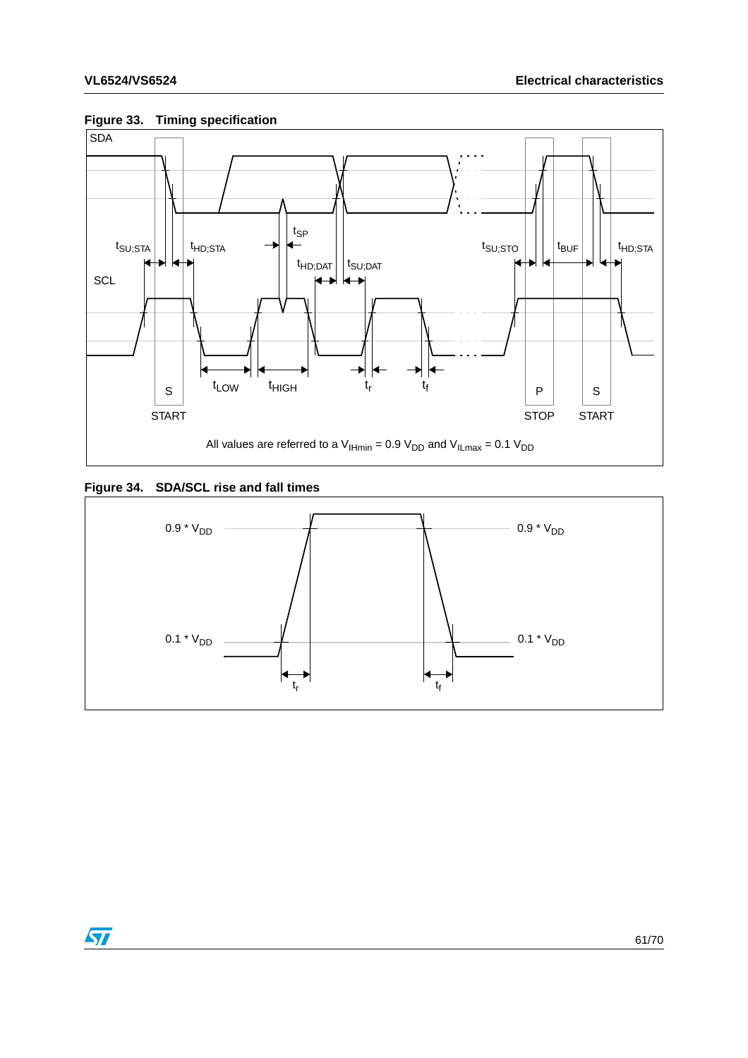**Figure 33. Timing specification**

All values are referred to a $V_{IHmin} = 0.9\ V_{DD}$ and $V_{ILmax} = 0.1\ V_{DD}$

**Figure 34. SDA/SCL rise and fall times**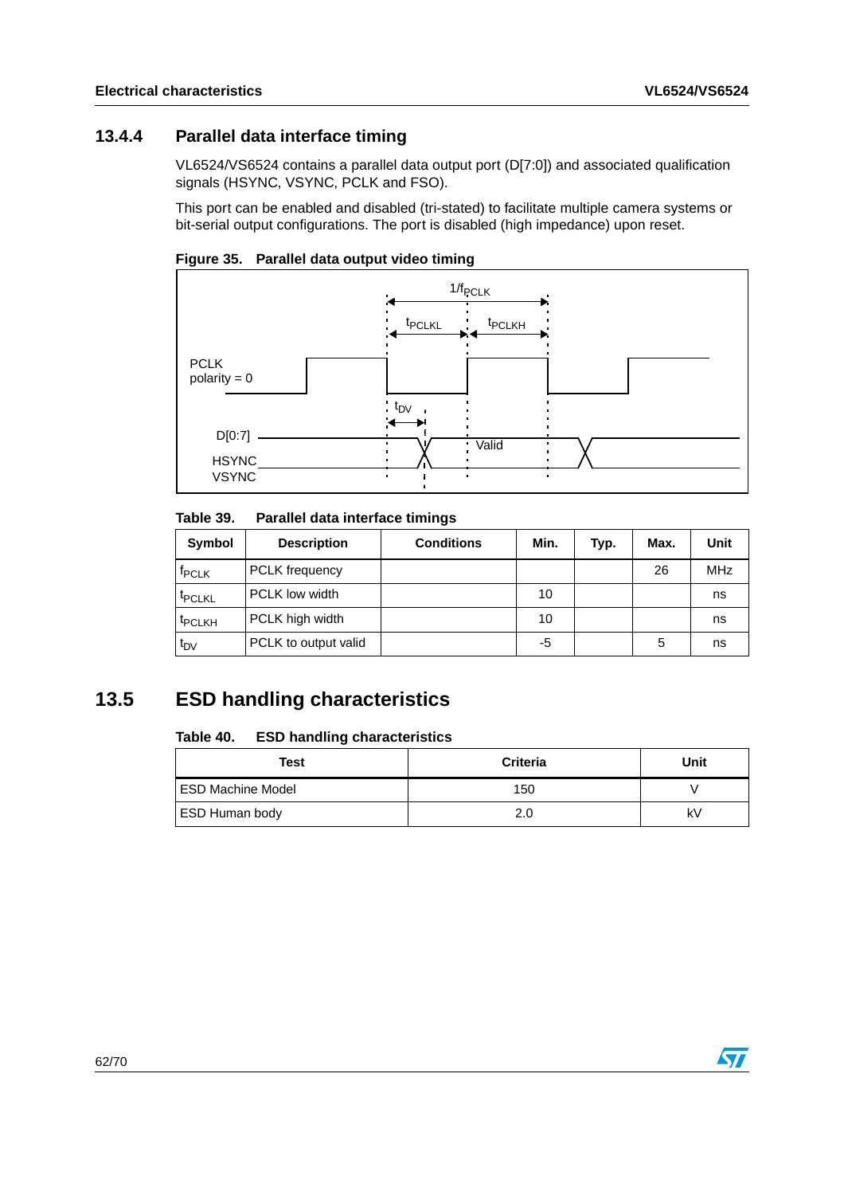### 13.4.4 Parallel data interface timing

VL6524/VS6524 contains a parallel data output port (D[7:0]) and associated qualification signals (HSYNC, VSYNC, PCLK and FSO).

This port can be enabled and disabled (tri-stated) to facilitate multiple camera systems or bit-serial output configurations. The port is disabled (high impedance) upon reset.

**Figure 35. Parallel data output video timing**

**Table 39. Parallel data interface timings**

| Symbol | Description | Conditions | Min. | Typ. | Max. | Unit |
|---|---|---|---|---|---|---|
| $f_{PCLK}$ | PCLK frequency | | | | 26 | MHz |
| $t_{PCLKL}$ | PCLK low width | | 10 | | | ns |
| $t_{PCLKH}$ | PCLK high width | | 10 | | | ns |
| $t_{DV}$ | PCLK to output valid | | -5 | | 5 | ns |

## 13.5 ESD handling characteristics

**Table 40. ESD handling characteristics**

| Test | Criteria | Unit |
|---|---|---|
| ESD Machine Model | 150 | V |
| ESD Human body | 2.0 | kV |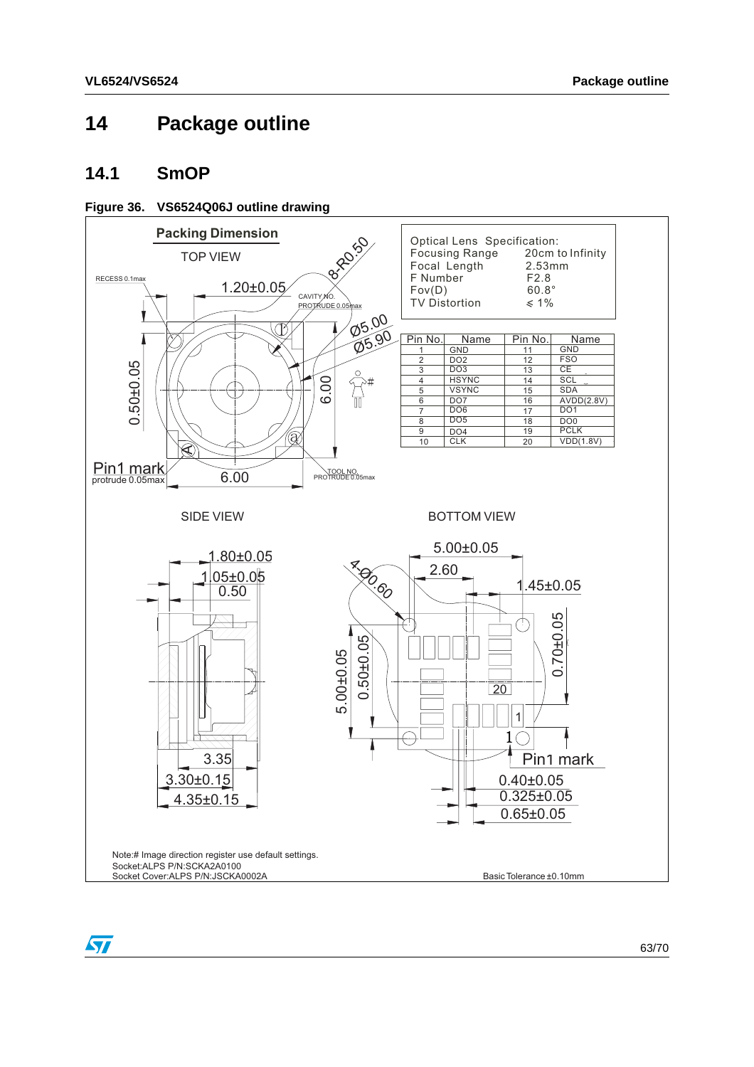# 14 Package outline

## 14.1 SmOP

**Figure 36. VS6524Q06J outline drawing**

Packing Dimension

TOP VIEW

RECESS 0.1max

1.20±0.05

8-R0.50

CAVITY NO. PROTRUDE 0.05max

Ø5.00

Ø5.90

0.50±0.05

6.00

Pin1 mark protrude 0.05max

6.00

TOOL NO. PROTRUDE 0.05max

Optical Lens Specification:

| | |
|---|---|
| Focusing Range | 20cm to Infinity |
| Focal Length | 2.53mm |
| F Number | F2.8 |
| Fov(D) | 60.8° |
| TV Distortion | ≤ 1% |

| Pin No. | Name | Pin No. | Name |
|---|---|---|---|
| 1 | GND | 11 | GND |
| 2 | DO2 | 12 | FSO |
| 3 | DO3 | 13 | CE |
| 4 | HSYNC | 14 | SCL |
| 5 | VSYNC | 15 | SDA |
| 6 | DO7 | 16 | AVDD(2.8V) |
| 7 | DO6 | 17 | DO1 |
| 8 | DO5 | 18 | DO0 |
| 9 | DO4 | 19 | PCLK |
| 10 | CLK | 20 | VDD(1.8V) |

SIDE VIEW

1.80±0.05

1.05±0.05

0.50

3.35

3.30±0.15

4.35±0.15

BOTTOM VIEW

5.00±0.05

2.60

4-Ø0.60

1.45±0.05

0.70±0.05

5.00±0.05

0.50±0.05

20

1

1

Pin1 mark

0.40±0.05

0.325±0.05

0.65±0.05

Note:# Image direction register use default settings.
Socket:ALPS P/N:SCKA2A0100
Socket Cover:ALPS P/N:JSCKA0002A

Basic Tolerance ±0.10mm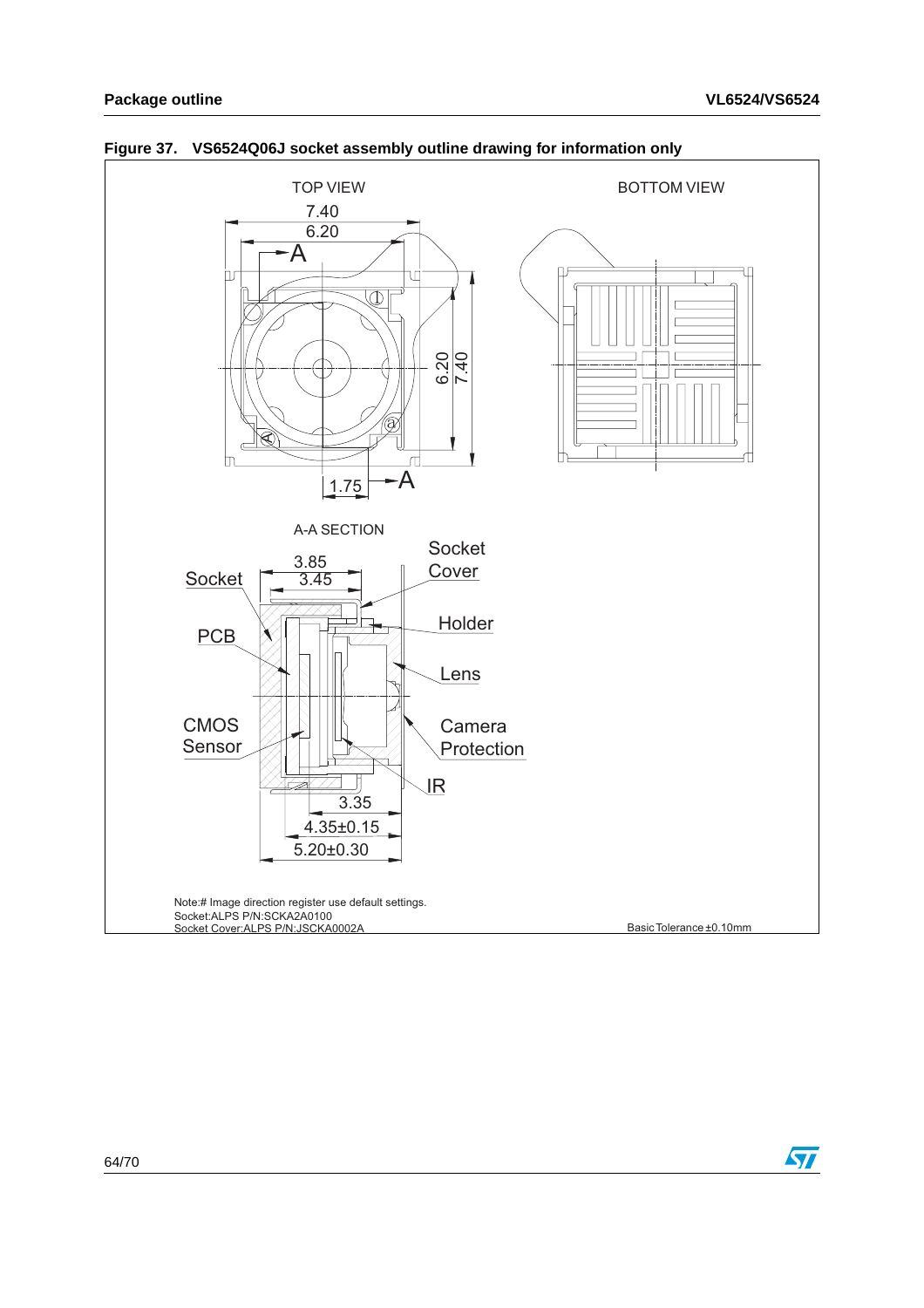**Figure 37. VS6524Q06J socket assembly outline drawing for information only**

TOP VIEW

BOTTOM VIEW

A-A SECTION

Socket

Socket Cover

Holder

PCB

Lens

CMOS Sensor

Camera Protection

IR

7.40

6.20

1.75

3.85

3.45

3.35

4.35±0.15

5.20±0.30

Note:# Image direction register use default settings.
Socket:ALPS P/N:SCKA2A0100
Socket Cover:ALPS P/N:JSCKA0002A

Basic Tolerance ±0.10mm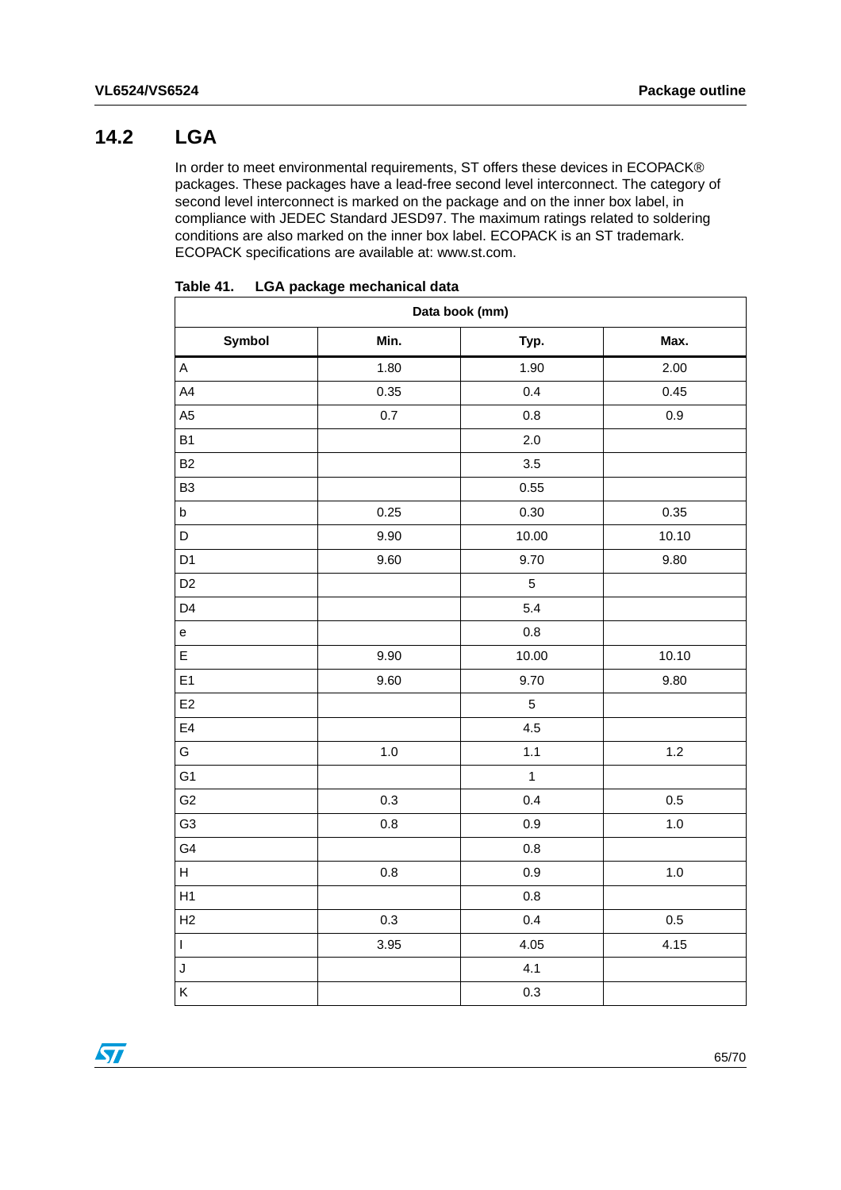## 14.2 LGA

In order to meet environmental requirements, ST offers these devices in ECOPACK® packages. These packages have a lead-free second level interconnect. The category of second level interconnect is marked on the package and on the inner box label, in compliance with JEDEC Standard JESD97. The maximum ratings related to soldering conditions are also marked on the inner box label. ECOPACK is an ST trademark. ECOPACK specifications are available at: www.st.com.

**Table 41. LGA package mechanical data**

| Data book (mm) | | | |
|---|---|---|---|
| **Symbol** | **Min.** | **Typ.** | **Max.** |
| A | 1.80 | 1.90 | 2.00 |
| A4 | 0.35 | 0.4 | 0.45 |
| A5 | 0.7 | 0.8 | 0.9 |
| B1 | | 2.0 | |
| B2 | | 3.5 | |
| B3 | | 0.55 | |
| b | 0.25 | 0.30 | 0.35 |
| D | 9.90 | 10.00 | 10.10 |
| D1 | 9.60 | 9.70 | 9.80 |
| D2 | | 5 | |
| D4 | | 5.4 | |
| e | | 0.8 | |
| E | 9.90 | 10.00 | 10.10 |
| E1 | 9.60 | 9.70 | 9.80 |
| E2 | | 5 | |
| E4 | | 4.5 | |
| G | 1.0 | 1.1 | 1.2 |
| G1 | | 1 | |
| G2 | 0.3 | 0.4 | 0.5 |
| G3 | 0.8 | 0.9 | 1.0 |
| G4 | | 0.8 | |
| H | 0.8 | 0.9 | 1.0 |
| H1 | | 0.8 | |
| H2 | 0.3 | 0.4 | 0.5 |
| I | 3.95 | 4.05 | 4.15 |
| J | | 4.1 | |
| K | | 0.3 | |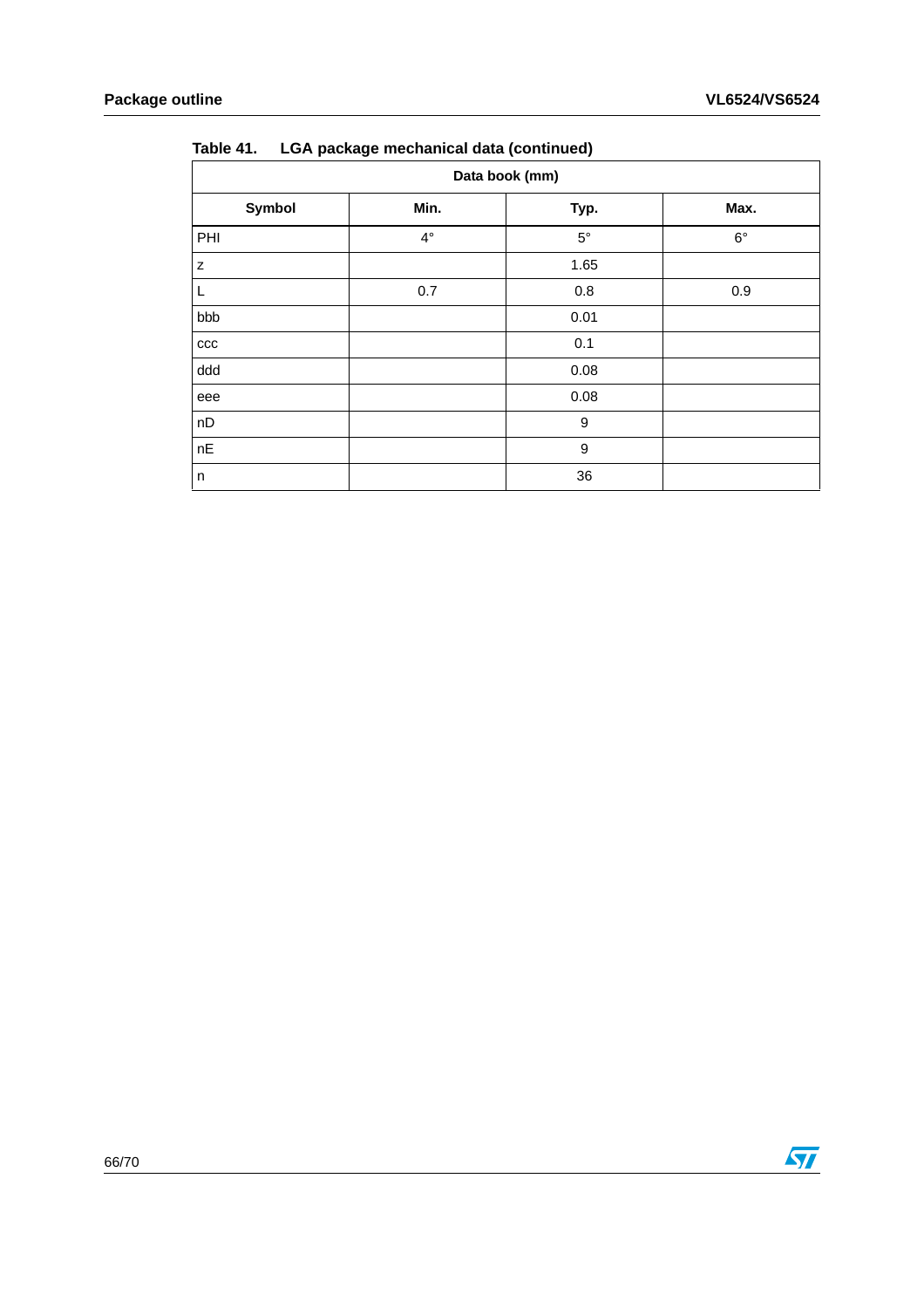Table 41. LGA package mechanical data (continued)

| Data book (mm) | | | |
|---|---|---|---|
| **Symbol** | **Min.** | **Typ.** | **Max.** |
| PHI | 4° | 5° | 6° |
| z | | 1.65 | |
| L | 0.7 | 0.8 | 0.9 |
| bbb | | 0.01 | |
| ccc | | 0.1 | |
| ddd | | 0.08 | |
| eee | | 0.08 | |
| nD | | 9 | |
| nE | | 9 | |
| n | | 36 | |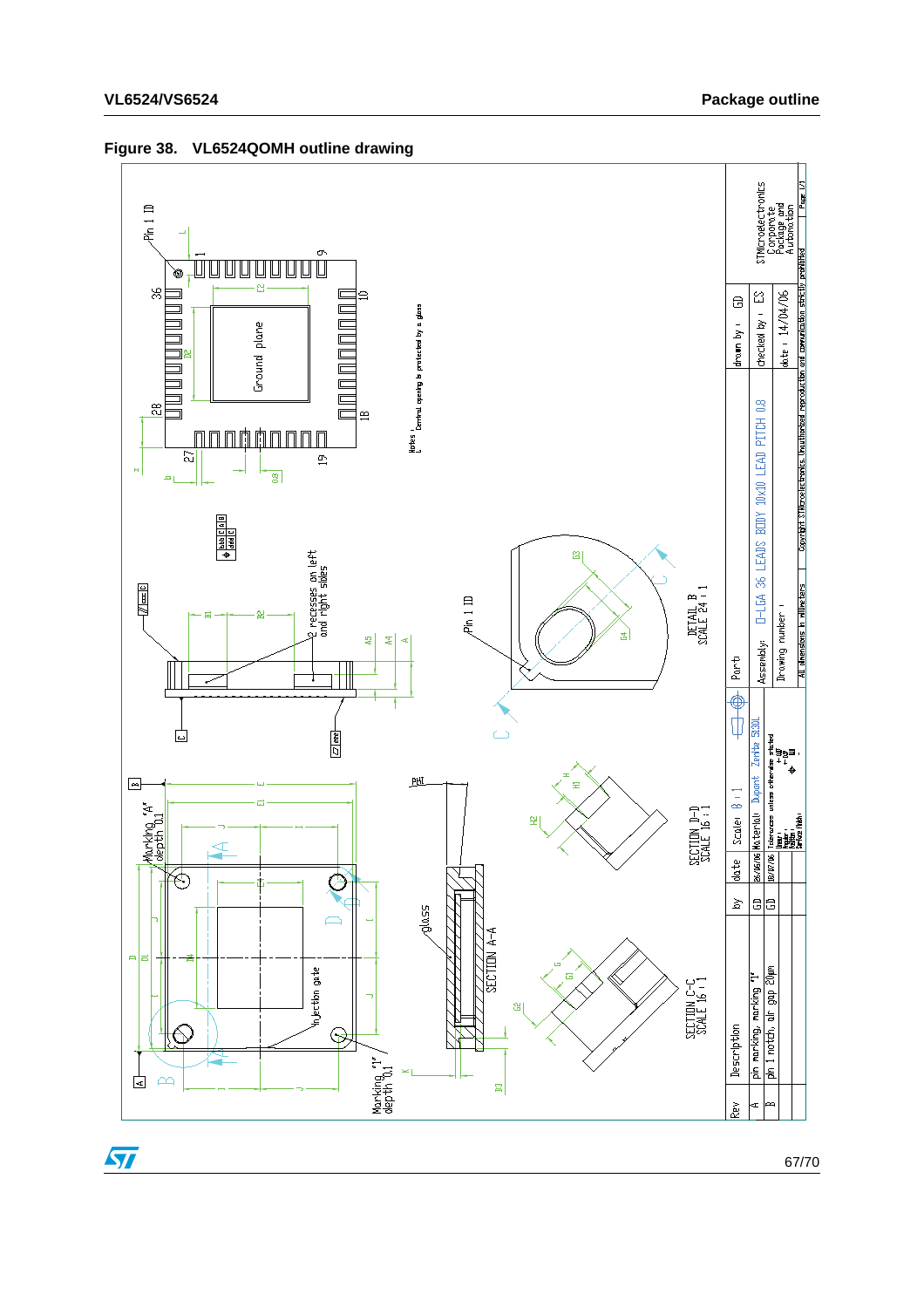**Figure 38. VL6524QOMH outline drawing**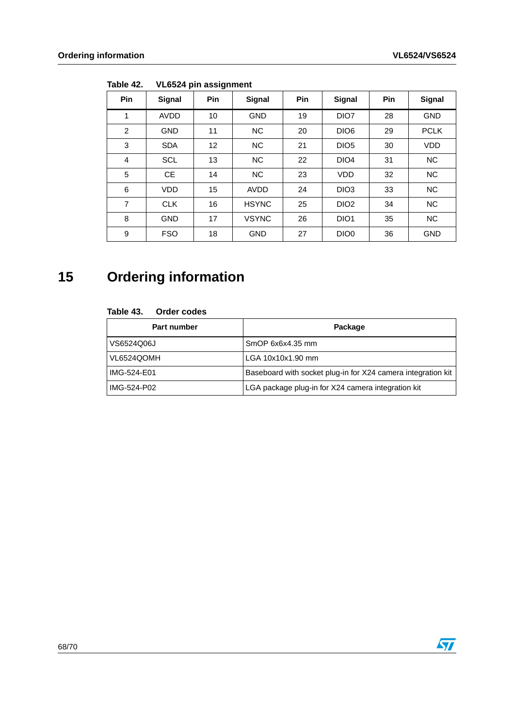Table 42. VL6524 pin assignment

| Pin | Signal | Pin | Signal | Pin | Signal | Pin | Signal |
|---|---|---|---|---|---|---|---|
| 1 | AVDD | 10 | GND | 19 | DIO7 | 28 | GND |
| 2 | GND | 11 | NC | 20 | DIO6 | 29 | PCLK |
| 3 | SDA | 12 | NC | 21 | DIO5 | 30 | VDD |
| 4 | SCL | 13 | NC | 22 | DIO4 | 31 | NC |
| 5 | CE | 14 | NC | 23 | VDD | 32 | NC |
| 6 | VDD | 15 | AVDD | 24 | DIO3 | 33 | NC |
| 7 | CLK | 16 | HSYNC | 25 | DIO2 | 34 | NC |
| 8 | GND | 17 | VSYNC | 26 | DIO1 | 35 | NC |
| 9 | FSO | 18 | GND | 27 | DIO0 | 36 | GND |

# 15 Ordering information

Table 43. Order codes

| Part number | Package |
|---|---|
| VS6524Q06J | SmOP 6x6x4.35 mm |
| VL6524QOMH | LGA 10x10x1.90 mm |
| IMG-524-E01 | Baseboard with socket plug-in for X24 camera integration kit |
| IMG-524-P02 | LGA package plug-in for X24 camera integration kit |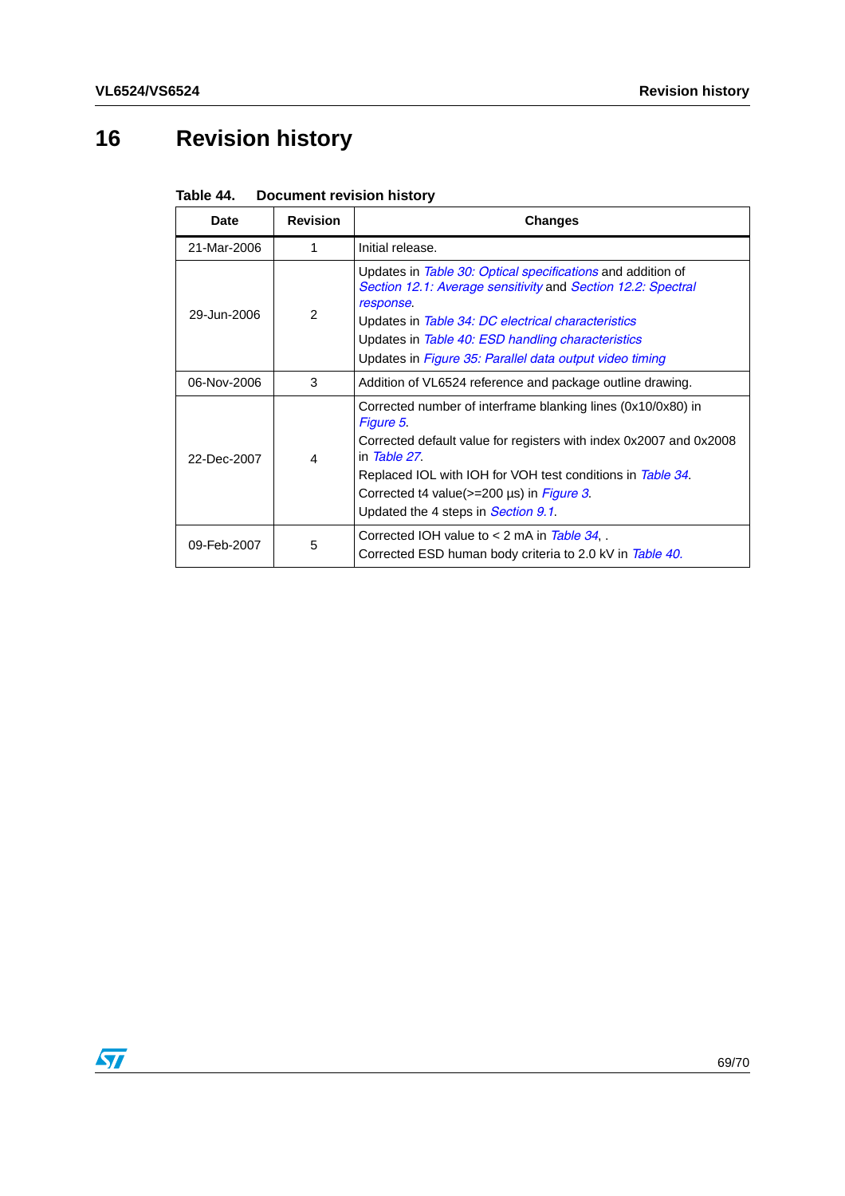# 16 Revision history

**Table 44. Document revision history**

| Date | Revision | Changes |
|---|---|---|
| 21-Mar-2006 | 1 | Initial release. |
| 29-Jun-2006 | 2 | Updates in *Table 30: Optical specifications* and addition of *Section 12.1: Average sensitivity* and *Section 12.2: Spectral response*.<br>Updates in *Table 34: DC electrical characteristics*<br>Updates in *Table 40: ESD handling characteristics*<br>Updates in *Figure 35: Parallel data output video timing* |
| 06-Nov-2006 | 3 | Addition of VL6524 reference and package outline drawing. |
| 22-Dec-2007 | 4 | Corrected number of interframe blanking lines (0x10/0x80) in *Figure 5*.<br>Corrected default value for registers with index 0x2007 and 0x2008 in *Table 27*.<br>Replaced IOL with IOH for VOH test conditions in *Table 34*.<br>Corrected t4 value(>=200 µs) in *Figure 3*.<br>Updated the 4 steps in *Section 9.1*. |
| 09-Feb-2007 | 5 | Corrected IOH value to < 2 mA in *Table 34*, .<br>Corrected ESD human body criteria to 2.0 kV in *Table 40.* |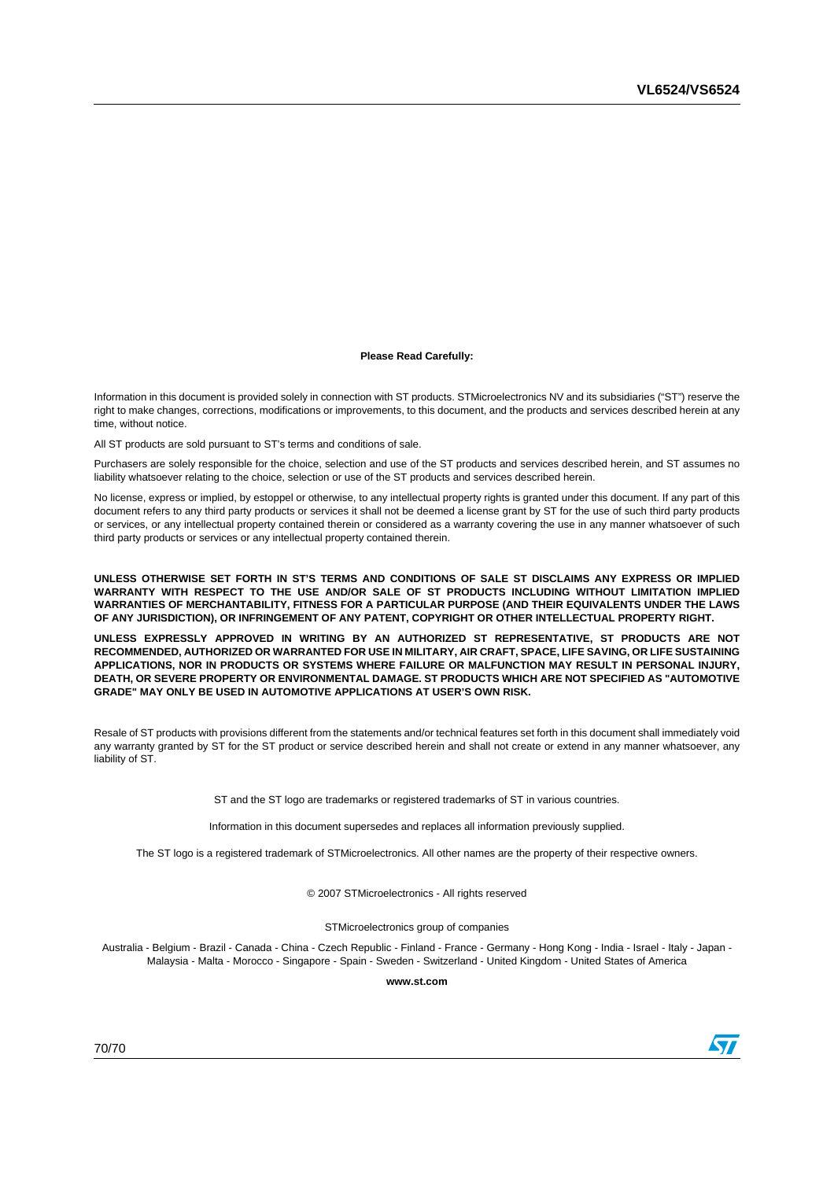**Please Read Carefully:**

Information in this document is provided solely in connection with ST products. STMicroelectronics NV and its subsidiaries ("ST") reserve the right to make changes, corrections, modifications or improvements, to this document, and the products and services described herein at any time, without notice.

All ST products are sold pursuant to ST's terms and conditions of sale.

Purchasers are solely responsible for the choice, selection and use of the ST products and services described herein, and ST assumes no liability whatsoever relating to the choice, selection or use of the ST products and services described herein.

No license, express or implied, by estoppel or otherwise, to any intellectual property rights is granted under this document. If any part of this document refers to any third party products or services it shall not be deemed a license grant by ST for the use of such third party products or services, or any intellectual property contained therein or considered as a warranty covering the use in any manner whatsoever of such third party products or services or any intellectual property contained therein.

**UNLESS OTHERWISE SET FORTH IN ST'S TERMS AND CONDITIONS OF SALE ST DISCLAIMS ANY EXPRESS OR IMPLIED WARRANTY WITH RESPECT TO THE USE AND/OR SALE OF ST PRODUCTS INCLUDING WITHOUT LIMITATION IMPLIED WARRANTIES OF MERCHANTABILITY, FITNESS FOR A PARTICULAR PURPOSE (AND THEIR EQUIVALENTS UNDER THE LAWS OF ANY JURISDICTION), OR INFRINGEMENT OF ANY PATENT, COPYRIGHT OR OTHER INTELLECTUAL PROPERTY RIGHT.**

**UNLESS EXPRESSLY APPROVED IN WRITING BY AN AUTHORIZED ST REPRESENTATIVE, ST PRODUCTS ARE NOT RECOMMENDED, AUTHORIZED OR WARRANTED FOR USE IN MILITARY, AIR CRAFT, SPACE, LIFE SAVING, OR LIFE SUSTAINING APPLICATIONS, NOR IN PRODUCTS OR SYSTEMS WHERE FAILURE OR MALFUNCTION MAY RESULT IN PERSONAL INJURY, DEATH, OR SEVERE PROPERTY OR ENVIRONMENTAL DAMAGE. ST PRODUCTS WHICH ARE NOT SPECIFIED AS "AUTOMOTIVE GRADE" MAY ONLY BE USED IN AUTOMOTIVE APPLICATIONS AT USER'S OWN RISK.**

Resale of ST products with provisions different from the statements and/or technical features set forth in this document shall immediately void any warranty granted by ST for the ST product or service described herein and shall not create or extend in any manner whatsoever, any liability of ST.

ST and the ST logo are trademarks or registered trademarks of ST in various countries.

Information in this document supersedes and replaces all information previously supplied.

The ST logo is a registered trademark of STMicroelectronics. All other names are the property of their respective owners.

© 2007 STMicroelectronics - All rights reserved

STMicroelectronics group of companies

Australia - Belgium - Brazil - Canada - China - Czech Republic - Finland - France - Germany - Hong Kong - India - Israel - Italy - Japan - Malaysia - Malta - Morocco - Singapore - Spain - Sweden - Switzerland - United Kingdom - United States of America

**www.st.com**